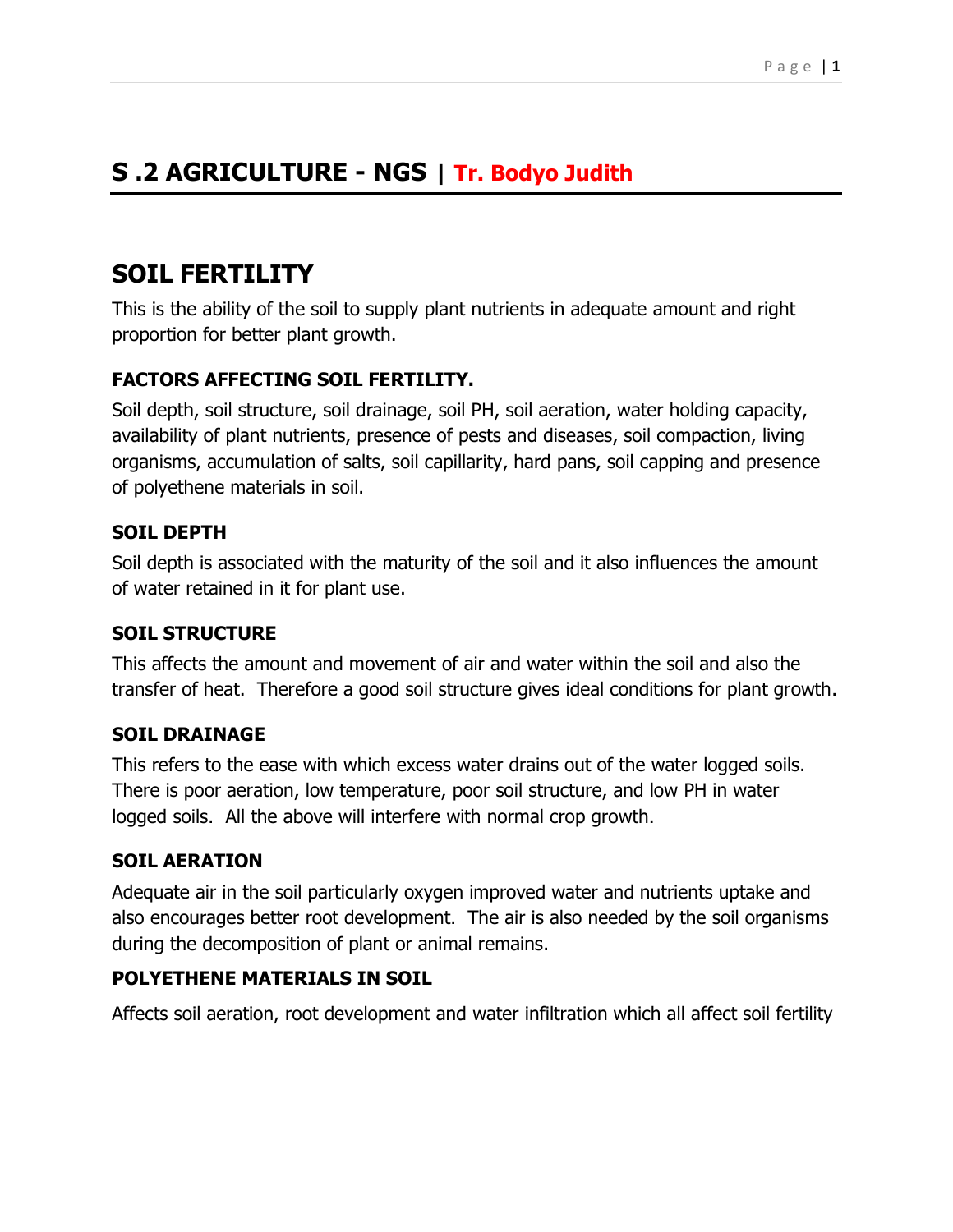# S .2 AGRICULTURE - NGS | Tr. Bodyo Judith

## SOIL FERTILITY

This is the ability of the soil to supply plant nutrients in adequate amount and right proportion for better plant growth.

### FACTORS AFFECTING SOIL FERTILITY.

Soil depth, soil structure, soil drainage, soil PH, soil aeration, water holding capacity, availability of plant nutrients, presence of pests and diseases, soil compaction, living organisms, accumulation of salts, soil capillarity, hard pans, soil capping and presence of polyethene materials in soil.

### SOIL DEPTH

Soil depth is associated with the maturity of the soil and it also influences the amount of water retained in it for plant use.

### SOIL STRUCTURE

This affects the amount and movement of air and water within the soil and also the transfer of heat. Therefore a good soil structure gives ideal conditions for plant growth.

### SOIL DRAINAGE

This refers to the ease with which excess water drains out of the water logged soils. There is poor aeration, low temperature, poor soil structure, and low PH in water logged soils. All the above will interfere with normal crop growth.

### SOIL AERATION

Adequate air in the soil particularly oxygen improved water and nutrients uptake and also encourages better root development. The air is also needed by the soil organisms during the decomposition of plant or animal remains.

### POLYETHENE MATERIALS IN SOIL

Affects soil aeration, root development and water infiltration which all affect soil fertility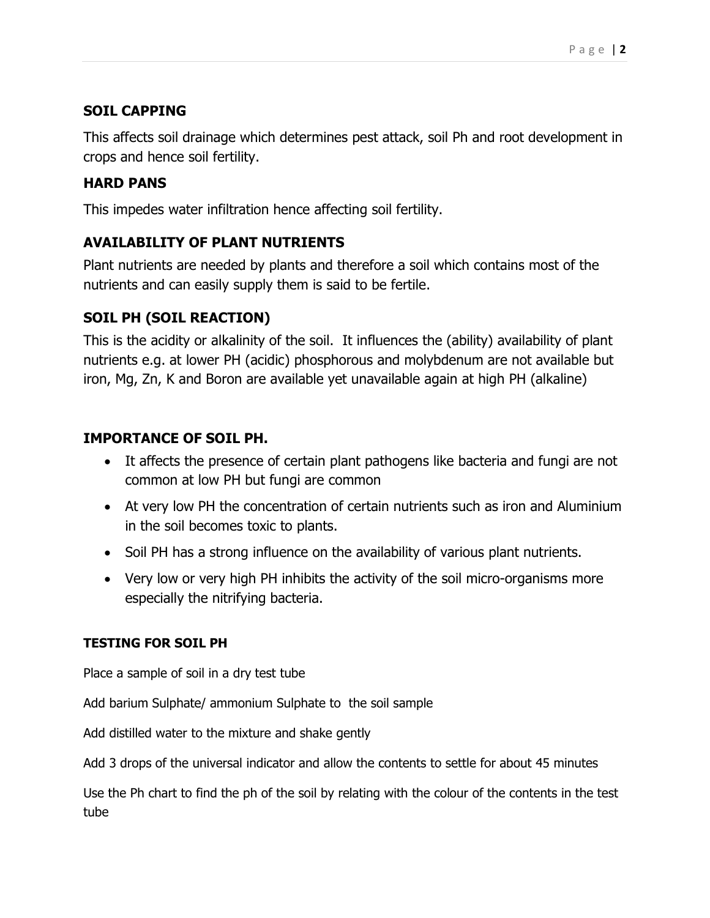### SOIL CAPPING

This affects soil drainage which determines pest attack, soil Ph and root development in crops and hence soil fertility.

### HARD PANS

This impedes water infiltration hence affecting soil fertility.

### AVAILABILITY OF PLANT NUTRIENTS

Plant nutrients are needed by plants and therefore a soil which contains most of the nutrients and can easily supply them is said to be fertile.

### SOIL PH (SOIL REACTION)

This is the acidity or alkalinity of the soil. It influences the (ability) availability of plant nutrients e.g. at lower PH (acidic) phosphorous and molybdenum are not available but iron, Mg, Zn, K and Boron are available yet unavailable again at high PH (alkaline)

### IMPORTANCE OF SOIL PH.

- It affects the presence of certain plant pathogens like bacteria and fungi are not common at low PH but fungi are common
- At very low PH the concentration of certain nutrients such as iron and Aluminium in the soil becomes toxic to plants.
- Soil PH has a strong influence on the availability of various plant nutrients.
- Very low or very high PH inhibits the activity of the soil micro-organisms more especially the nitrifying bacteria.

#### TESTING FOR SOIL PH

Place a sample of soil in a dry test tube

Add barium Sulphate/ ammonium Sulphate to the soil sample

Add distilled water to the mixture and shake gently

Add 3 drops of the universal indicator and allow the contents to settle for about 45 minutes

Use the Ph chart to find the ph of the soil by relating with the colour of the contents in the test tube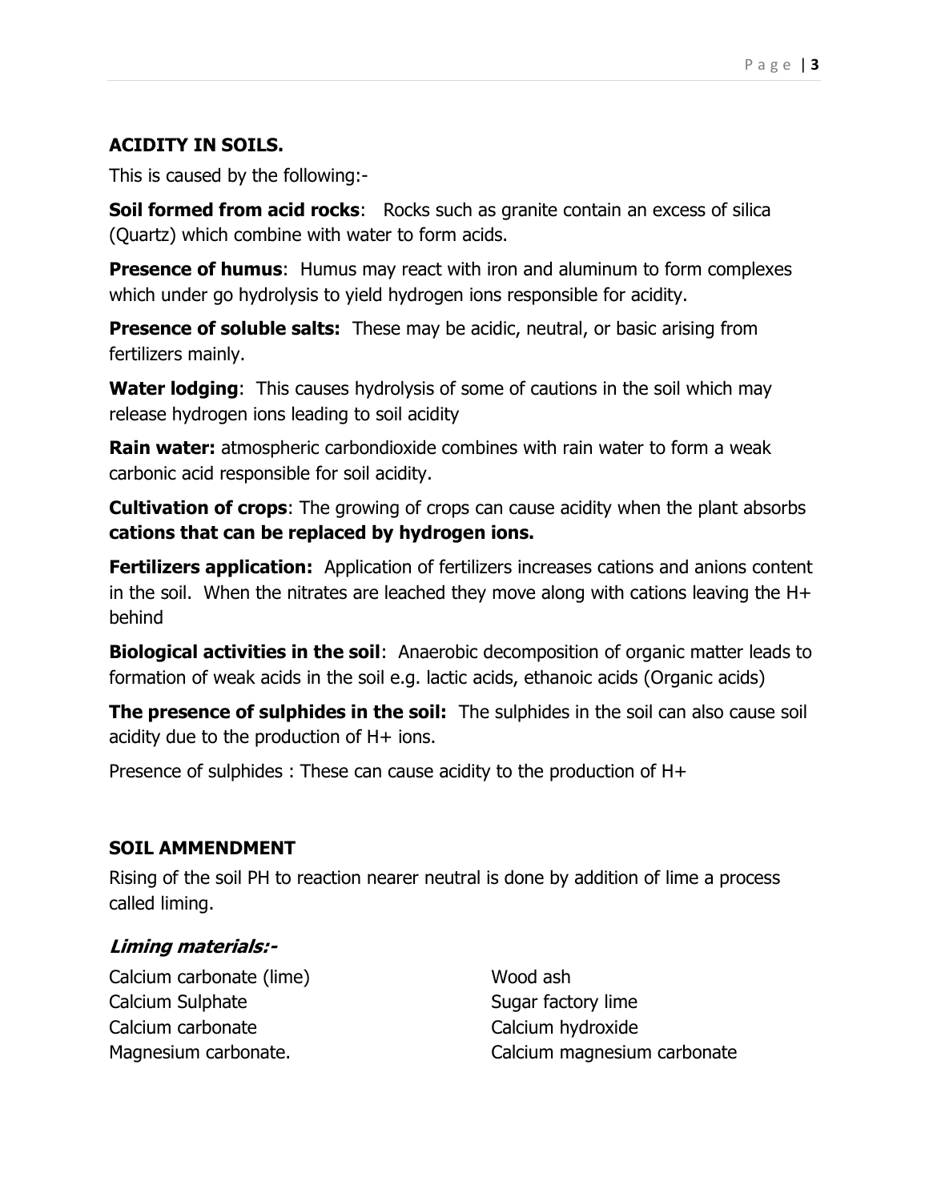**ACIDITY IN SOILS.**

This is caused by the following:-

**Soil formed from acid rocks**: Rocks such as granite contain an excess of silica (Quartz) which combine with water to form acids.

**Presence of humus**: Humus may react with iron and aluminum to form complexes which under go hydrolysis to yield hydrogen ions responsible for acidity.

**Presence of soluble salts:** These may be acidic, neutral, or basic arising from fertilizers mainly.

**Water lodging**: This causes hydrolysis of some of cautions in the soil which may release hydrogen ions leading to soil acidity

**Rain water:** atmospheric carbondioxide combines with rain water to form a weak carbonic acid responsible for soil acidity.

**Cultivation of crops**: The growing of crops can cause acidity when the plant absorbs **cations that can be replaced by hydrogen ions.**

**Fertilizers application:** Application of fertilizers increases cations and anions content in the soil. When the nitrates are leached they move along with cations leaving the H+ behind

**Biological activities in the soil**: Anaerobic decomposition of organic matter leads to formation of weak acids in the soil e.g. lactic acids, ethanoic acids (Organic acids)

**The presence of sulphides in the soil:** The sulphides in the soil can also cause soil acidity due to the production of H+ ions.

Presence of sulphides : These can cause acidity to the production of H+

**SOIL AMMENDMENT**

Rising of the soil PH to reaction nearer neutral is done by addition of lime a process called liming.

***Liming materials:-***

Calcium carbonate (lime)
Calcium Sulphate
Calcium carbonate
Magnesium carbonate.
Wood ash
Sugar factory lime
Calcium hydroxide
Calcium magnesium carbonate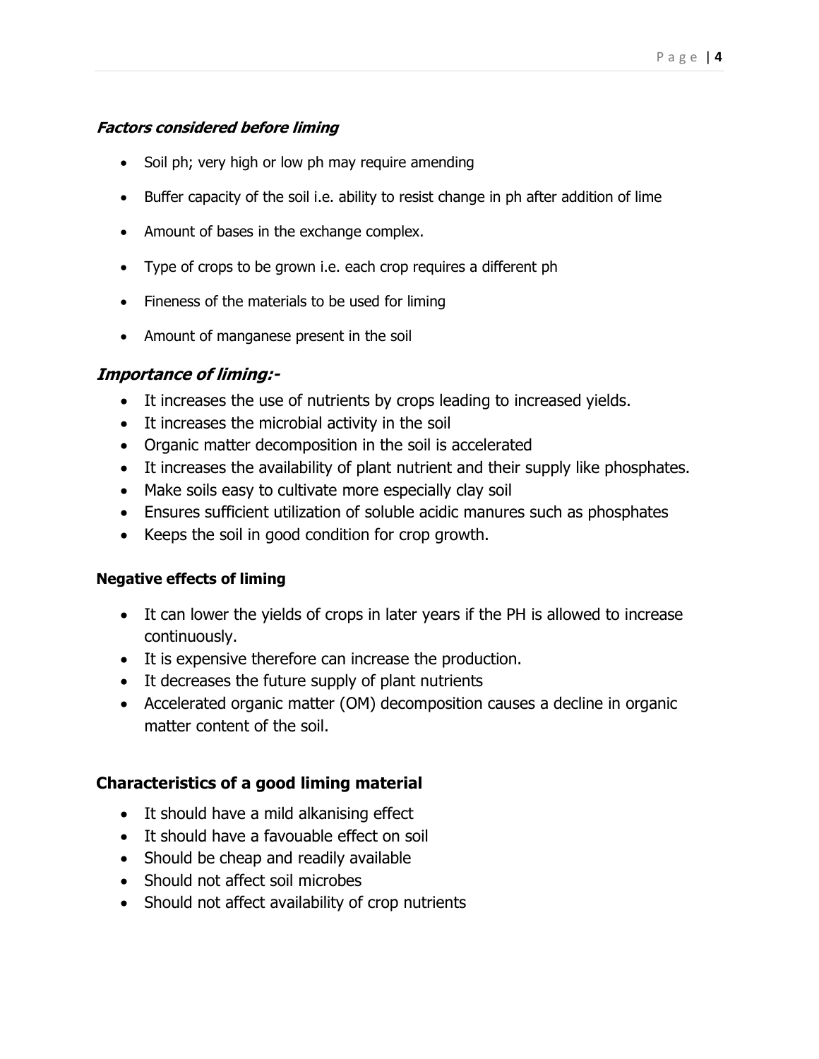***Factors considered before liming***

- Soil ph; very high or low ph may require amending
- Buffer capacity of the soil i.e. ability to resist change in ph after addition of lime
- Amount of bases in the exchange complex.
- Type of crops to be grown i.e. each crop requires a different ph
- Fineness of the materials to be used for liming
- Amount of manganese present in the soil

## ***Importance of liming:-***

- It increases the use of nutrients by crops leading to increased yields.
- It increases the microbial activity in the soil
- Organic matter decomposition in the soil is accelerated
- It increases the availability of plant nutrient and their supply like phosphates.
- Make soils easy to cultivate more especially clay soil
- Ensures sufficient utilization of soluble acidic manures such as phosphates
- Keeps the soil in good condition for crop growth.

**Negative effects of liming**

- It can lower the yields of crops in later years if the PH is allowed to increase continuously.
- It is expensive therefore can increase the production.
- It decreases the future supply of plant nutrients
- Accelerated organic matter (OM) decomposition causes a decline in organic matter content of the soil.

### **Characteristics of a good liming material**

- It should have a mild alkanising effect
- It should have a favouable effect on soil
- Should be cheap and readily available
- Should not affect soil microbes
- Should not affect availability of crop nutrients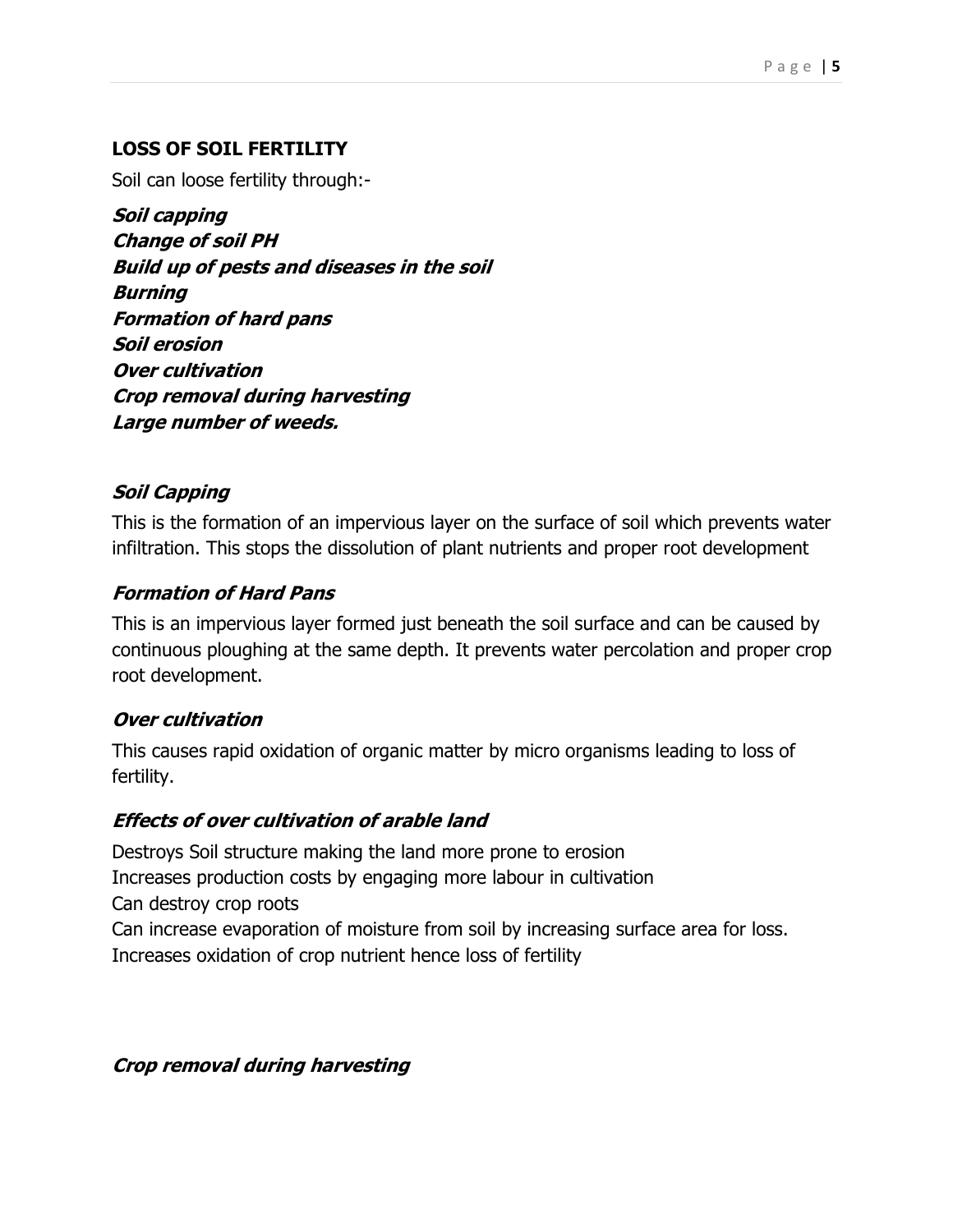## LOSS OF SOIL FERTILITY

Soil can loose fertility through:-

***Soil capping***
***Change of soil PH***
***Build up of pests and diseases in the soil***
***Burning***
***Formation of hard pans***
***Soil erosion***
***Over cultivation***
***Crop removal during harvesting***
***Large number of weeds.***

### *Soil Capping*

This is the formation of an impervious layer on the surface of soil which prevents water infiltration. This stops the dissolution of plant nutrients and proper root development

### *Formation of Hard Pans*

This is an impervious layer formed just beneath the soil surface and can be caused by continuous ploughing at the same depth. It prevents water percolation and proper crop root development.

### *Over cultivation*

This causes rapid oxidation of organic matter by micro organisms leading to loss of fertility.

### *Effects of over cultivation of arable land*

Destroys Soil structure making the land more prone to erosion
Increases production costs by engaging more labour in cultivation
Can destroy crop roots
Can increase evaporation of moisture from soil by increasing surface area for loss.
Increases oxidation of crop nutrient hence loss of fertility

### *Crop removal during harvesting*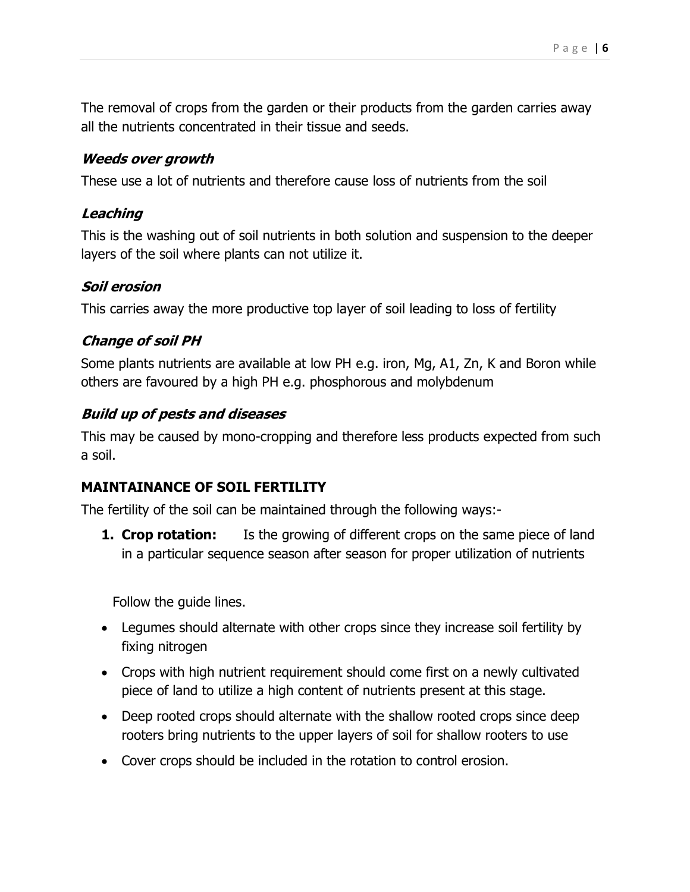The removal of crops from the garden or their products from the garden carries away all the nutrients concentrated in their tissue and seeds.

### *Weeds over growth*

These use a lot of nutrients and therefore cause loss of nutrients from the soil

### *Leaching*

This is the washing out of soil nutrients in both solution and suspension to the deeper layers of the soil where plants can not utilize it.

### *Soil erosion*

This carries away the more productive top layer of soil leading to loss of fertility

### *Change of soil PH*

Some plants nutrients are available at low PH e.g. iron, Mg, A1, Zn, K and Boron while others are favoured by a high PH e.g. phosphorous and molybdenum

### *Build up of pests and diseases*

This may be caused by mono-cropping and therefore less products expected from such a soil.

## MAINTAINANCE OF SOIL FERTILITY

The fertility of the soil can be maintained through the following ways:-

1. **Crop rotation:** Is the growing of different crops on the same piece of land in a particular sequence season after season for proper utilization of nutrients

   Follow the guide lines.

- Legumes should alternate with other crops since they increase soil fertility by fixing nitrogen
- Crops with high nutrient requirement should come first on a newly cultivated piece of land to utilize a high content of nutrients present at this stage.
- Deep rooted crops should alternate with the shallow rooted crops since deep rooters bring nutrients to the upper layers of soil for shallow rooters to use
- Cover crops should be included in the rotation to control erosion.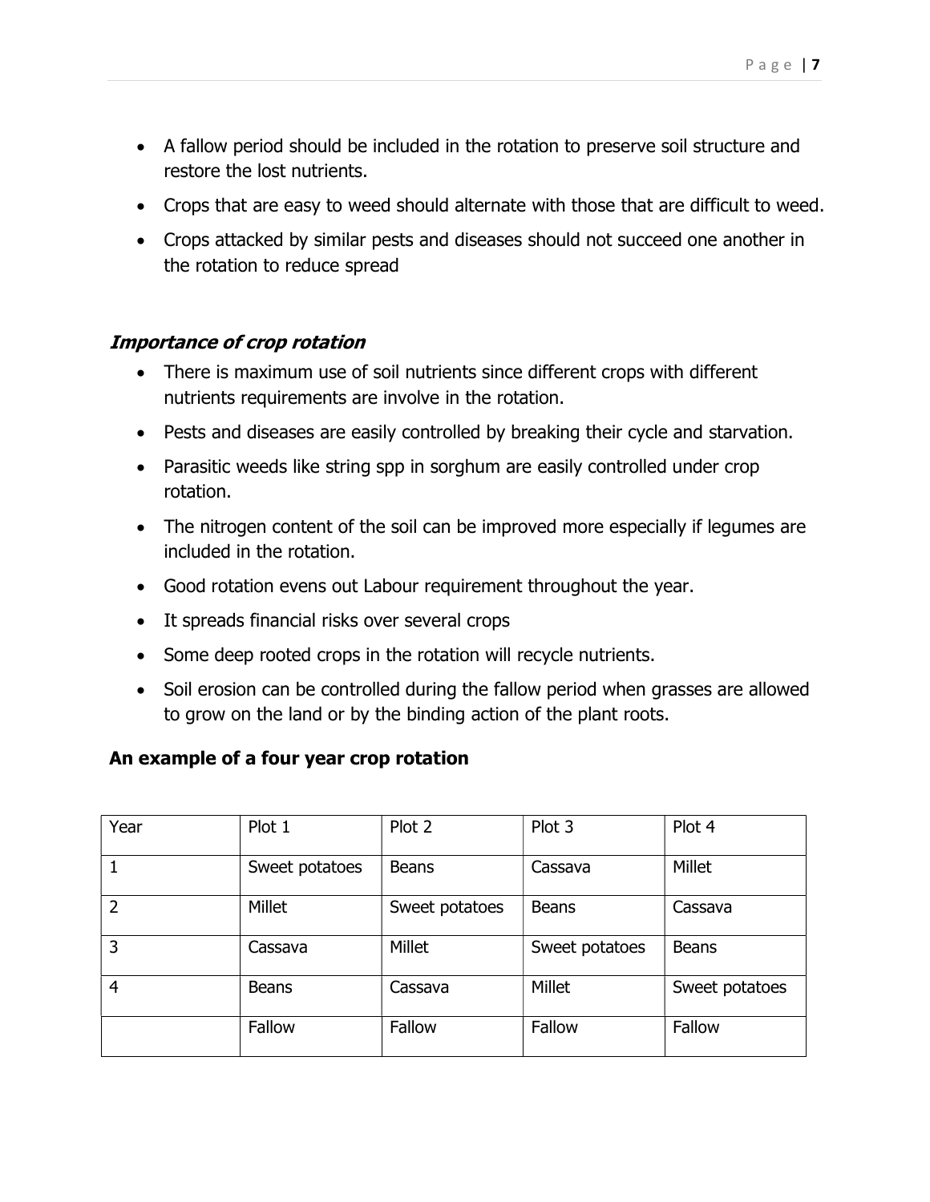- A fallow period should be included in the rotation to preserve soil structure and restore the lost nutrients.
- Crops that are easy to weed should alternate with those that are difficult to weed.
- Crops attacked by similar pests and diseases should not succeed one another in the rotation to reduce spread

### *Importance of crop rotation*

- There is maximum use of soil nutrients since different crops with different nutrients requirements are involve in the rotation.
- Pests and diseases are easily controlled by breaking their cycle and starvation.
- Parasitic weeds like string spp in sorghum are easily controlled under crop rotation.
- The nitrogen content of the soil can be improved more especially if legumes are included in the rotation.
- Good rotation evens out Labour requirement throughout the year.
- It spreads financial risks over several crops
- Some deep rooted crops in the rotation will recycle nutrients.
- Soil erosion can be controlled during the fallow period when grasses are allowed to grow on the land or by the binding action of the plant roots.

**An example of a four year crop rotation**

| Year | Plot 1 | Plot 2 | Plot 3 | Plot 4 |
|---|---|---|---|---|
| 1 | Sweet potatoes | Beans | Cassava | Millet |
| 2 | Millet | Sweet potatoes | Beans | Cassava |
| 3 | Cassava | Millet | Sweet potatoes | Beans |
| 4 | Beans | Cassava | Millet | Sweet potatoes |
| | Fallow | Fallow | Fallow | Fallow |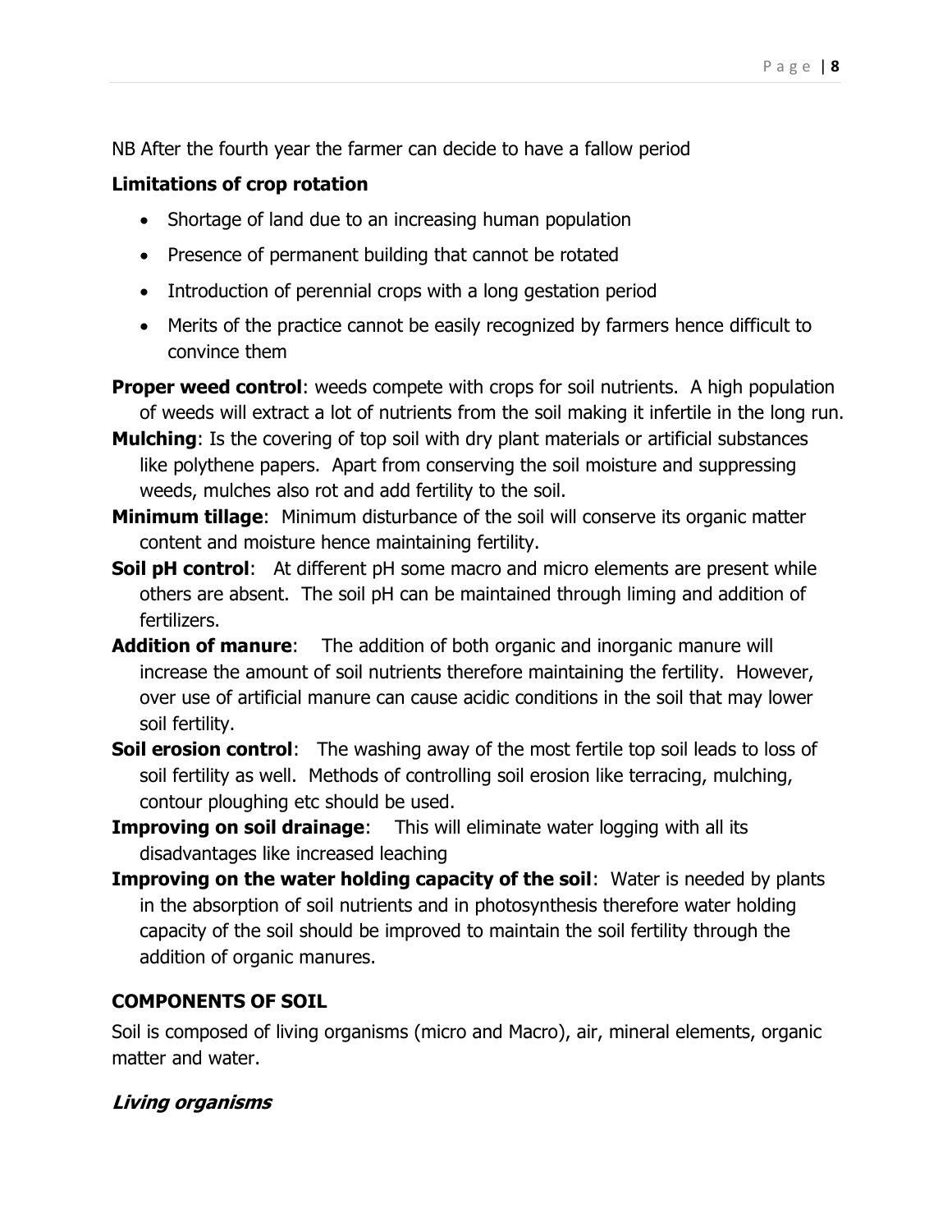NB After the fourth year the farmer can decide to have a fallow period

**Limitations of crop rotation**

- Shortage of land due to an increasing human population
- Presence of permanent building that cannot be rotated
- Introduction of perennial crops with a long gestation period
- Merits of the practice cannot be easily recognized by farmers hence difficult to convince them

**Proper weed control**: weeds compete with crops for soil nutrients. A high population of weeds will extract a lot of nutrients from the soil making it infertile in the long run.

**Mulching**: Is the covering of top soil with dry plant materials or artificial substances like polythene papers. Apart from conserving the soil moisture and suppressing weeds, mulches also rot and add fertility to the soil.

**Minimum tillage**: Minimum disturbance of the soil will conserve its organic matter content and moisture hence maintaining fertility.

**Soil pH control**: At different pH some macro and micro elements are present while others are absent. The soil pH can be maintained through liming and addition of fertilizers.

**Addition of manure**: The addition of both organic and inorganic manure will increase the amount of soil nutrients therefore maintaining the fertility. However, over use of artificial manure can cause acidic conditions in the soil that may lower soil fertility.

**Soil erosion control**: The washing away of the most fertile top soil leads to loss of soil fertility as well. Methods of controlling soil erosion like terracing, mulching, contour ploughing etc should be used.

**Improving on soil drainage**: This will eliminate water logging with all its disadvantages like increased leaching

**Improving on the water holding capacity of the soil**: Water is needed by plants in the absorption of soil nutrients and in photosynthesis therefore water holding capacity of the soil should be improved to maintain the soil fertility through the addition of organic manures.

## COMPONENTS OF SOIL

Soil is composed of living organisms (micro and Macro), air, mineral elements, organic matter and water.

### *Living organisms*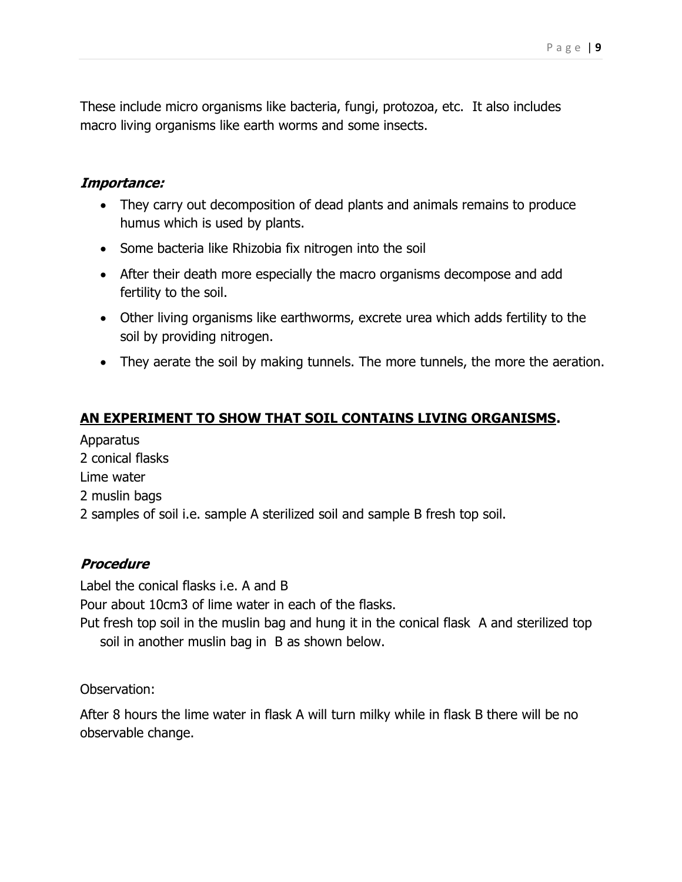These include micro organisms like bacteria, fungi, protozoa, etc. It also includes macro living organisms like earth worms and some insects.

***Importance:***

- They carry out decomposition of dead plants and animals remains to produce humus which is used by plants.
- Some bacteria like Rhizobia fix nitrogen into the soil
- After their death more especially the macro organisms decompose and add fertility to the soil.
- Other living organisms like earthworms, excrete urea which adds fertility to the soil by providing nitrogen.
- They aerate the soil by making tunnels. The more tunnels, the more the aeration.

**<u>AN EXPERIMENT TO SHOW THAT SOIL CONTAINS LIVING ORGANISMS</u>.**

Apparatus
2 conical flasks
Lime water
2 muslin bags
2 samples of soil i.e. sample A sterilized soil and sample B fresh top soil.

***Procedure***

Label the conical flasks i.e. A and B
Pour about 10cm3 of lime water in each of the flasks.
Put fresh top soil in the muslin bag and hung it in the conical flask A and sterilized top soil in another muslin bag in B as shown below.

Observation:

After 8 hours the lime water in flask A will turn milky while in flask B there will be no observable change.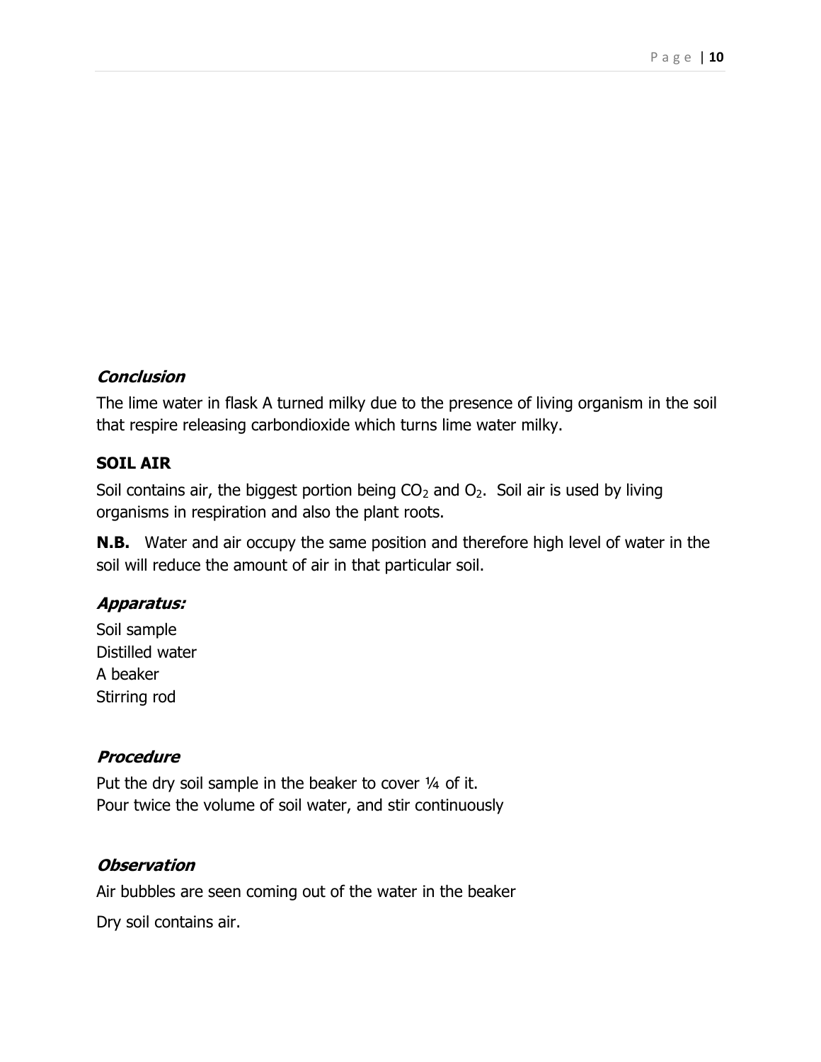***Conclusion***

The lime water in flask A turned milky due to the presence of living organism in the soil that respire releasing carbondioxide which turns lime water milky.

**SOIL AIR**

Soil contains air, the biggest portion being $CO_2$ and $O_2$. Soil air is used by living organisms in respiration and also the plant roots.

**N.B.** Water and air occupy the same position and therefore high level of water in the soil will reduce the amount of air in that particular soil.

***Apparatus:***

Soil sample
Distilled water
A beaker
Stirring rod

***Procedure***

Put the dry soil sample in the beaker to cover ¼ of it.
Pour twice the volume of soil water, and stir continuously

***Observation***

Air bubbles are seen coming out of the water in the beaker

Dry soil contains air.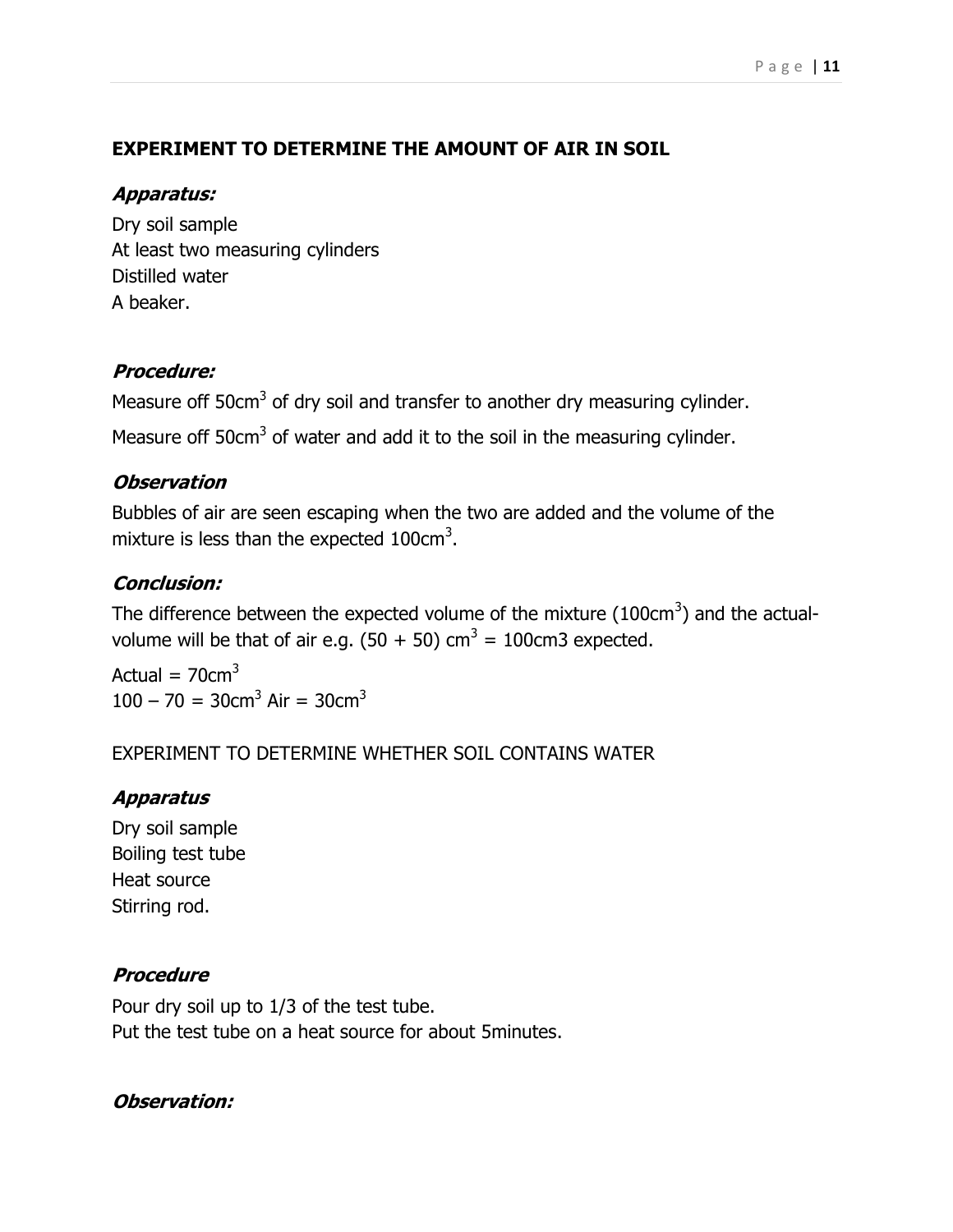## EXPERIMENT TO DETERMINE THE AMOUNT OF AIR IN SOIL

### *Apparatus:*

Dry soil sample
At least two measuring cylinders
Distilled water
A beaker.

### *Procedure:*

Measure off $50cm^3$ of dry soil and transfer to another dry measuring cylinder.

Measure off $50cm^3$ of water and add it to the soil in the measuring cylinder.

### *Observation*

Bubbles of air are seen escaping when the two are added and the volume of the mixture is less than the expected $100cm^3$.

### *Conclusion:*

The difference between the expected volume of the mixture ($100cm^3$) and the actual-volume will be that of air e.g. $(50 + 50)\ cm^3 = 100cm3$ expected.

Actual = $70cm^3$
$100 – 70 = 30cm^3$ Air = $30cm^3$

EXPERIMENT TO DETERMINE WHETHER SOIL CONTAINS WATER

### *Apparatus*

Dry soil sample
Boiling test tube
Heat source
Stirring rod.

### *Procedure*

Pour dry soil up to 1/3 of the test tube.
Put the test tube on a heat source for about 5minutes.

### *Observation:*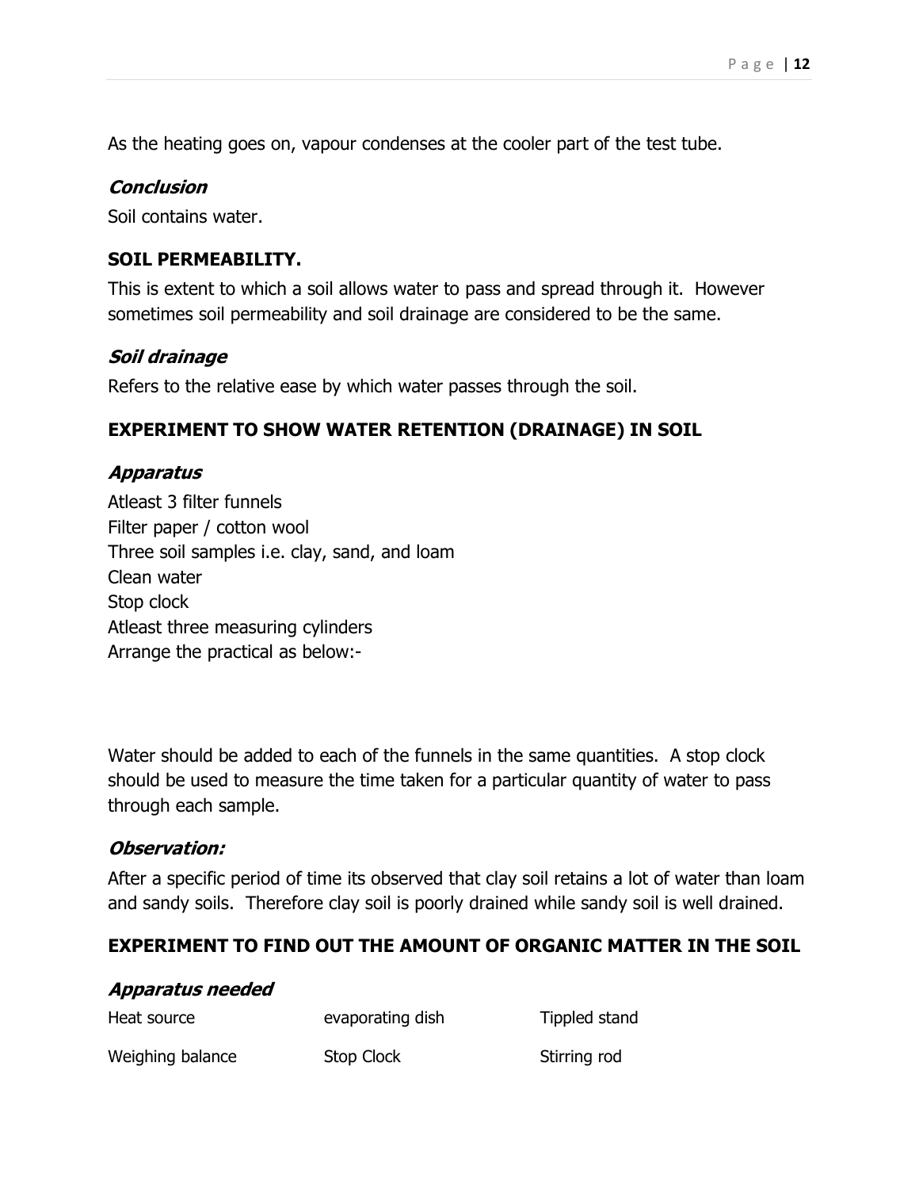As the heating goes on, vapour condenses at the cooler part of the test tube.

### *Conclusion*

Soil contains water.

### **SOIL PERMEABILITY.**

This is extent to which a soil allows water to pass and spread through it. However sometimes soil permeability and soil drainage are considered to be the same.

### *Soil drainage*

Refers to the relative ease by which water passes through the soil.

### **EXPERIMENT TO SHOW WATER RETENTION (DRAINAGE) IN SOIL**

### *Apparatus*

Atleast 3 filter funnels
Filter paper / cotton wool
Three soil samples i.e. clay, sand, and loam
Clean water
Stop clock
Atleast three measuring cylinders
Arrange the practical as below:-

Water should be added to each of the funnels in the same quantities. A stop clock should be used to measure the time taken for a particular quantity of water to pass through each sample.

### *Observation:*

After a specific period of time its observed that clay soil retains a lot of water than loam and sandy soils. Therefore clay soil is poorly drained while sandy soil is well drained.

### **EXPERIMENT TO FIND OUT THE AMOUNT OF ORGANIC MATTER IN THE SOIL**

### *Apparatus needed*

Heat source
evaporating dish
Tippled stand
Weighing balance
Stop Clock
Stirring rod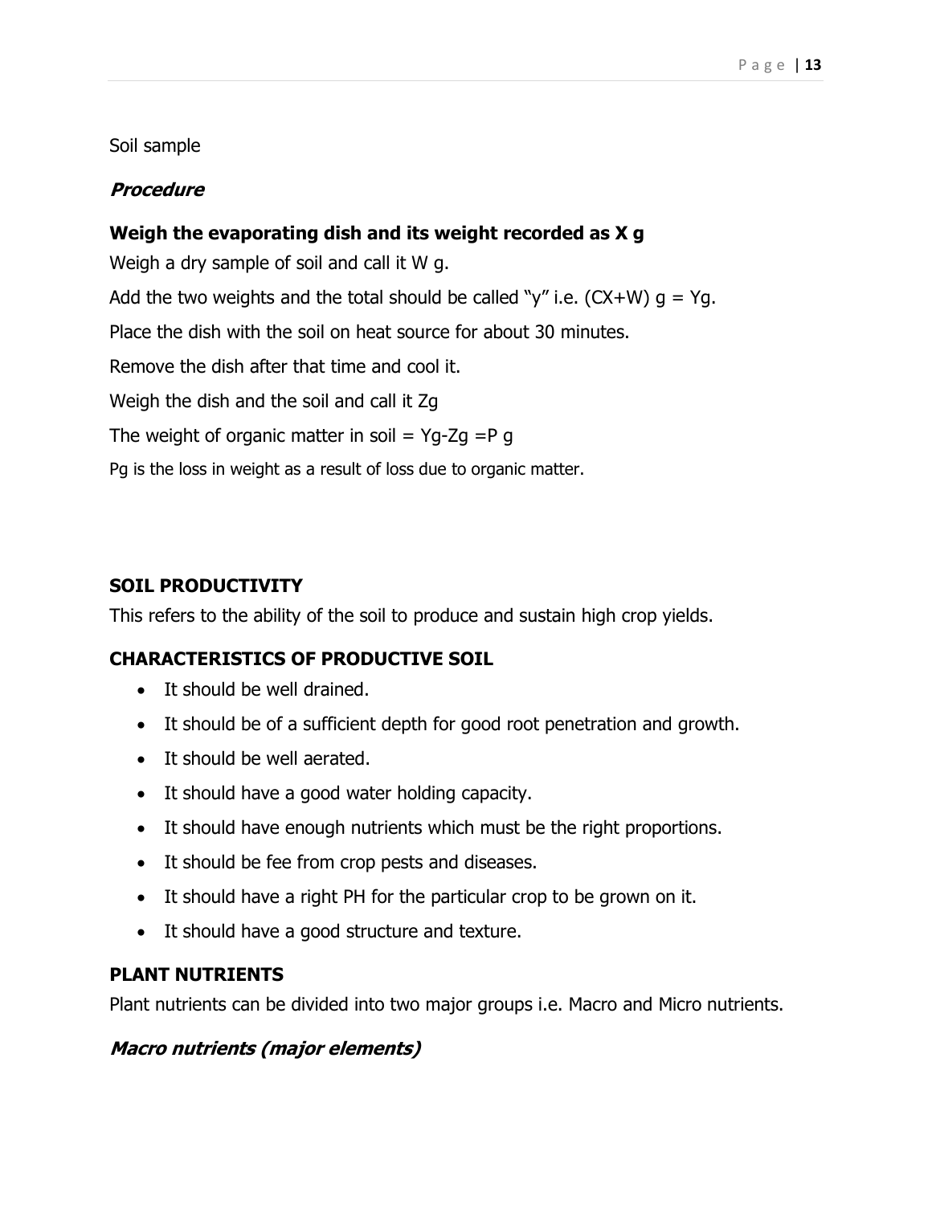Soil sample

***Procedure***

**Weigh the evaporating dish and its weight recorded as X g**

Weigh a dry sample of soil and call it W g.

Add the two weights and the total should be called "y" i.e. (CX+W) g = Yg.

Place the dish with the soil on heat source for about 30 minutes.

Remove the dish after that time and cool it.

Weigh the dish and the soil and call it Zg

The weight of organic matter in soil = Yg-Zg =P g

Pg is the loss in weight as a result of loss due to organic matter.

## SOIL PRODUCTIVITY

This refers to the ability of the soil to produce and sustain high crop yields.

### CHARACTERISTICS OF PRODUCTIVE SOIL

- It should be well drained.
- It should be of a sufficient depth for good root penetration and growth.
- It should be well aerated.
- It should have a good water holding capacity.
- It should have enough nutrients which must be the right proportions.
- It should be fee from crop pests and diseases.
- It should have a right PH for the particular crop to be grown on it.
- It should have a good structure and texture.

## PLANT NUTRIENTS

Plant nutrients can be divided into two major groups i.e. Macro and Micro nutrients.

### *Macro nutrients (major elements)*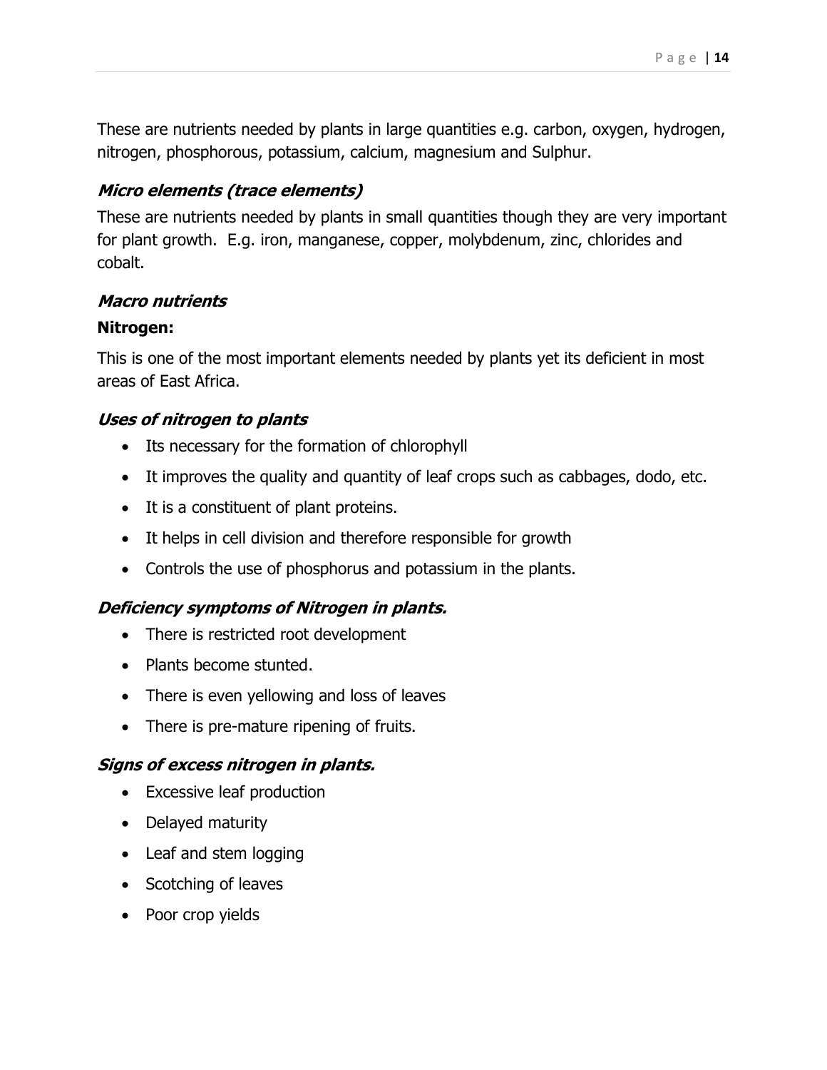These are nutrients needed by plants in large quantities e.g. carbon, oxygen, hydrogen, nitrogen, phosphorous, potassium, calcium, magnesium and Sulphur.

### *Micro elements (trace elements)*

These are nutrients needed by plants in small quantities though they are very important for plant growth. E.g. iron, manganese, copper, molybdenum, zinc, chlorides and cobalt.

### *Macro nutrients*

**Nitrogen:**

This is one of the most important elements needed by plants yet its deficient in most areas of East Africa.

### *Uses of nitrogen to plants*

- Its necessary for the formation of chlorophyll
- It improves the quality and quantity of leaf crops such as cabbages, dodo, etc.
- It is a constituent of plant proteins.
- It helps in cell division and therefore responsible for growth
- Controls the use of phosphorus and potassium in the plants.

### *Deficiency symptoms of Nitrogen in plants.*

- There is restricted root development
- Plants become stunted.
- There is even yellowing and loss of leaves
- There is pre-mature ripening of fruits.

### *Signs of excess nitrogen in plants.*

- Excessive leaf production
- Delayed maturity
- Leaf and stem logging
- Scotching of leaves
- Poor crop yields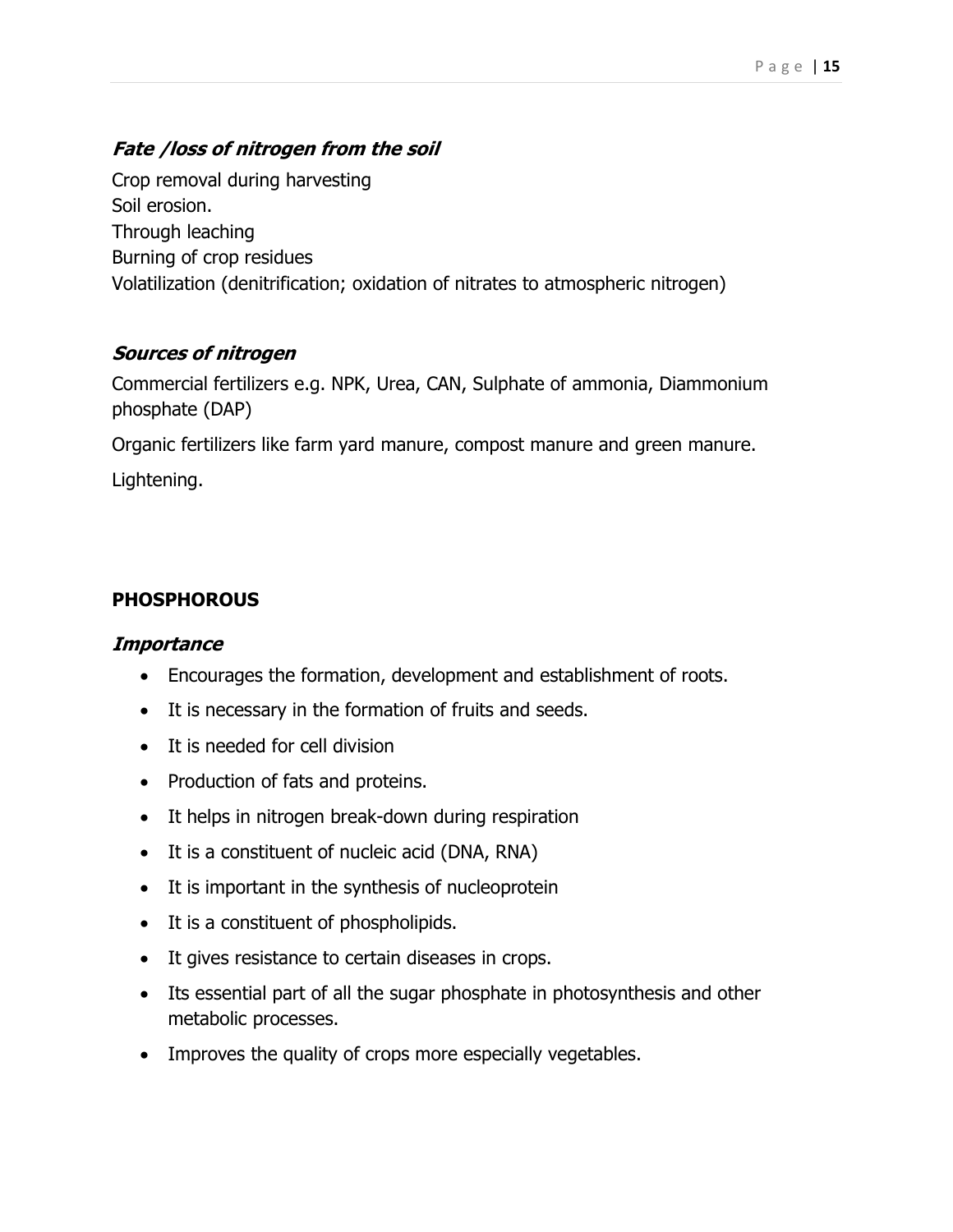### *Fate /loss of nitrogen from the soil*

Crop removal during harvesting
Soil erosion.
Through leaching
Burning of crop residues
Volatilization (denitrification; oxidation of nitrates to atmospheric nitrogen)

### *Sources of nitrogen*

Commercial fertilizers e.g. NPK, Urea, CAN, Sulphate of ammonia, Diammonium phosphate (DAP)

Organic fertilizers like farm yard manure, compost manure and green manure.

Lightening.

## PHOSPHOROUS

### *Importance*

- Encourages the formation, development and establishment of roots.
- It is necessary in the formation of fruits and seeds.
- It is needed for cell division
- Production of fats and proteins.
- It helps in nitrogen break-down during respiration
- It is a constituent of nucleic acid (DNA, RNA)
- It is important in the synthesis of nucleoprotein
- It is a constituent of phospholipids.
- It gives resistance to certain diseases in crops.
- Its essential part of all the sugar phosphate in photosynthesis and other metabolic processes.
- Improves the quality of crops more especially vegetables.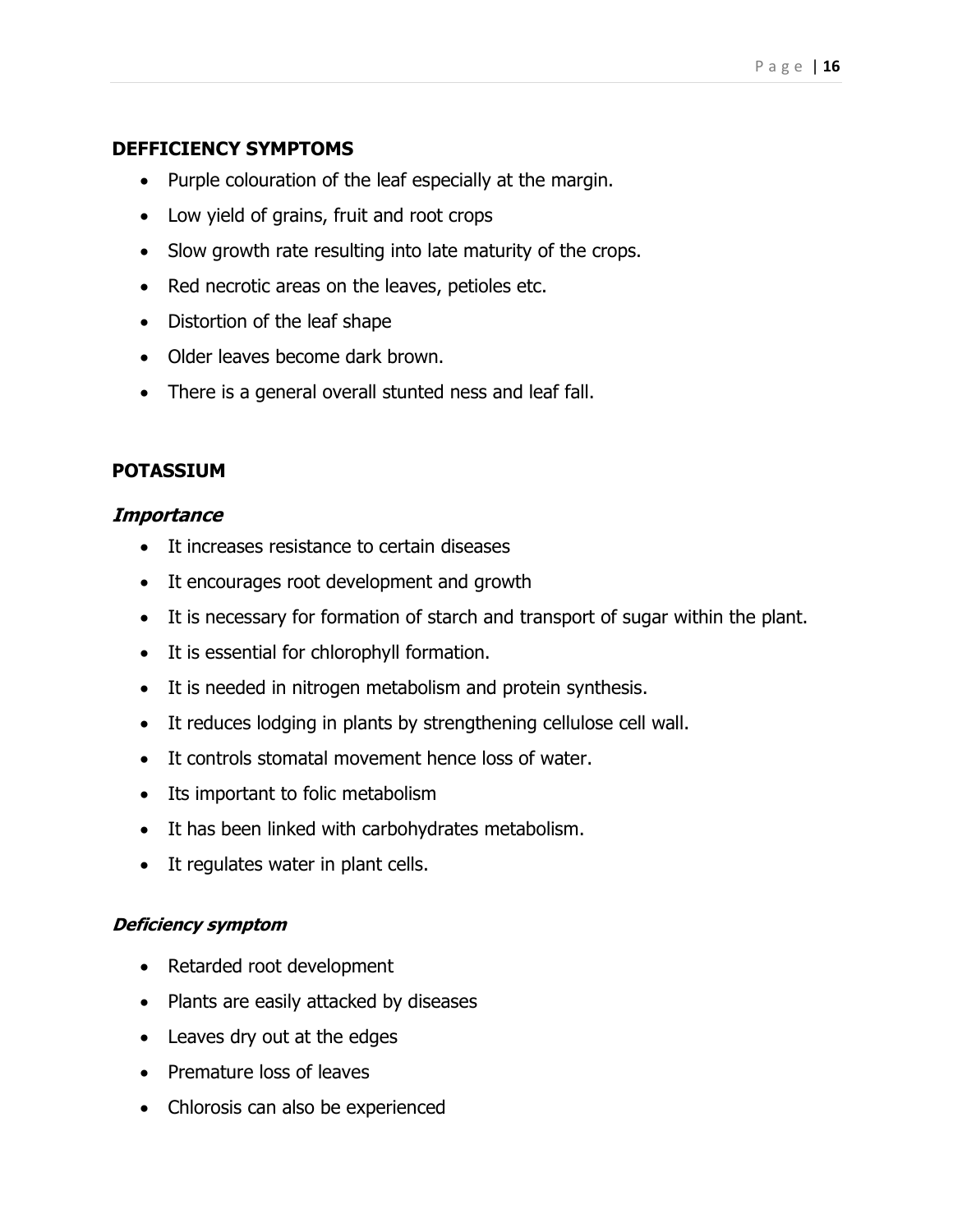**DEFFICIENCY SYMPTOMS**

- Purple colouration of the leaf especially at the margin.
- Low yield of grains, fruit and root crops
- Slow growth rate resulting into late maturity of the crops.
- Red necrotic areas on the leaves, petioles etc.
- Distortion of the leaf shape
- Older leaves become dark brown.
- There is a general overall stunted ness and leaf fall.

**POTASSIUM**

***Importance***

- It increases resistance to certain diseases
- It encourages root development and growth
- It is necessary for formation of starch and transport of sugar within the plant.
- It is essential for chlorophyll formation.
- It is needed in nitrogen metabolism and protein synthesis.
- It reduces lodging in plants by strengthening cellulose cell wall.
- It controls stomatal movement hence loss of water.
- Its important to folic metabolism
- It has been linked with carbohydrates metabolism.
- It regulates water in plant cells.

***Deficiency symptom***

- Retarded root development
- Plants are easily attacked by diseases
- Leaves dry out at the edges
- Premature loss of leaves
- Chlorosis can also be experienced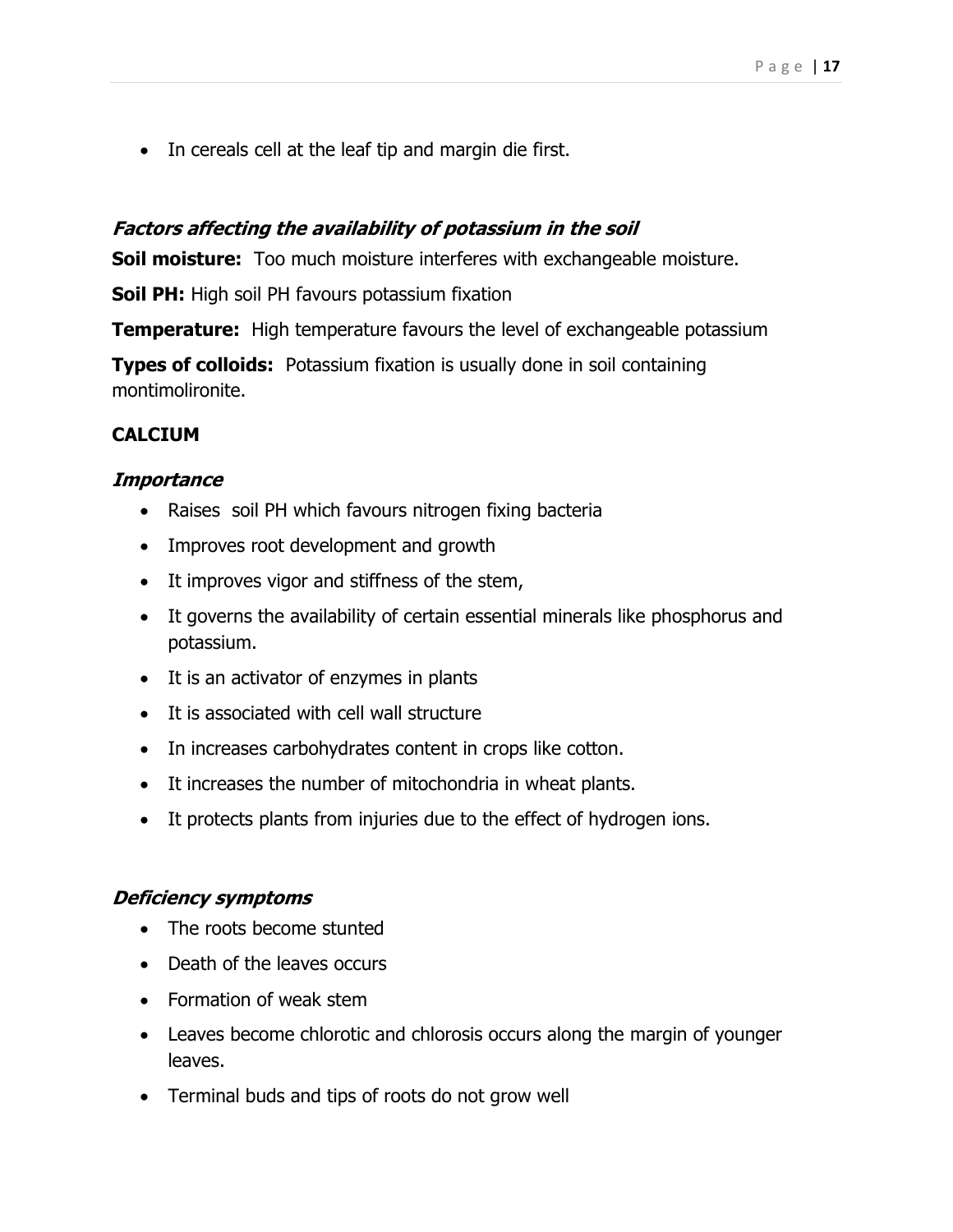- In cereals cell at the leaf tip and margin die first.

***Factors affecting the availability of potassium in the soil***

**Soil moisture:** Too much moisture interferes with exchangeable moisture.

**Soil PH:** High soil PH favours potassium fixation

**Temperature:** High temperature favours the level of exchangeable potassium

**Types of colloids:** Potassium fixation is usually done in soil containing montimolironite.

**CALCIUM**

***Importance***

- Raises soil PH which favours nitrogen fixing bacteria
- Improves root development and growth
- It improves vigor and stiffness of the stem,
- It governs the availability of certain essential minerals like phosphorus and potassium.
- It is an activator of enzymes in plants
- It is associated with cell wall structure
- In increases carbohydrates content in crops like cotton.
- It increases the number of mitochondria in wheat plants.
- It protects plants from injuries due to the effect of hydrogen ions.

***Deficiency symptoms***

- The roots become stunted
- Death of the leaves occurs
- Formation of weak stem
- Leaves become chlorotic and chlorosis occurs along the margin of younger leaves.
- Terminal buds and tips of roots do not grow well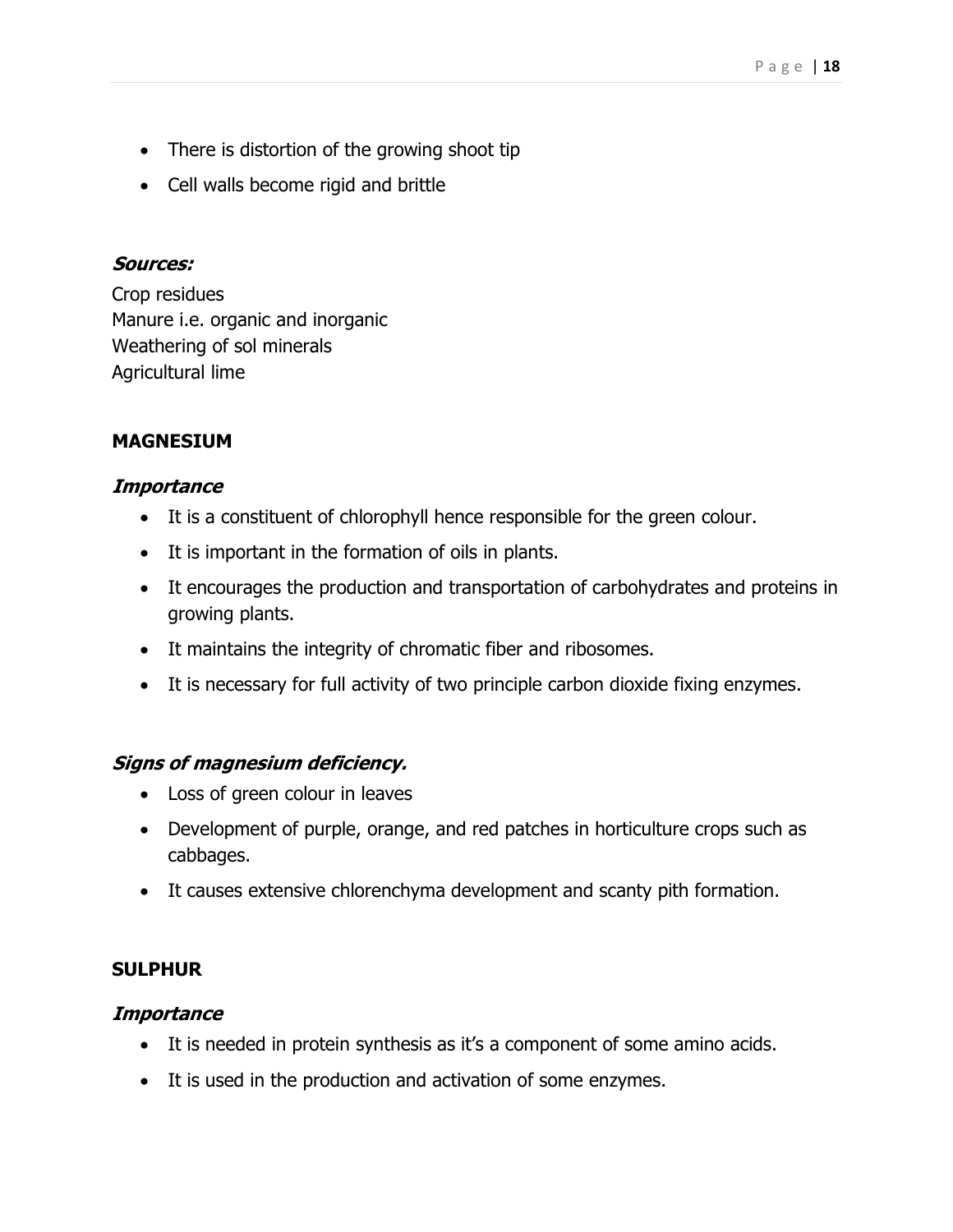- There is distortion of the growing shoot tip
- Cell walls become rigid and brittle

***Sources:***

Crop residues
Manure i.e. organic and inorganic
Weathering of sol minerals
Agricultural lime

**MAGNESIUM**

***Importance***

- It is a constituent of chlorophyll hence responsible for the green colour.
- It is important in the formation of oils in plants.
- It encourages the production and transportation of carbohydrates and proteins in growing plants.
- It maintains the integrity of chromatic fiber and ribosomes.
- It is necessary for full activity of two principle carbon dioxide fixing enzymes.

***Signs of magnesium deficiency.***

- Loss of green colour in leaves
- Development of purple, orange, and red patches in horticulture crops such as cabbages.
- It causes extensive chlorenchyma development and scanty pith formation.

**SULPHUR**

***Importance***

- It is needed in protein synthesis as it's a component of some amino acids.
- It is used in the production and activation of some enzymes.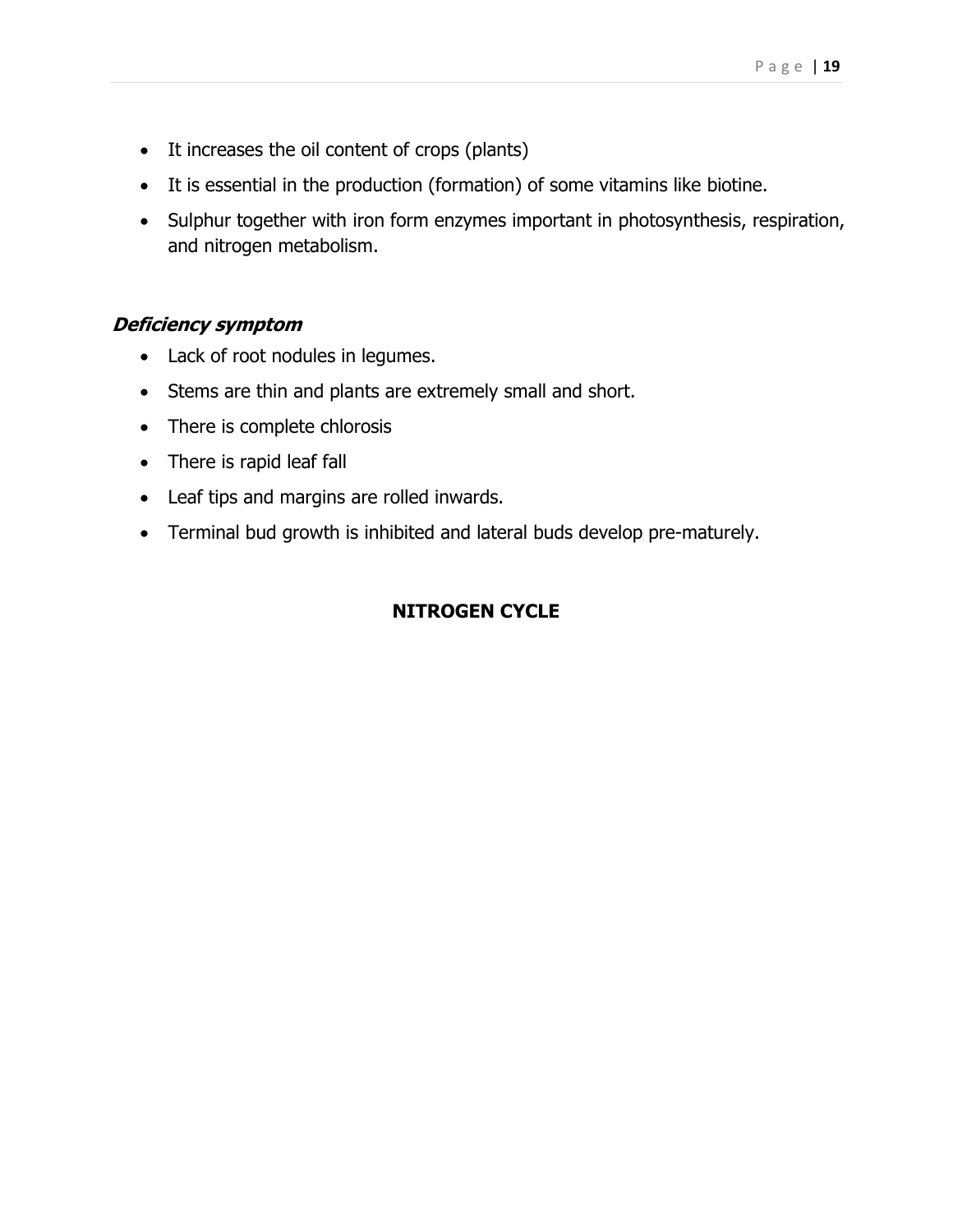- It increases the oil content of crops (plants)
- It is essential in the production (formation) of some vitamins like biotine.
- Sulphur together with iron form enzymes important in photosynthesis, respiration, and nitrogen metabolism.

### ***Deficiency symptom***

- Lack of root nodules in legumes.
- Stems are thin and plants are extremely small and short.
- There is complete chlorosis
- There is rapid leaf fall
- Leaf tips and margins are rolled inwards.
- Terminal bud growth is inhibited and lateral buds develop pre-maturely.

## **NITROGEN CYCLE**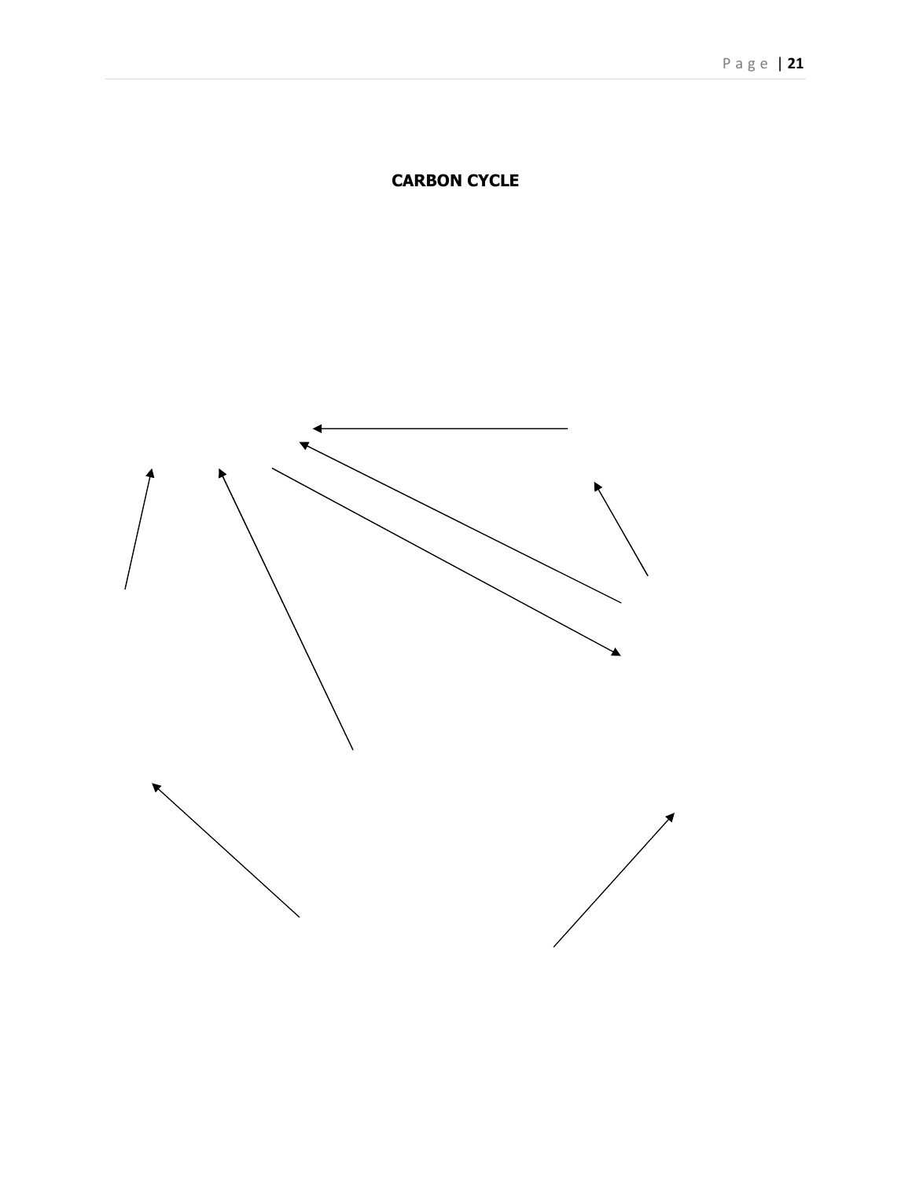**CARBON CYCLE**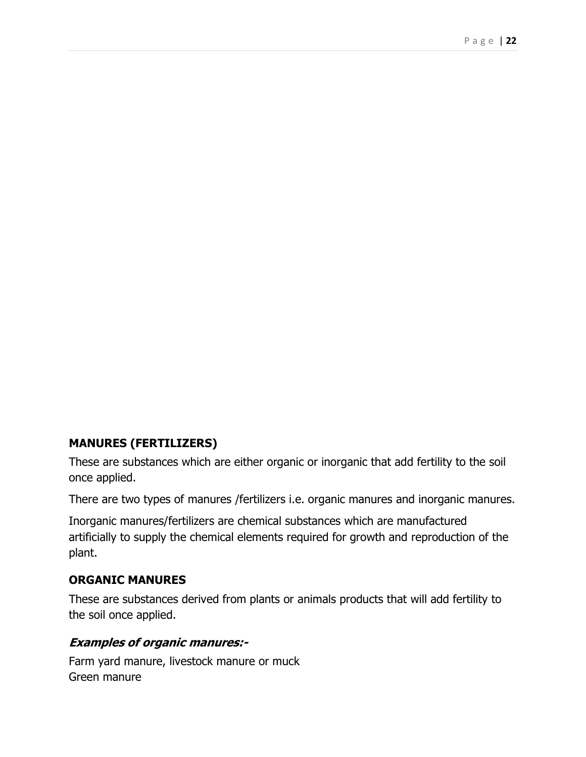## MANURES (FERTILIZERS)

These are substances which are either organic or inorganic that add fertility to the soil once applied.

There are two types of manures /fertilizers i.e. organic manures and inorganic manures.

Inorganic manures/fertilizers are chemical substances which are manufactured artificially to supply the chemical elements required for growth and reproduction of the plant.

## ORGANIC MANURES

These are substances derived from plants or animals products that will add fertility to the soil once applied.

### ***Examples of organic manures:-***

Farm yard manure, livestock manure or muck
Green manure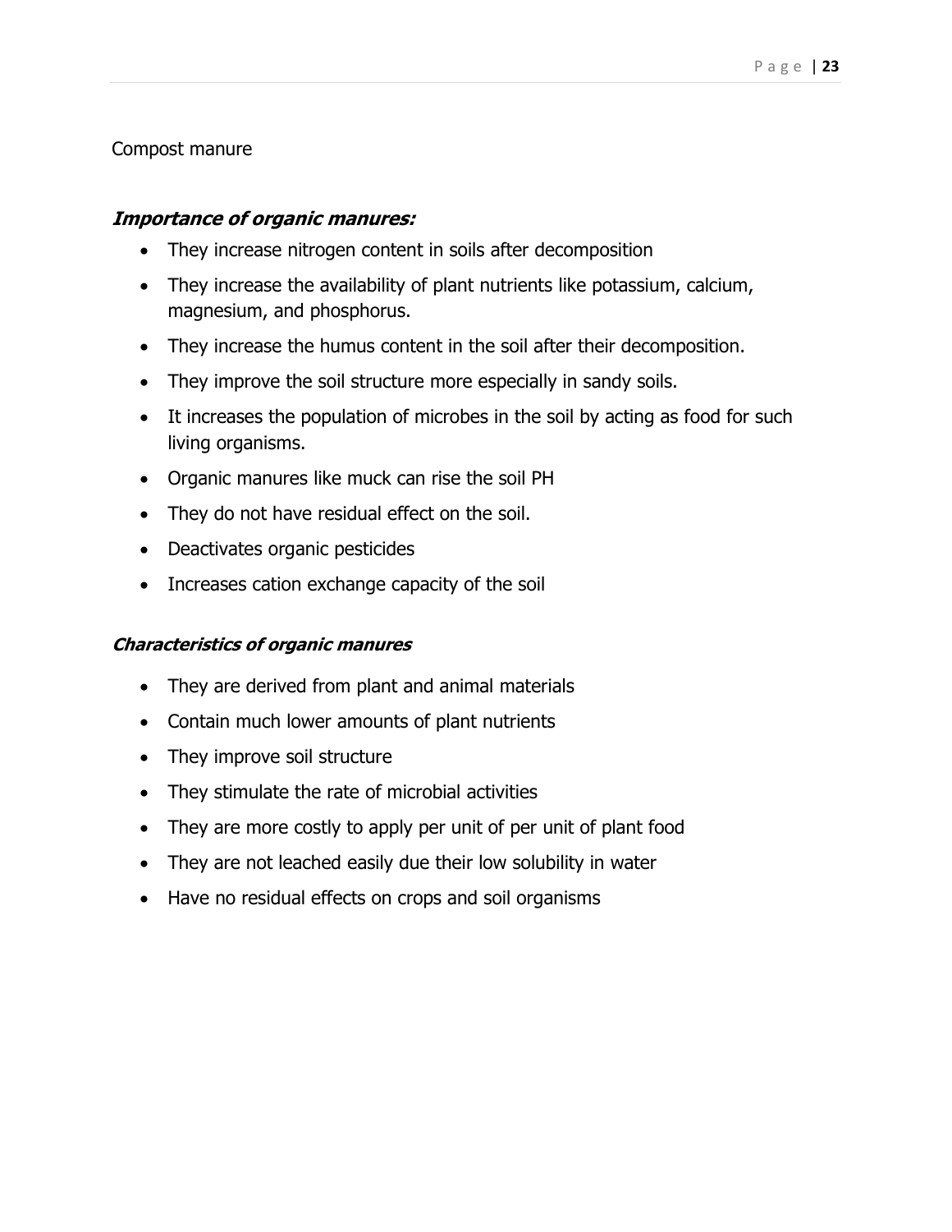Compost manure

***Importance of organic manures:***

- They increase nitrogen content in soils after decomposition
- They increase the availability of plant nutrients like potassium, calcium, magnesium, and phosphorus.
- They increase the humus content in the soil after their decomposition.
- They improve the soil structure more especially in sandy soils.
- It increases the population of microbes in the soil by acting as food for such living organisms.
- Organic manures like muck can rise the soil PH
- They do not have residual effect on the soil.
- Deactivates organic pesticides
- Increases cation exchange capacity of the soil

***Characteristics of organic manures***

- They are derived from plant and animal materials
- Contain much lower amounts of plant nutrients
- They improve soil structure
- They stimulate the rate of microbial activities
- They are more costly to apply per unit of per unit of plant food
- They are not leached easily due their low solubility in water
- Have no residual effects on crops and soil organisms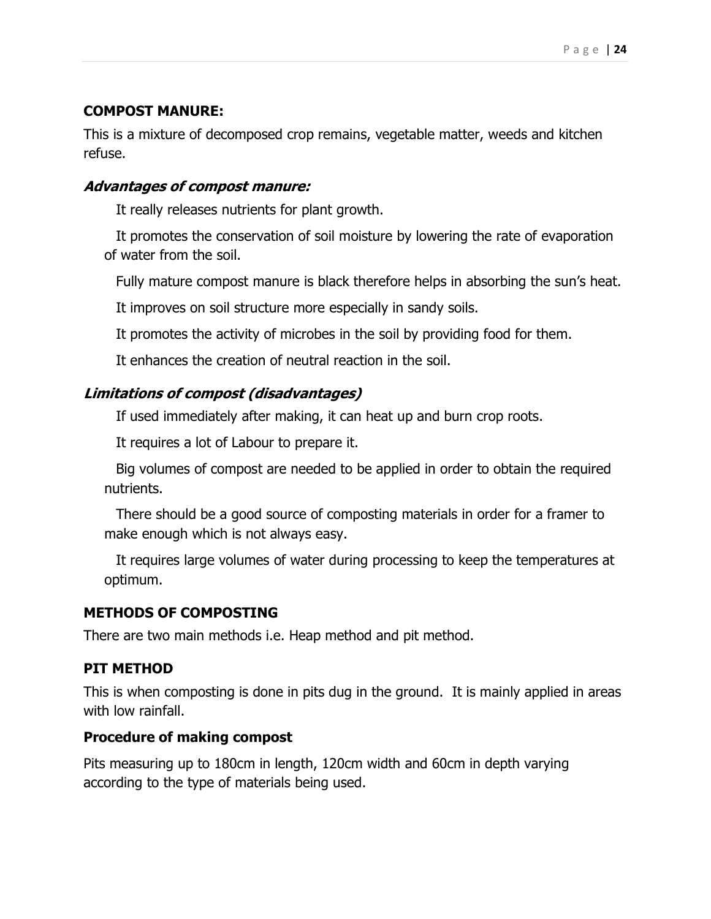**COMPOST MANURE:**

This is a mixture of decomposed crop remains, vegetable matter, weeds and kitchen refuse.

***Advantages of compost manure:***

- It really releases nutrients for plant growth.
- It promotes the conservation of soil moisture by lowering the rate of evaporation of water from the soil.
- Fully mature compost manure is black therefore helps in absorbing the sun's heat.
- It improves on soil structure more especially in sandy soils.
- It promotes the activity of microbes in the soil by providing food for them.
- It enhances the creation of neutral reaction in the soil.

***Limitations of compost (disadvantages)***

- If used immediately after making, it can heat up and burn crop roots.
- It requires a lot of Labour to prepare it.
- Big volumes of compost are needed to be applied in order to obtain the required nutrients.
- There should be a good source of composting materials in order for a framer to make enough which is not always easy.
- It requires large volumes of water during processing to keep the temperatures at optimum.

**METHODS OF COMPOSTING**

There are two main methods i.e. Heap method and pit method.

**PIT METHOD**

This is when composting is done in pits dug in the ground. It is mainly applied in areas with low rainfall.

**Procedure of making compost**

Pits measuring up to 180cm in length, 120cm width and 60cm in depth varying according to the type of materials being used.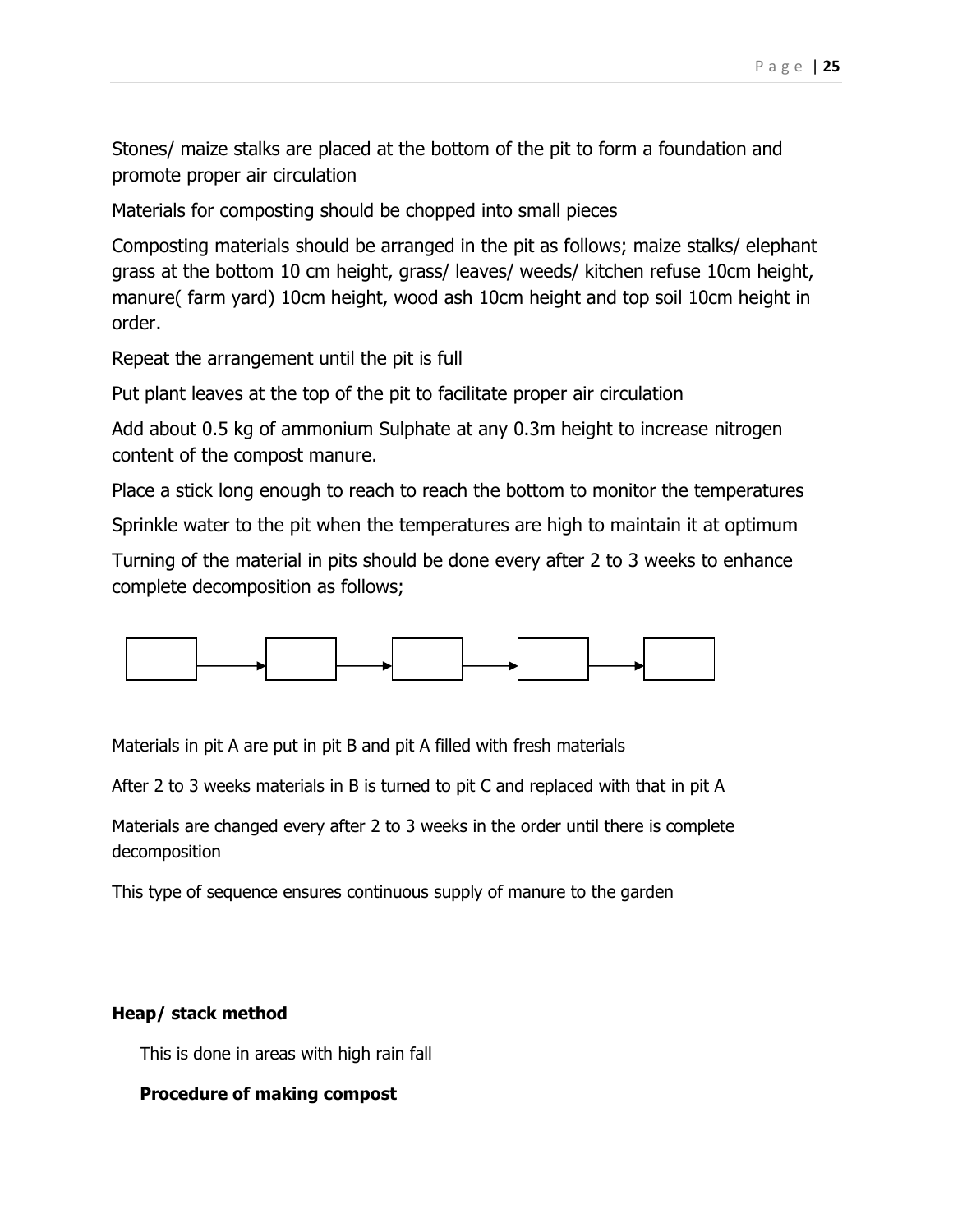Stones/ maize stalks are placed at the bottom of the pit to form a foundation and promote proper air circulation

Materials for composting should be chopped into small pieces

Composting materials should be arranged in the pit as follows; maize stalks/ elephant grass at the bottom 10 cm height, grass/ leaves/ weeds/ kitchen refuse 10cm height, manure( farm yard) 10cm height, wood ash 10cm height and top soil 10cm height in order.

Repeat the arrangement until the pit is full

Put plant leaves at the top of the pit to facilitate proper air circulation

Add about 0.5 kg of ammonium Sulphate at any 0.3m height to increase nitrogen content of the compost manure.

Place a stick long enough to reach to reach the bottom to monitor the temperatures

Sprinkle water to the pit when the temperatures are high to maintain it at optimum

Turning of the material in pits should be done every after 2 to 3 weeks to enhance complete decomposition as follows;

[ ] → [ ] → [ ] → [ ] → [ ]

Materials in pit A are put in pit B and pit A filled with fresh materials

After 2 to 3 weeks materials in B is turned to pit C and replaced with that in pit A

Materials are changed every after 2 to 3 weeks in the order until there is complete decomposition

This type of sequence ensures continuous supply of manure to the garden

**Heap/ stack method**

This is done in areas with high rain fall

**Procedure of making compost**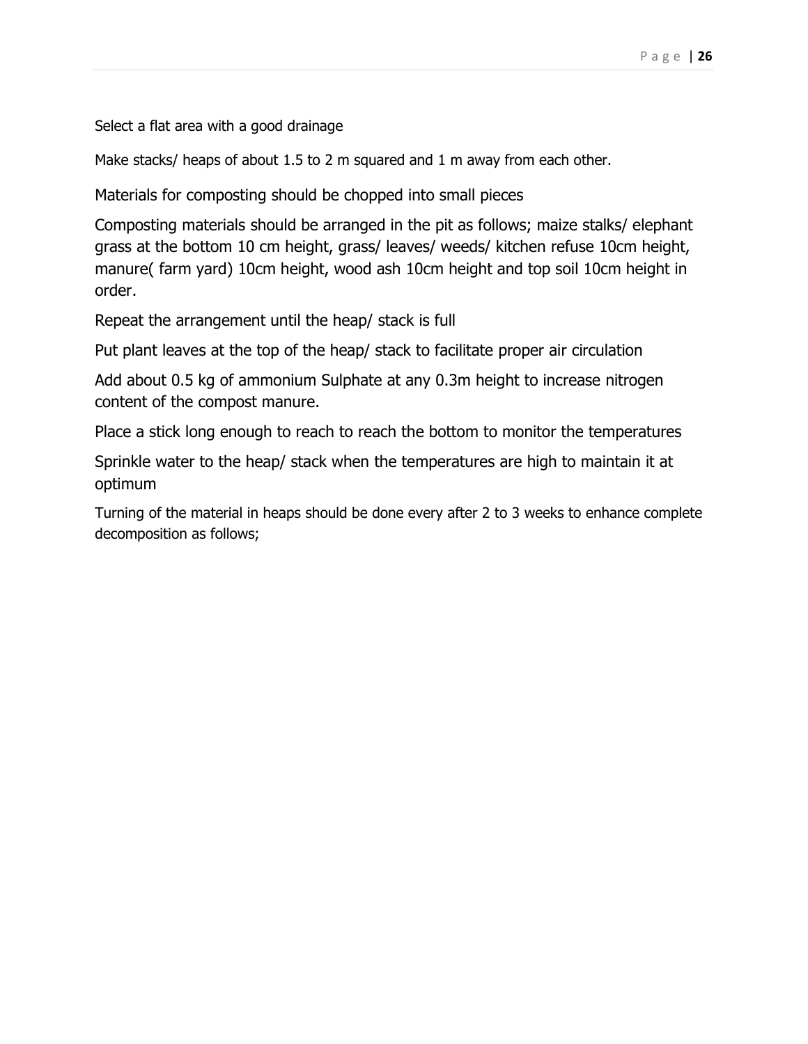Select a flat area with a good drainage

Make stacks/ heaps of about 1.5 to 2 m squared and 1 m away from each other.

Materials for composting should be chopped into small pieces

Composting materials should be arranged in the pit as follows; maize stalks/ elephant grass at the bottom 10 cm height, grass/ leaves/ weeds/ kitchen refuse 10cm height, manure( farm yard) 10cm height, wood ash 10cm height and top soil 10cm height in order.

Repeat the arrangement until the heap/ stack is full

Put plant leaves at the top of the heap/ stack to facilitate proper air circulation

Add about 0.5 kg of ammonium Sulphate at any 0.3m height to increase nitrogen content of the compost manure.

Place a stick long enough to reach to reach the bottom to monitor the temperatures

Sprinkle water to the heap/ stack when the temperatures are high to maintain it at optimum

Turning of the material in heaps should be done every after 2 to 3 weeks to enhance complete decomposition as follows;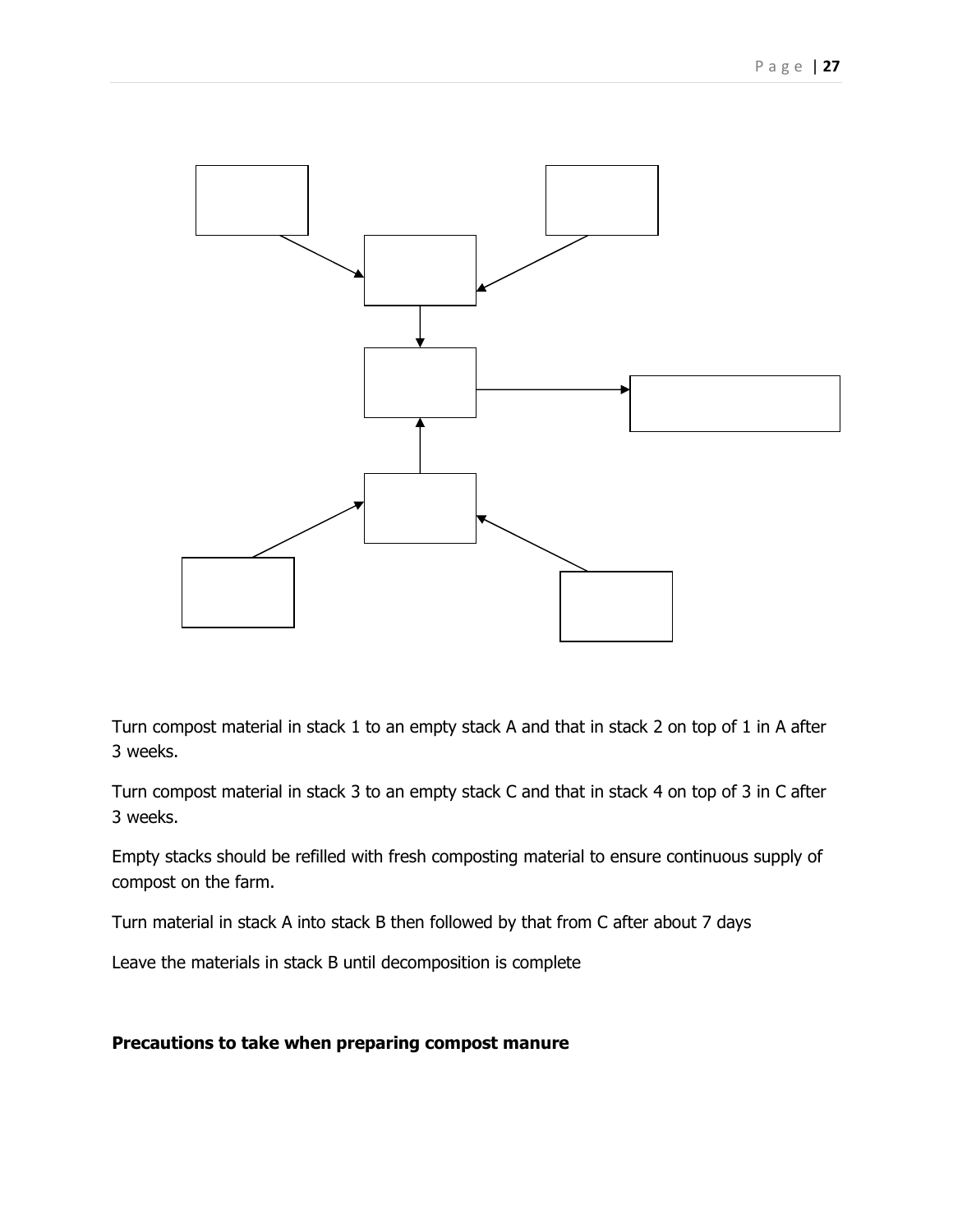Turn compost material in stack 1 to an empty stack A and that in stack 2 on top of 1 in A after 3 weeks.

Turn compost material in stack 3 to an empty stack C and that in stack 4 on top of 3 in C after 3 weeks.

Empty stacks should be refilled with fresh composting material to ensure continuous supply of compost on the farm.

Turn material in stack A into stack B then followed by that from C after about 7 days

Leave the materials in stack B until decomposition is complete

**Precautions to take when preparing compost manure**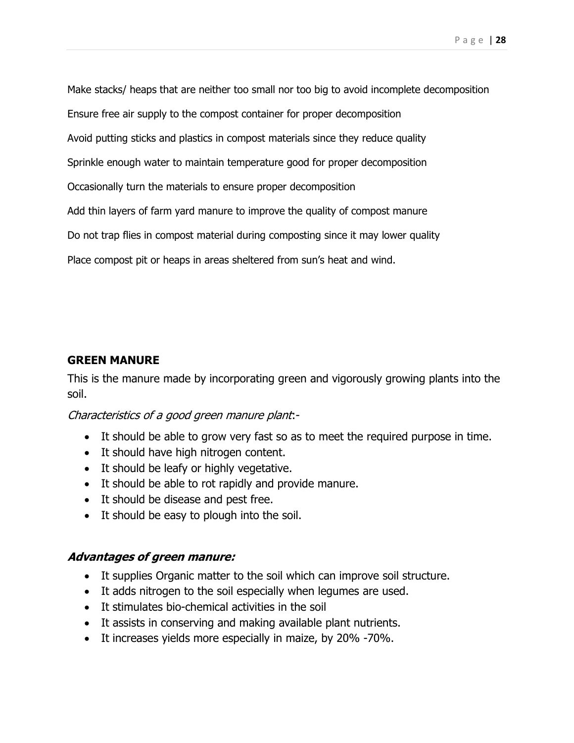Make stacks/ heaps that are neither too small nor too big to avoid incomplete decomposition

Ensure free air supply to the compost container for proper decomposition

Avoid putting sticks and plastics in compost materials since they reduce quality

Sprinkle enough water to maintain temperature good for proper decomposition

Occasionally turn the materials to ensure proper decomposition

Add thin layers of farm yard manure to improve the quality of compost manure

Do not trap flies in compost material during composting since it may lower quality

Place compost pit or heaps in areas sheltered from sun's heat and wind.

**GREEN MANURE**

This is the manure made by incorporating green and vigorously growing plants into the soil.

*Characteristics of a good green manure plant*:-

- It should be able to grow very fast so as to meet the required purpose in time.
- It should have high nitrogen content.
- It should be leafy or highly vegetative.
- It should be able to rot rapidly and provide manure.
- It should be disease and pest free.
- It should be easy to plough into the soil.

***Advantages of green manure:***

- It supplies Organic matter to the soil which can improve soil structure.
- It adds nitrogen to the soil especially when legumes are used.
- It stimulates bio-chemical activities in the soil
- It assists in conserving and making available plant nutrients.
- It increases yields more especially in maize, by 20% -70%.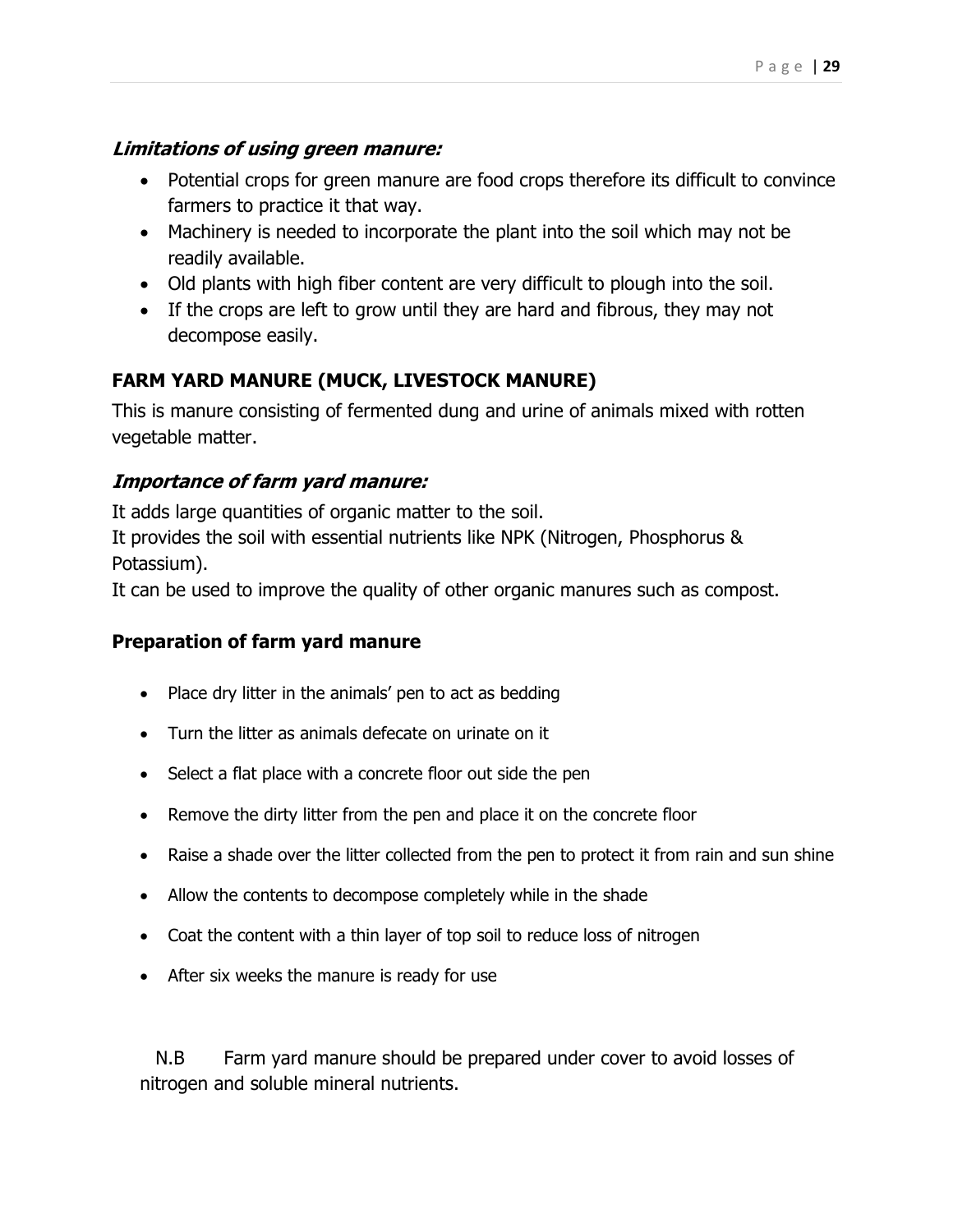***Limitations of using green manure:***

- Potential crops for green manure are food crops therefore its difficult to convince farmers to practice it that way.
- Machinery is needed to incorporate the plant into the soil which may not be readily available.
- Old plants with high fiber content are very difficult to plough into the soil.
- If the crops are left to grow until they are hard and fibrous, they may not decompose easily.

### FARM YARD MANURE (MUCK, LIVESTOCK MANURE)

This is manure consisting of fermented dung and urine of animals mixed with rotten vegetable matter.

***Importance of farm yard manure:***

It adds large quantities of organic matter to the soil.
It provides the soil with essential nutrients like NPK (Nitrogen, Phosphorus & Potassium).
It can be used to improve the quality of other organic manures such as compost.

### Preparation of farm yard manure

- Place dry litter in the animals' pen to act as bedding
- Turn the litter as animals defecate on urinate on it
- Select a flat place with a concrete floor out side the pen
- Remove the dirty litter from the pen and place it on the concrete floor
- Raise a shade over the litter collected from the pen to protect it from rain and sun shine
- Allow the contents to decompose completely while in the shade
- Coat the content with a thin layer of top soil to reduce loss of nitrogen
- After six weeks the manure is ready for use

N.B Farm yard manure should be prepared under cover to avoid losses of nitrogen and soluble mineral nutrients.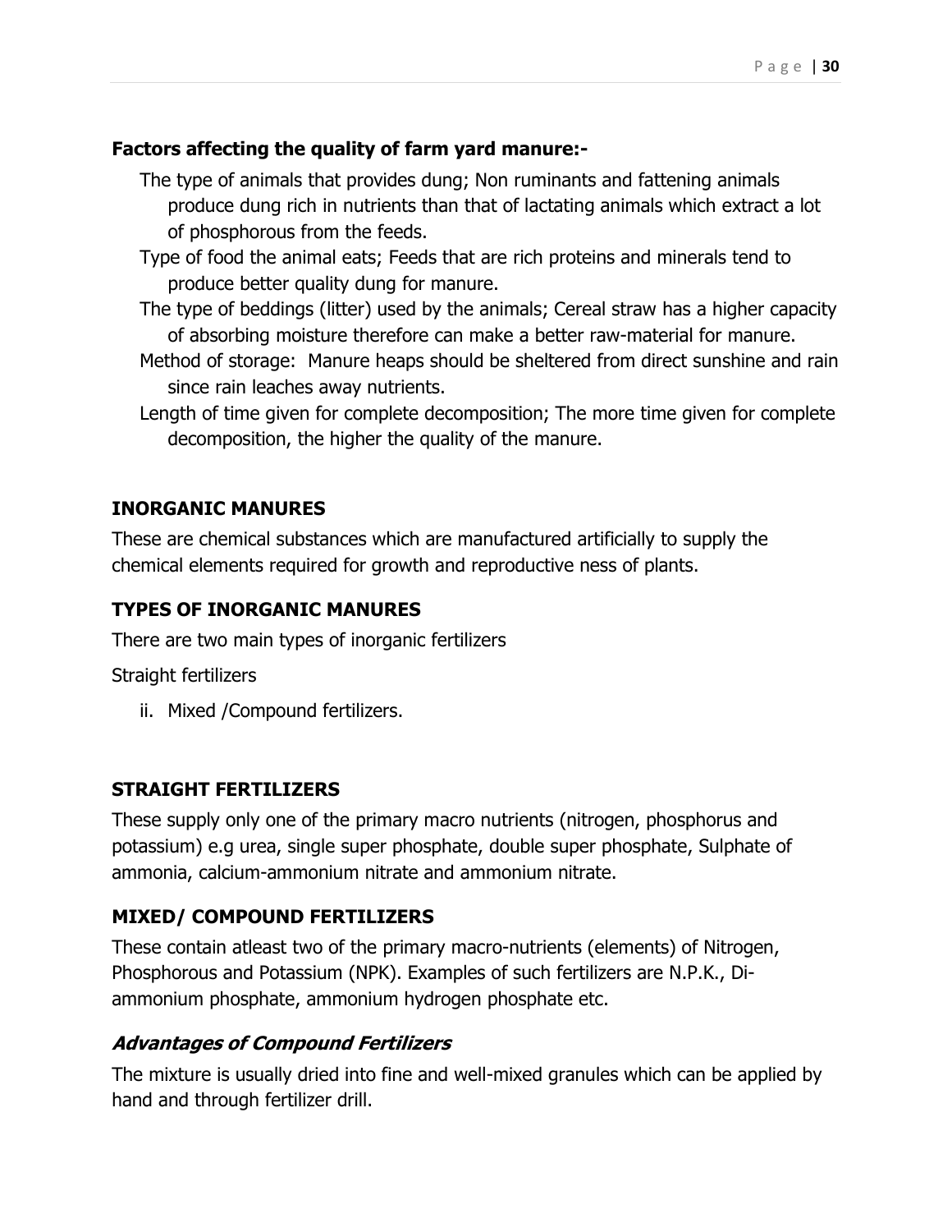**Factors affecting the quality of farm yard manure:-**

- The type of animals that provides dung; Non ruminants and fattening animals produce dung rich in nutrients than that of lactating animals which extract a lot of phosphorous from the feeds.
- Type of food the animal eats; Feeds that are rich proteins and minerals tend to produce better quality dung for manure.
- The type of beddings (litter) used by the animals; Cereal straw has a higher capacity of absorbing moisture therefore can make a better raw-material for manure.
- Method of storage: Manure heaps should be sheltered from direct sunshine and rain since rain leaches away nutrients.
- Length of time given for complete decomposition; The more time given for complete decomposition, the higher the quality of the manure.

### INORGANIC MANURES

These are chemical substances which are manufactured artificially to supply the chemical elements required for growth and reproductive ness of plants.

### TYPES OF INORGANIC MANURES

There are two main types of inorganic fertilizers

Straight fertilizers

ii. Mixed /Compound fertilizers.

### STRAIGHT FERTILIZERS

These supply only one of the primary macro nutrients (nitrogen, phosphorus and potassium) e.g urea, single super phosphate, double super phosphate, Sulphate of ammonia, calcium-ammonium nitrate and ammonium nitrate.

### MIXED/ COMPOUND FERTILIZERS

These contain atleast two of the primary macro-nutrients (elements) of Nitrogen, Phosphorous and Potassium (NPK). Examples of such fertilizers are N.P.K., Di-ammonium phosphate, ammonium hydrogen phosphate etc.

#### ***Advantages of Compound Fertilizers***

The mixture is usually dried into fine and well-mixed granules which can be applied by hand and through fertilizer drill.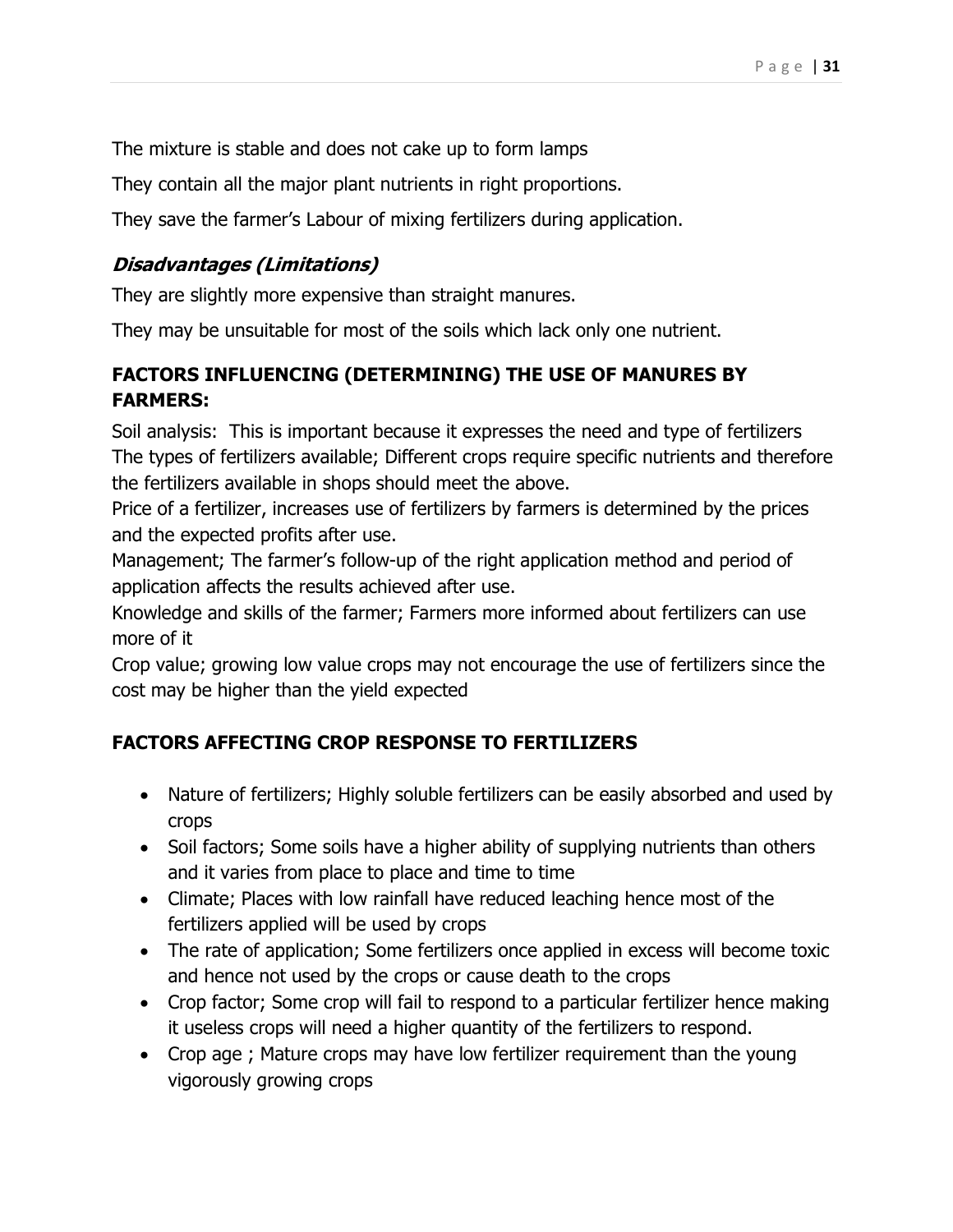The mixture is stable and does not cake up to form lamps

They contain all the major plant nutrients in right proportions.

They save the farmer's Labour of mixing fertilizers during application.

### *Disadvantages (Limitations)*

They are slightly more expensive than straight manures.

They may be unsuitable for most of the soils which lack only one nutrient.

### FACTORS INFLUENCING (DETERMINING) THE USE OF MANURES BY FARMERS:

Soil analysis: This is important because it expresses the need and type of fertilizers
The types of fertilizers available; Different crops require specific nutrients and therefore the fertilizers available in shops should meet the above.
Price of a fertilizer, increases use of fertilizers by farmers is determined by the prices and the expected profits after use.
Management; The farmer's follow-up of the right application method and period of application affects the results achieved after use.
Knowledge and skills of the farmer; Farmers more informed about fertilizers can use more of it
Crop value; growing low value crops may not encourage the use of fertilizers since the cost may be higher than the yield expected

### FACTORS AFFECTING CROP RESPONSE TO FERTILIZERS

- Nature of fertilizers; Highly soluble fertilizers can be easily absorbed and used by crops
- Soil factors; Some soils have a higher ability of supplying nutrients than others and it varies from place to place and time to time
- Climate; Places with low rainfall have reduced leaching hence most of the fertilizers applied will be used by crops
- The rate of application; Some fertilizers once applied in excess will become toxic and hence not used by the crops or cause death to the crops
- Crop factor; Some crop will fail to respond to a particular fertilizer hence making it useless crops will need a higher quantity of the fertilizers to respond.
- Crop age ; Mature crops may have low fertilizer requirement than the young vigorously growing crops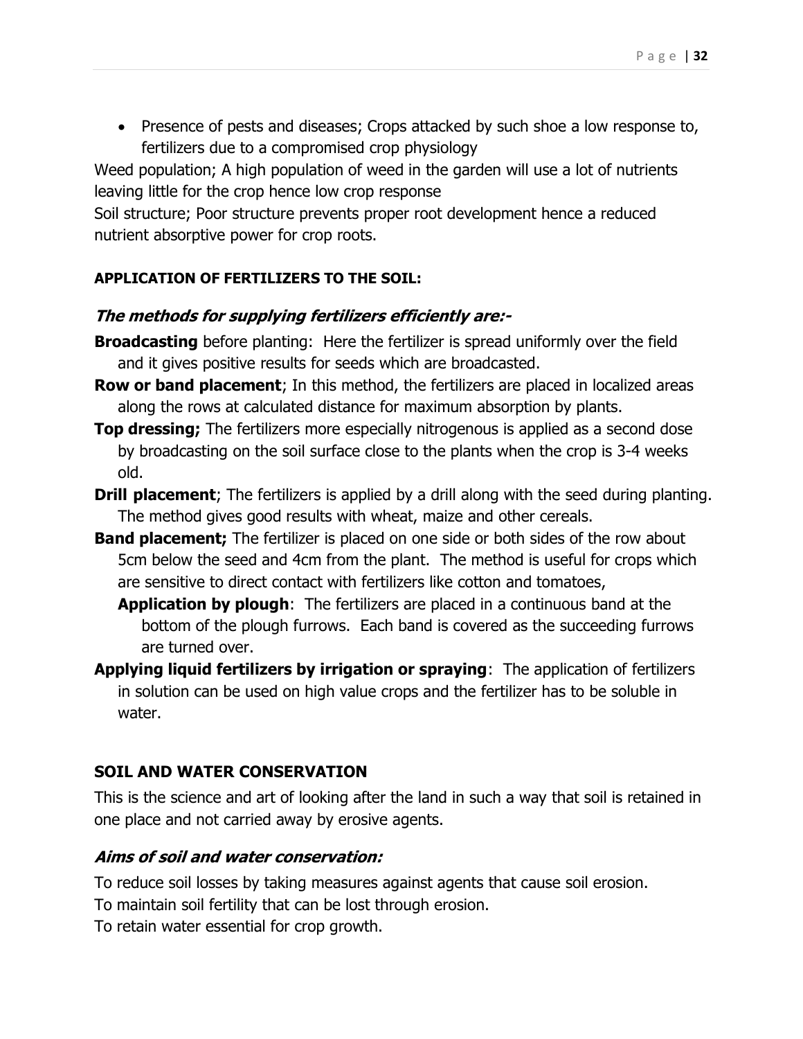- Presence of pests and diseases; Crops attacked by such shoe a low response to, fertilizers due to a compromised crop physiology

Weed population; A high population of weed in the garden will use a lot of nutrients leaving little for the crop hence low crop response

Soil structure; Poor structure prevents proper root development hence a reduced nutrient absorptive power for crop roots.

**APPLICATION OF FERTILIZERS TO THE SOIL:**

***The methods for supplying fertilizers efficiently are:-***

**Broadcasting** before planting: Here the fertilizer is spread uniformly over the field and it gives positive results for seeds which are broadcasted.

**Row or band placement**; In this method, the fertilizers are placed in localized areas along the rows at calculated distance for maximum absorption by plants.

**Top dressing;** The fertilizers more especially nitrogenous is applied as a second dose by broadcasting on the soil surface close to the plants when the crop is 3-4 weeks old.

**Drill placement**; The fertilizers is applied by a drill along with the seed during planting. The method gives good results with wheat, maize and other cereals.

**Band placement;** The fertilizer is placed on one side or both sides of the row about 5cm below the seed and 4cm from the plant. The method is useful for crops which are sensitive to direct contact with fertilizers like cotton and tomatoes,

**Application by plough**: The fertilizers are placed in a continuous band at the bottom of the plough furrows. Each band is covered as the succeeding furrows are turned over.

**Applying liquid fertilizers by irrigation or spraying**: The application of fertilizers in solution can be used on high value crops and the fertilizer has to be soluble in water.

**SOIL AND WATER CONSERVATION**

This is the science and art of looking after the land in such a way that soil is retained in one place and not carried away by erosive agents.

***Aims of soil and water conservation:***

To reduce soil losses by taking measures against agents that cause soil erosion.

To maintain soil fertility that can be lost through erosion.

To retain water essential for crop growth.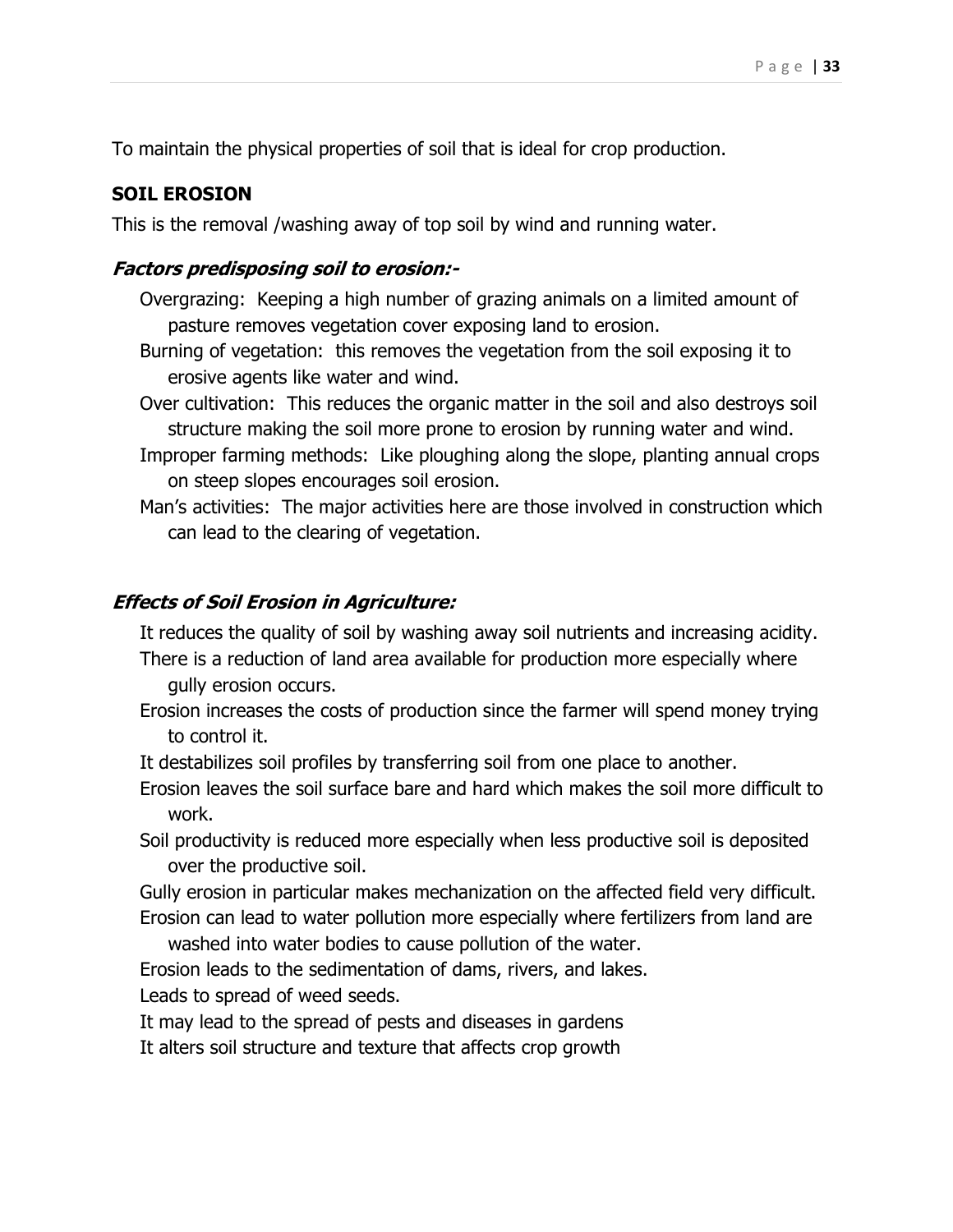To maintain the physical properties of soil that is ideal for crop production.

**SOIL EROSION**

This is the removal /washing away of top soil by wind and running water.

***Factors predisposing soil to erosion:-***

- Overgrazing:  Keeping a high number of grazing animals on a limited amount of pasture removes vegetation cover exposing land to erosion.
- Burning of vegetation:  this removes the vegetation from the soil exposing it to erosive agents like water and wind.
- Over cultivation:  This reduces the organic matter in the soil and also destroys soil structure making the soil more prone to erosion by running water and wind.
- Improper farming methods:  Like ploughing along the slope, planting annual crops on steep slopes encourages soil erosion.
- Man's activities:  The major activities here are those involved in construction which can lead to the clearing of vegetation.

***Effects of Soil Erosion in Agriculture:***

- It reduces the quality of soil by washing away soil nutrients and increasing acidity.
- There is a reduction of land area available for production more especially where gully erosion occurs.
- Erosion increases the costs of production since the farmer will spend money trying to control it.
- It destabilizes soil profiles by transferring soil from one place to another.
- Erosion leaves the soil surface bare and hard which makes the soil more difficult to work.
- Soil productivity is reduced more especially when less productive soil is deposited over the productive soil.
- Gully erosion in particular makes mechanization on the affected field very difficult.
- Erosion can lead to water pollution more especially where fertilizers from land are washed into water bodies to cause pollution of the water.
- Erosion leads to the sedimentation of dams, rivers, and lakes.
- Leads to spread of weed seeds.
- It may lead to the spread of pests and diseases in gardens
- It alters soil structure and texture that affects crop growth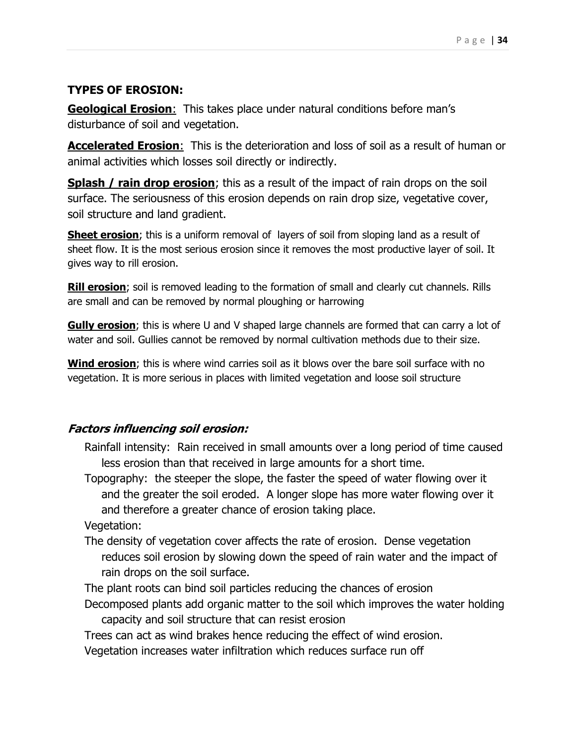**TYPES OF EROSION:**

**<u>Geological Erosion</u>**: This takes place under natural conditions before man's disturbance of soil and vegetation.

**<u>Accelerated Erosion</u>**: This is the deterioration and loss of soil as a result of human or animal activities which losses soil directly or indirectly.

**<u>Splash / rain drop erosion</u>**; this as a result of the impact of rain drops on the soil surface. The seriousness of this erosion depends on rain drop size, vegetative cover, soil structure and land gradient.

**<u>Sheet erosion</u>**; this is a uniform removal of layers of soil from sloping land as a result of sheet flow. It is the most serious erosion since it removes the most productive layer of soil. It gives way to rill erosion.

**<u>Rill erosion</u>**; soil is removed leading to the formation of small and clearly cut channels. Rills are small and can be removed by normal ploughing or harrowing

**<u>Gully erosion</u>**; this is where U and V shaped large channels are formed that can carry a lot of water and soil. Gullies cannot be removed by normal cultivation methods due to their size.

**<u>Wind erosion</u>**; this is where wind carries soil as it blows over the bare soil surface with no vegetation. It is more serious in places with limited vegetation and loose soil structure

***Factors influencing soil erosion:***

Rainfall intensity: Rain received in small amounts over a long period of time caused less erosion than that received in large amounts for a short time.

Topography: the steeper the slope, the faster the speed of water flowing over it and the greater the soil eroded. A longer slope has more water flowing over it and therefore a greater chance of erosion taking place.

Vegetation:

The density of vegetation cover affects the rate of erosion. Dense vegetation reduces soil erosion by slowing down the speed of rain water and the impact of rain drops on the soil surface.

The plant roots can bind soil particles reducing the chances of erosion

Decomposed plants add organic matter to the soil which improves the water holding capacity and soil structure that can resist erosion

Trees can act as wind brakes hence reducing the effect of wind erosion.

Vegetation increases water infiltration which reduces surface run off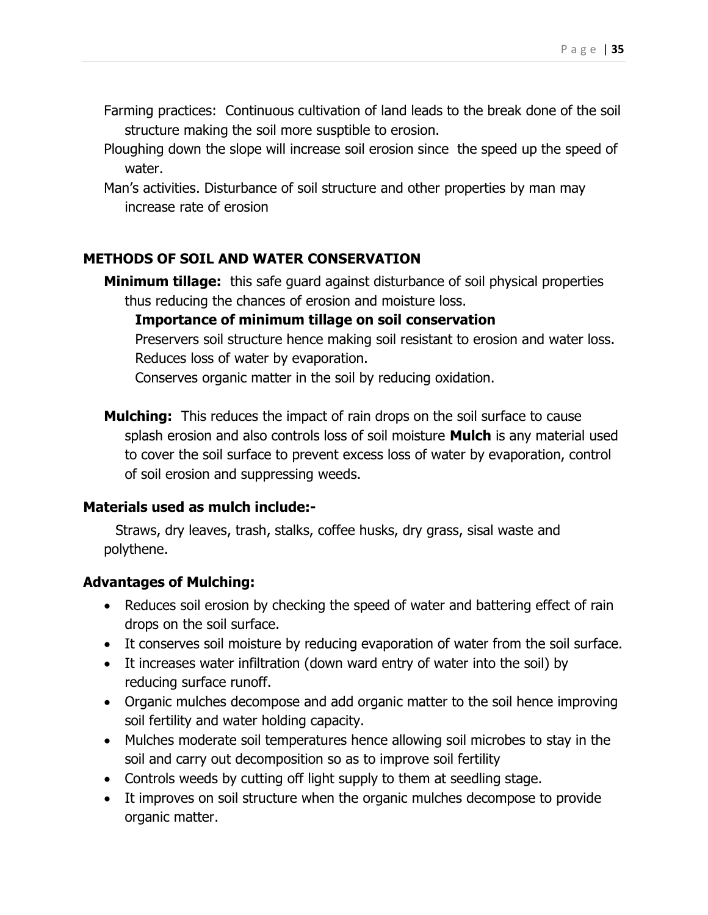Farming practices: Continuous cultivation of land leads to the break done of the soil structure making the soil more susptible to erosion.

Ploughing down the slope will increase soil erosion since the speed up the speed of water.

Man's activities. Disturbance of soil structure and other properties by man may increase rate of erosion

## METHODS OF SOIL AND WATER CONSERVATION

**Minimum tillage:** this safe guard against disturbance of soil physical properties thus reducing the chances of erosion and moisture loss.

**Importance of minimum tillage on soil conservation**

Preservers soil structure hence making soil resistant to erosion and water loss.

Reduces loss of water by evaporation.

Conserves organic matter in the soil by reducing oxidation.

**Mulching:** This reduces the impact of rain drops on the soil surface to cause splash erosion and also controls loss of soil moisture **Mulch** is any material used to cover the soil surface to prevent excess loss of water by evaporation, control of soil erosion and suppressing weeds.

### Materials used as mulch include:-

Straws, dry leaves, trash, stalks, coffee husks, dry grass, sisal waste and polythene.

### Advantages of Mulching:

- Reduces soil erosion by checking the speed of water and battering effect of rain drops on the soil surface.
- It conserves soil moisture by reducing evaporation of water from the soil surface.
- It increases water infiltration (down ward entry of water into the soil) by reducing surface runoff.
- Organic mulches decompose and add organic matter to the soil hence improving soil fertility and water holding capacity.
- Mulches moderate soil temperatures hence allowing soil microbes to stay in the soil and carry out decomposition so as to improve soil fertility
- Controls weeds by cutting off light supply to them at seedling stage.
- It improves on soil structure when the organic mulches decompose to provide organic matter.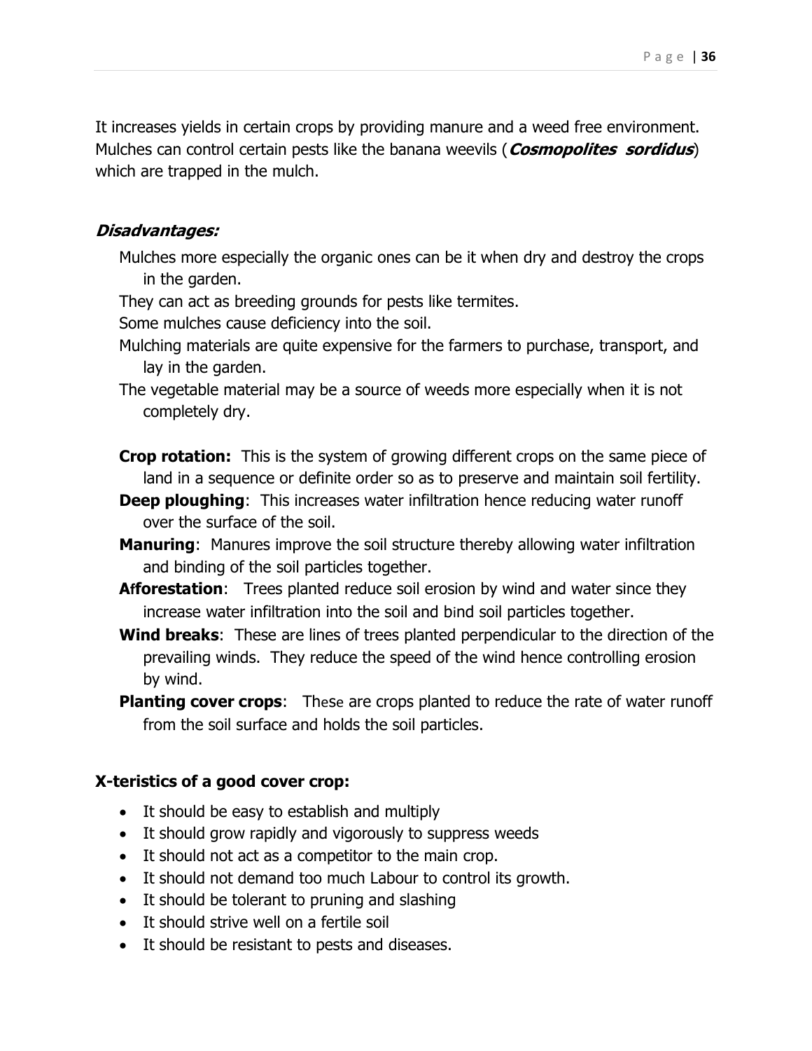It increases yields in certain crops by providing manure and a weed free environment. Mulches can control certain pests like the banana weevils (***Cosmopolites sordidus***) which are trapped in the mulch.

***Disadvantages:***

- Mulches more especially the organic ones can be it when dry and destroy the crops in the garden.
- They can act as breeding grounds for pests like termites.
- Some mulches cause deficiency into the soil.
- Mulching materials are quite expensive for the farmers to purchase, transport, and lay in the garden.
- The vegetable material may be a source of weeds more especially when it is not completely dry.

- **Crop rotation:** This is the system of growing different crops on the same piece of land in a sequence or definite order so as to preserve and maintain soil fertility.
- **Deep ploughing**: This increases water infiltration hence reducing water runoff over the surface of the soil.
- **Manuring**: Manures improve the soil structure thereby allowing water infiltration and binding of the soil particles together.
- **Afforestation**: Trees planted reduce soil erosion by wind and water since they increase water infiltration into the soil and bind soil particles together.
- **Wind breaks**: These are lines of trees planted perpendicular to the direction of the prevailing winds. They reduce the speed of the wind hence controlling erosion by wind.
- **Planting cover crops**: These are crops planted to reduce the rate of water runoff from the soil surface and holds the soil particles.

**X-teristics of a good cover crop:**

- It should be easy to establish and multiply
- It should grow rapidly and vigorously to suppress weeds
- It should not act as a competitor to the main crop.
- It should not demand too much Labour to control its growth.
- It should be tolerant to pruning and slashing
- It should strive well on a fertile soil
- It should be resistant to pests and diseases.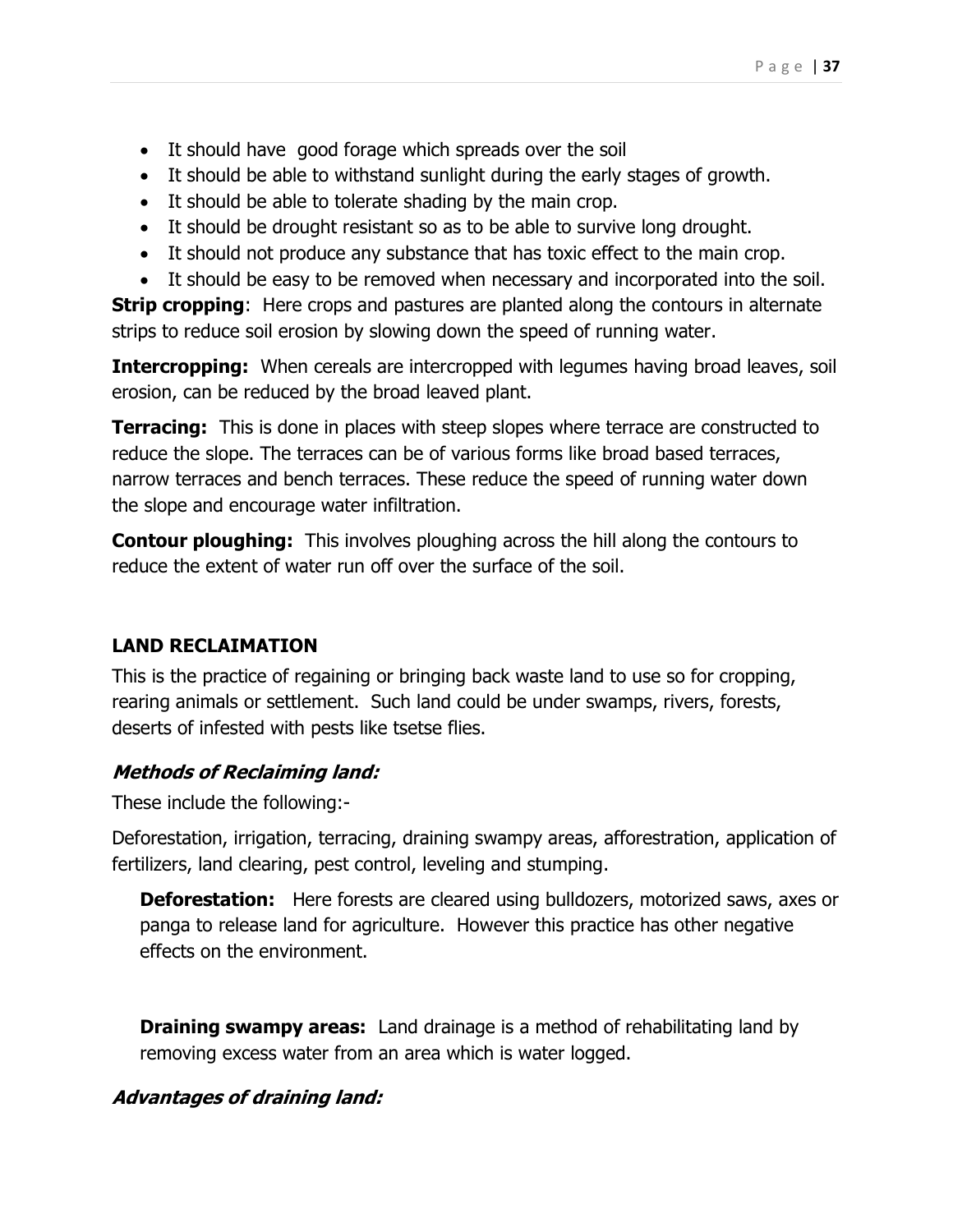- It should have  good forage which spreads over the soil
- It should be able to withstand sunlight during the early stages of growth.
- It should be able to tolerate shading by the main crop.
- It should be drought resistant so as to be able to survive long drought.
- It should not produce any substance that has toxic effect to the main crop.
- It should be easy to be removed when necessary and incorporated into the soil.

**Strip cropping**:  Here crops and pastures are planted along the contours in alternate strips to reduce soil erosion by slowing down the speed of running water.

**Intercropping:**  When cereals are intercropped with legumes having broad leaves, soil erosion, can be reduced by the broad leaved plant.

**Terracing:**  This is done in places with steep slopes where terrace are constructed to reduce the slope. The terraces can be of various forms like broad based terraces, narrow terraces and bench terraces. These reduce the speed of running water down the slope and encourage water infiltration.

**Contour ploughing:**  This involves ploughing across the hill along the contours to reduce the extent of water run off over the surface of the soil.

**LAND RECLAIMATION**

This is the practice of regaining or bringing back waste land to use so for cropping, rearing animals or settlement.  Such land could be under swamps, rivers, forests, deserts of infested with pests like tsetse flies.

***Methods of Reclaiming land:***

These include the following:-

Deforestation, irrigation, terracing, draining swampy areas, afforestration, application of fertilizers, land clearing, pest control, leveling and stumping.

**Deforestation:**   Here forests are cleared using bulldozers, motorized saws, axes or panga to release land for agriculture.  However this practice has other negative effects on the environment.

**Draining swampy areas:**  Land drainage is a method of rehabilitating land by removing excess water from an area which is water logged.

***Advantages of draining land:***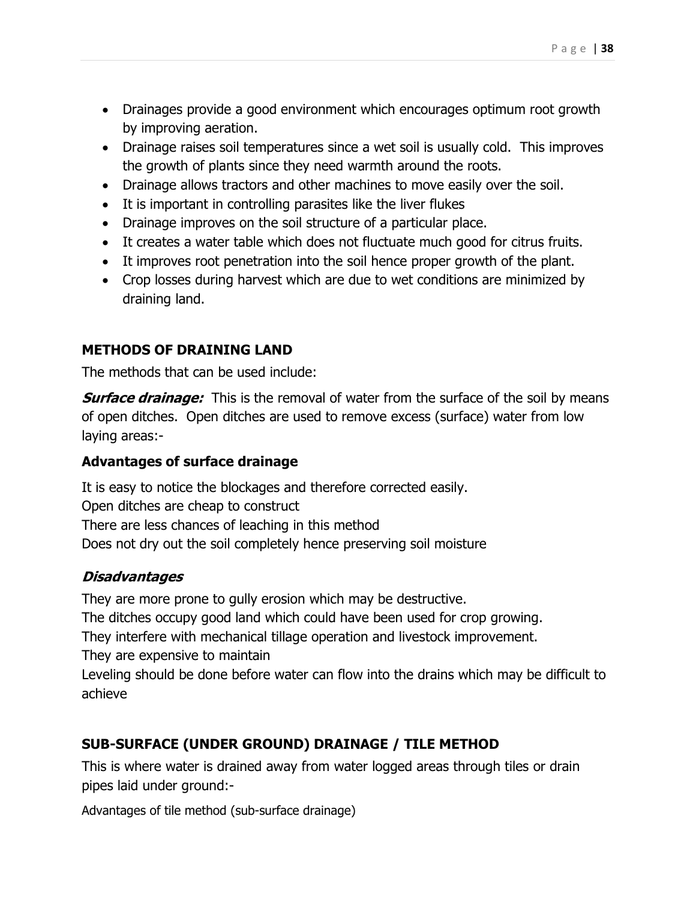- Drainages provide a good environment which encourages optimum root growth by improving aeration.
- Drainage raises soil temperatures since a wet soil is usually cold. This improves the growth of plants since they need warmth around the roots.
- Drainage allows tractors and other machines to move easily over the soil.
- It is important in controlling parasites like the liver flukes
- Drainage improves on the soil structure of a particular place.
- It creates a water table which does not fluctuate much good for citrus fruits.
- It improves root penetration into the soil hence proper growth of the plant.
- Crop losses during harvest which are due to wet conditions are minimized by draining land.

## METHODS OF DRAINING LAND

The methods that can be used include:

***Surface drainage:*** This is the removal of water from the surface of the soil by means of open ditches. Open ditches are used to remove excess (surface) water from low laying areas:-

### Advantages of surface drainage

It is easy to notice the blockages and therefore corrected easily.
Open ditches are cheap to construct
There are less chances of leaching in this method
Does not dry out the soil completely hence preserving soil moisture

### *Disadvantages*

They are more prone to gully erosion which may be destructive.
The ditches occupy good land which could have been used for crop growing.
They interfere with mechanical tillage operation and livestock improvement.
They are expensive to maintain
Leveling should be done before water can flow into the drains which may be difficult to achieve

## SUB-SURFACE (UNDER GROUND) DRAINAGE / TILE METHOD

This is where water is drained away from water logged areas through tiles or drain pipes laid under ground:-

Advantages of tile method (sub-surface drainage)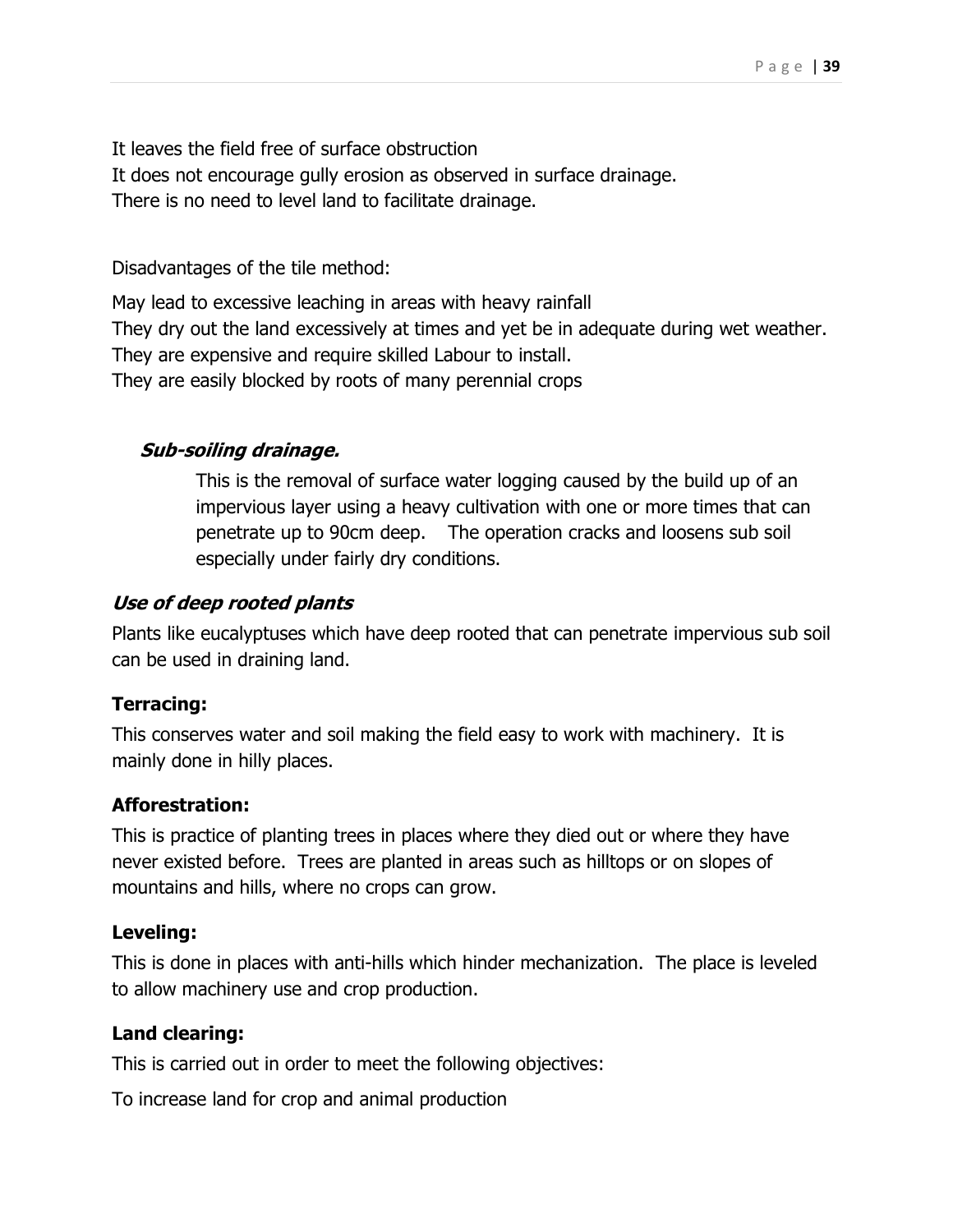It leaves the field free of surface obstruction

It does not encourage gully erosion as observed in surface drainage.

There is no need to level land to facilitate drainage.

Disadvantages of the tile method:

May lead to excessive leaching in areas with heavy rainfall

They dry out the land excessively at times and yet be in adequate during wet weather.

They are expensive and require skilled Labour to install.

They are easily blocked by roots of many perennial crops

***Sub-soiling drainage.***

This is the removal of surface water logging caused by the build up of an impervious layer using a heavy cultivation with one or more times that can penetrate up to 90cm deep. The operation cracks and loosens sub soil especially under fairly dry conditions.

***Use of deep rooted plants***

Plants like eucalyptuses which have deep rooted that can penetrate impervious sub soil can be used in draining land.

**Terracing:**

This conserves water and soil making the field easy to work with machinery. It is mainly done in hilly places.

**Afforestration:**

This is practice of planting trees in places where they died out or where they have never existed before. Trees are planted in areas such as hilltops or on slopes of mountains and hills, where no crops can grow.

**Leveling:**

This is done in places with anti-hills which hinder mechanization. The place is leveled to allow machinery use and crop production.

**Land clearing:**

This is carried out in order to meet the following objectives:

To increase land for crop and animal production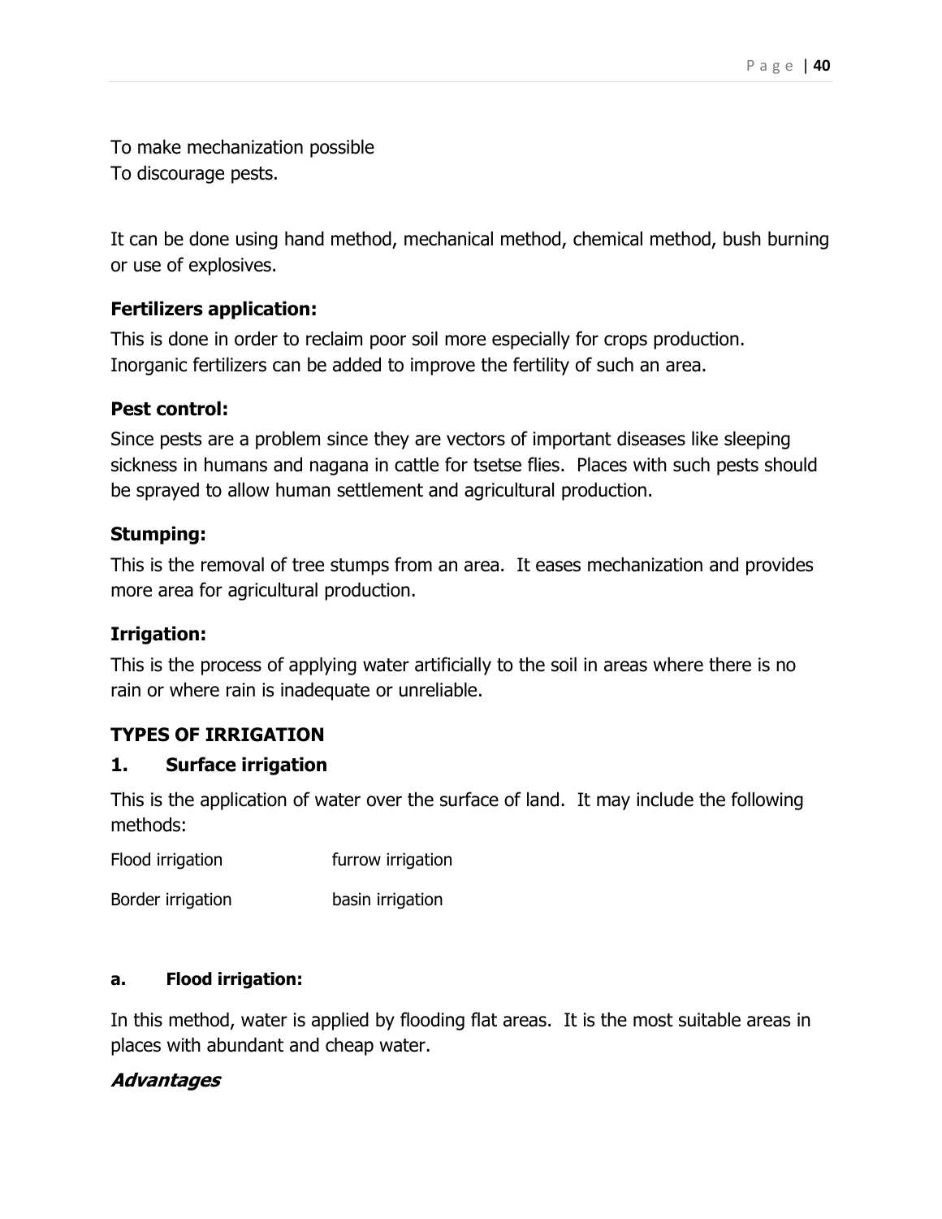To make mechanization possible
To discourage pests.

It can be done using hand method, mechanical method, chemical method, bush burning or use of explosives.

### Fertilizers application:

This is done in order to reclaim poor soil more especially for crops production. Inorganic fertilizers can be added to improve the fertility of such an area.

### Pest control:

Since pests are a problem since they are vectors of important diseases like sleeping sickness in humans and nagana in cattle for tsetse flies. Places with such pests should be sprayed to allow human settlement and agricultural production.

### Stumping:

This is the removal of tree stumps from an area. It eases mechanization and provides more area for agricultural production.

### Irrigation:

This is the process of applying water artificially to the soil in areas where there is no rain or where rain is inadequate or unreliable.

## TYPES OF IRRIGATION

### 1. Surface irrigation

This is the application of water over the surface of land. It may include the following methods:

Flood irrigation        furrow irrigation

Border irrigation        basin irrigation

#### a. Flood irrigation:

In this method, water is applied by flooding flat areas. It is the most suitable areas in places with abundant and cheap water.

***Advantages***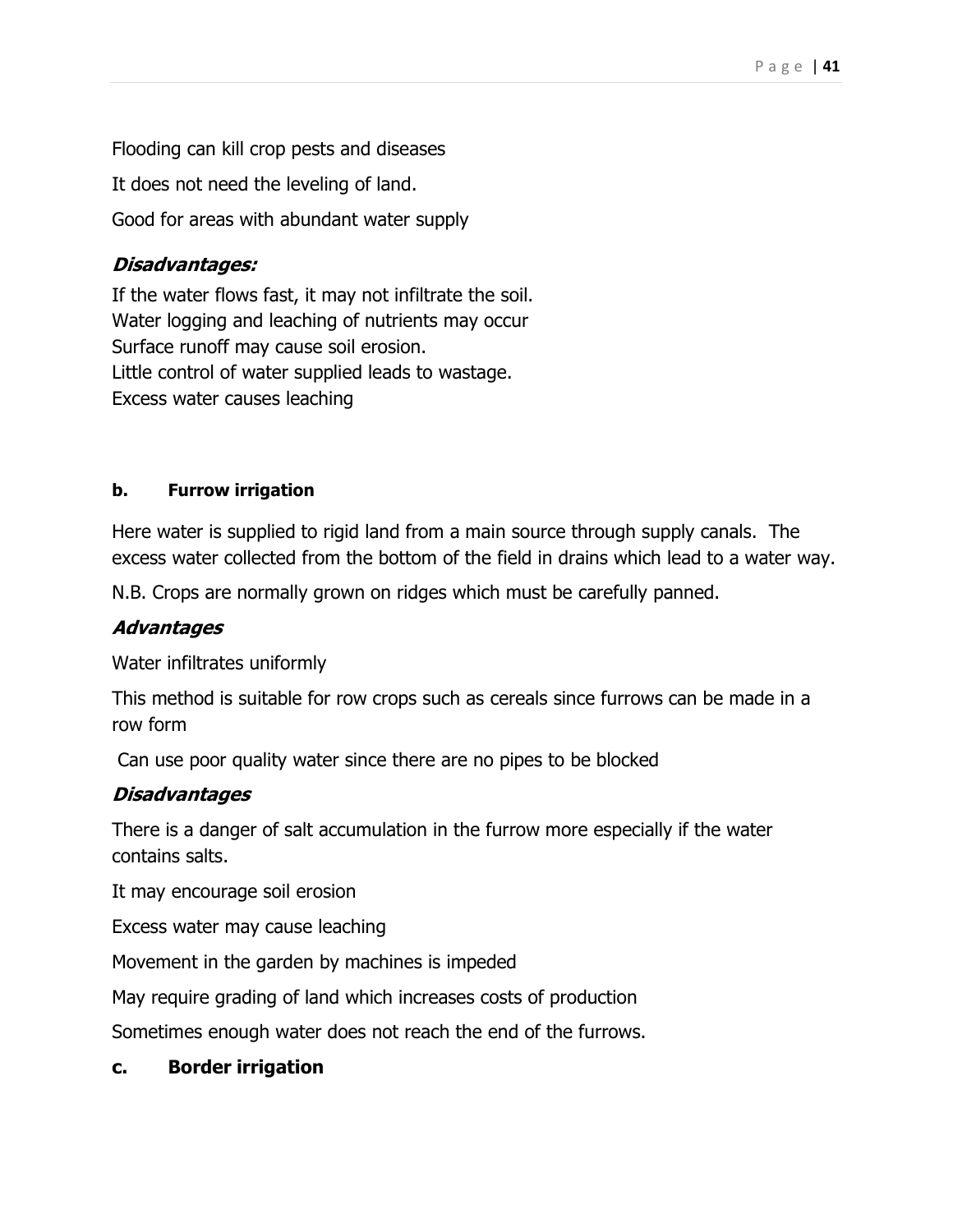Flooding can kill crop pests and diseases

It does not need the leveling of land.

Good for areas with abundant water supply

### *Disadvantages:*

If the water flows fast, it may not infiltrate the soil.
Water logging and leaching of nutrients may occur
Surface runoff may cause soil erosion.
Little control of water supplied leads to wastage.
Excess water causes leaching

#### b. Furrow irrigation

Here water is supplied to rigid land from a main source through supply canals. The excess water collected from the bottom of the field in drains which lead to a water way.

N.B. Crops are normally grown on ridges which must be carefully panned.

### *Advantages*

Water infiltrates uniformly

This method is suitable for row crops such as cereals since furrows can be made in a row form

Can use poor quality water since there are no pipes to be blocked

### *Disadvantages*

There is a danger of salt accumulation in the furrow more especially if the water contains salts.

It may encourage soil erosion

Excess water may cause leaching

Movement in the garden by machines is impeded

May require grading of land which increases costs of production

Sometimes enough water does not reach the end of the furrows.

### c. Border irrigation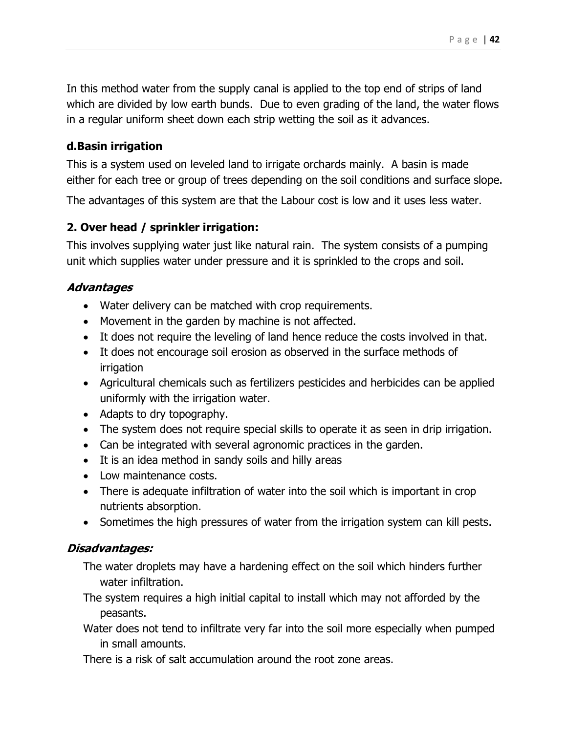In this method water from the supply canal is applied to the top end of strips of land which are divided by low earth bunds. Due to even grading of the land, the water flows in a regular uniform sheet down each strip wetting the soil as it advances.

### d.Basin irrigation

This is a system used on leveled land to irrigate orchards mainly. A basin is made either for each tree or group of trees depending on the soil conditions and surface slope.

The advantages of this system are that the Labour cost is low and it uses less water.

### 2. Over head / sprinkler irrigation:

This involves supplying water just like natural rain. The system consists of a pumping unit which supplies water under pressure and it is sprinkled to the crops and soil.

#### *Advantages*

- Water delivery can be matched with crop requirements.
- Movement in the garden by machine is not affected.
- It does not require the leveling of land hence reduce the costs involved in that.
- It does not encourage soil erosion as observed in the surface methods of irrigation
- Agricultural chemicals such as fertilizers pesticides and herbicides can be applied uniformly with the irrigation water.
- Adapts to dry topography.
- The system does not require special skills to operate it as seen in drip irrigation.
- Can be integrated with several agronomic practices in the garden.
- It is an idea method in sandy soils and hilly areas
- Low maintenance costs.
- There is adequate infiltration of water into the soil which is important in crop nutrients absorption.
- Sometimes the high pressures of water from the irrigation system can kill pests.

#### *Disadvantages:*

The water droplets may have a hardening effect on the soil which hinders further water infiltration.

The system requires a high initial capital to install which may not afforded by the peasants.

Water does not tend to infiltrate very far into the soil more especially when pumped in small amounts.

There is a risk of salt accumulation around the root zone areas.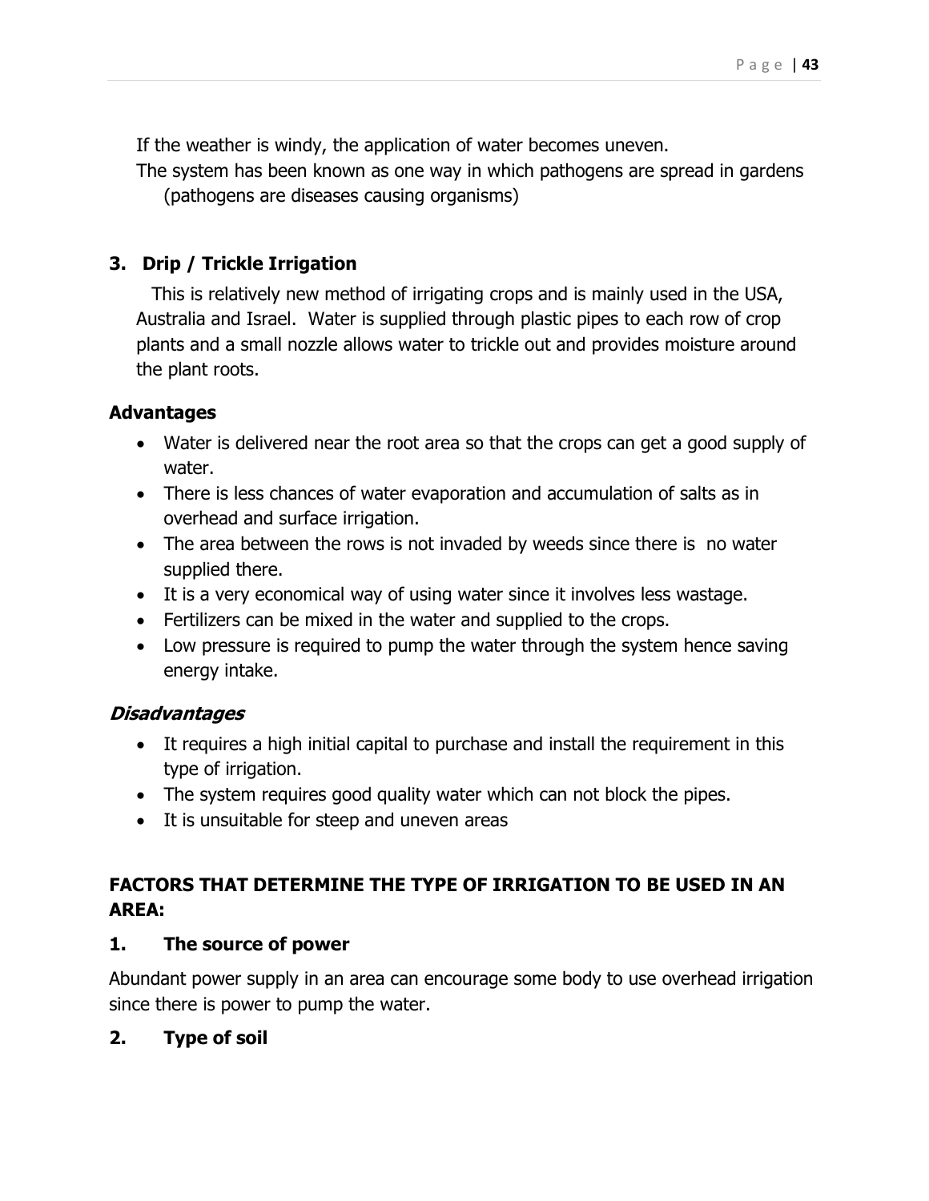If the weather is windy, the application of water becomes uneven.

The system has been known as one way in which pathogens are spread in gardens (pathogens are diseases causing organisms)

### 3. Drip / Trickle Irrigation

This is relatively new method of irrigating crops and is mainly used in the USA, Australia and Israel. Water is supplied through plastic pipes to each row of crop plants and a small nozzle allows water to trickle out and provides moisture around the plant roots.

**Advantages**

- Water is delivered near the root area so that the crops can get a good supply of water.
- There is less chances of water evaporation and accumulation of salts as in overhead and surface irrigation.
- The area between the rows is not invaded by weeds since there is no water supplied there.
- It is a very economical way of using water since it involves less wastage.
- Fertilizers can be mixed in the water and supplied to the crops.
- Low pressure is required to pump the water through the system hence saving energy intake.

***Disadvantages***

- It requires a high initial capital to purchase and install the requirement in this type of irrigation.
- The system requires good quality water which can not block the pipes.
- It is unsuitable for steep and uneven areas

## FACTORS THAT DETERMINE THE TYPE OF IRRIGATION TO BE USED IN AN AREA:

### 1. The source of power

Abundant power supply in an area can encourage some body to use overhead irrigation since there is power to pump the water.

### 2. Type of soil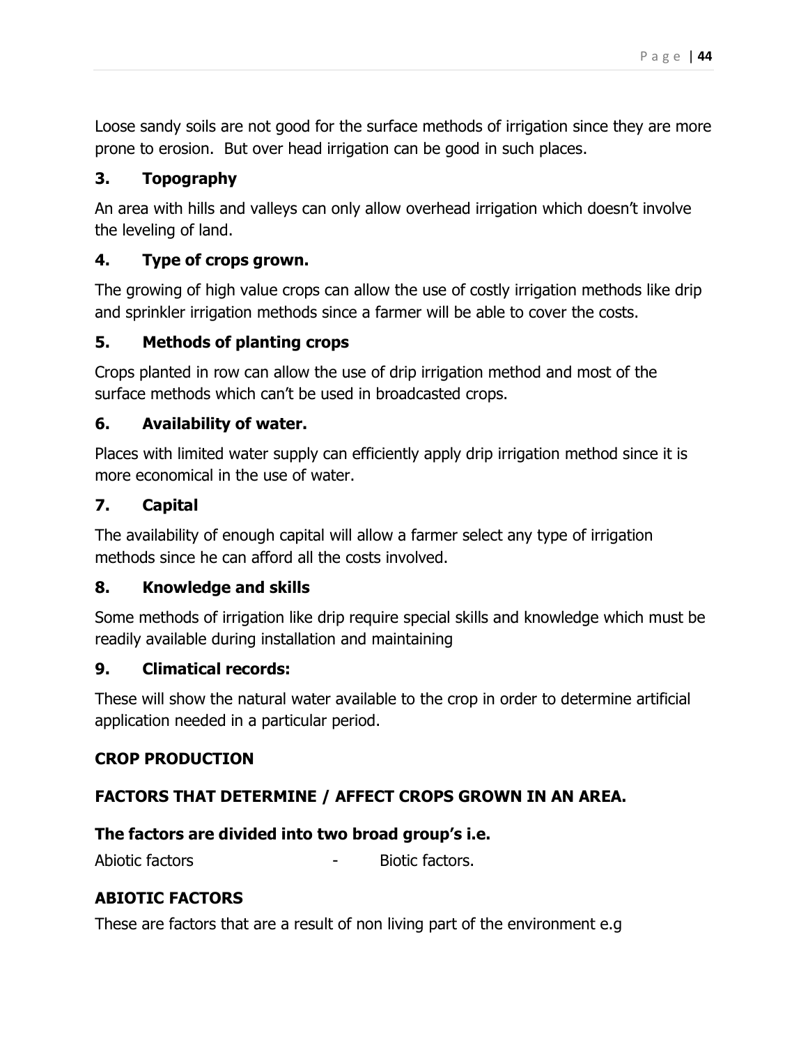Loose sandy soils are not good for the surface methods of irrigation since they are more prone to erosion.  But over head irrigation can be good in such places.

### 3. Topography

An area with hills and valleys can only allow overhead irrigation which doesn't involve the leveling of land.

### 4. Type of crops grown.

The growing of high value crops can allow the use of costly irrigation methods like drip and sprinkler irrigation methods since a farmer will be able to cover the costs.

### 5. Methods of planting crops

Crops planted in row can allow the use of drip irrigation method and most of the surface methods which can't be used in broadcasted crops.

### 6. Availability of water.

Places with limited water supply can efficiently apply drip irrigation method since it is more economical in the use of water.

### 7. Capital

The availability of enough capital will allow a farmer select any type of irrigation methods since he can afford all the costs involved.

### 8. Knowledge and skills

Some methods of irrigation like drip require special skills and knowledge which must be readily available during installation and maintaining

### 9. Climatical records:

These will show the natural water available to the crop in order to determine artificial application needed in a particular period.

## CROP PRODUCTION

### FACTORS THAT DETERMINE / AFFECT CROPS GROWN IN AN AREA.

**The factors are divided into two broad group's i.e.**

Abiotic factors - Biotic factors.

### ABIOTIC FACTORS

These are factors that are a result of non living part of the environment e.g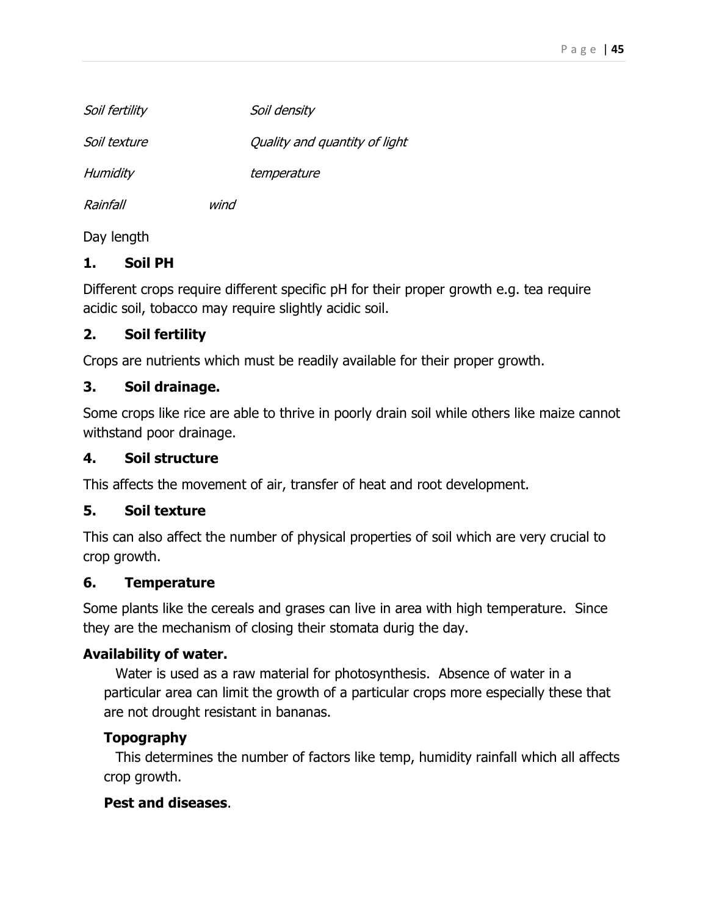*Soil fertility* *Soil density*

*Soil texture* *Quality and quantity of light*

*Humidity* *temperature*

*Rainfall* *wind*

Day length

### 1. Soil PH

Different crops require different specific pH for their proper growth e.g. tea require acidic soil, tobacco may require slightly acidic soil.

### 2. Soil fertility

Crops are nutrients which must be readily available for their proper growth.

### 3. Soil drainage.

Some crops like rice are able to thrive in poorly drain soil while others like maize cannot withstand poor drainage.

### 4. Soil structure

This affects the movement of air, transfer of heat and root development.

### 5. Soil texture

This can also affect the number of physical properties of soil which are very crucial to crop growth.

### 6. Temperature

Some plants like the cereals and grases can live in area with high temperature. Since they are the mechanism of closing their stomata durig the day.

**Availability of water.**

Water is used as a raw material for photosynthesis. Absence of water in a particular area can limit the growth of a particular crops more especially these that are not drought resistant in bananas.

**Topography**

This determines the number of factors like temp, humidity rainfall which all affects crop growth.

**Pest and diseases**.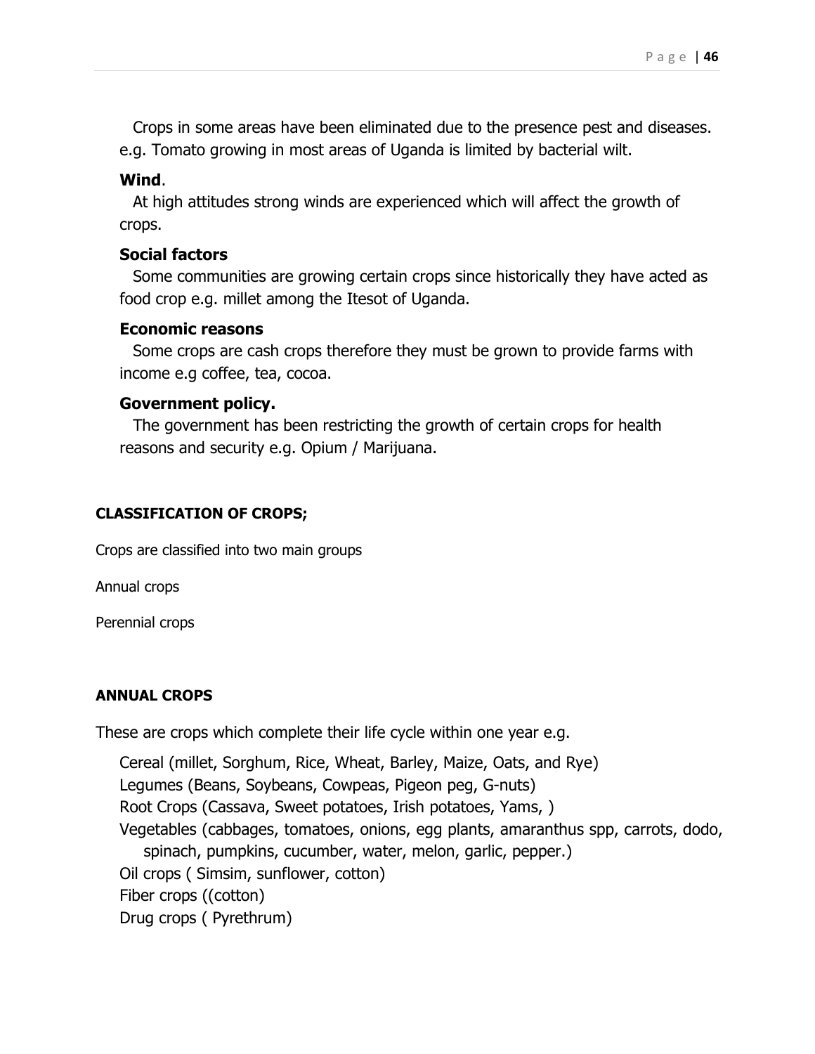Crops in some areas have been eliminated due to the presence pest and diseases. e.g. Tomato growing in most areas of Uganda is limited by bacterial wilt.

**Wind**.

At high attitudes strong winds are experienced which will affect the growth of crops.

**Social factors**

Some communities are growing certain crops since historically they have acted as food crop e.g. millet among the Itesot of Uganda.

**Economic reasons**

Some crops are cash crops therefore they must be grown to provide farms with income e.g coffee, tea, cocoa.

**Government policy.**

The government has been restricting the growth of certain crops for health reasons and security e.g. Opium / Marijuana.

**CLASSIFICATION OF CROPS;**

Crops are classified into two main groups

Annual crops

Perennial crops

**ANNUAL CROPS**

These are crops which complete their life cycle within one year e.g.

- Cereal (millet, Sorghum, Rice, Wheat, Barley, Maize, Oats, and Rye)
- Legumes (Beans, Soybeans, Cowpeas, Pigeon peg, G-nuts)
- Root Crops (Cassava, Sweet potatoes, Irish potatoes, Yams, )
- Vegetables (cabbages, tomatoes, onions, egg plants, amaranthus spp, carrots, dodo, spinach, pumpkins, cucumber, water, melon, garlic, pepper.)
- Oil crops ( Simsim, sunflower, cotton)
- Fiber crops ((cotton)
- Drug crops ( Pyrethrum)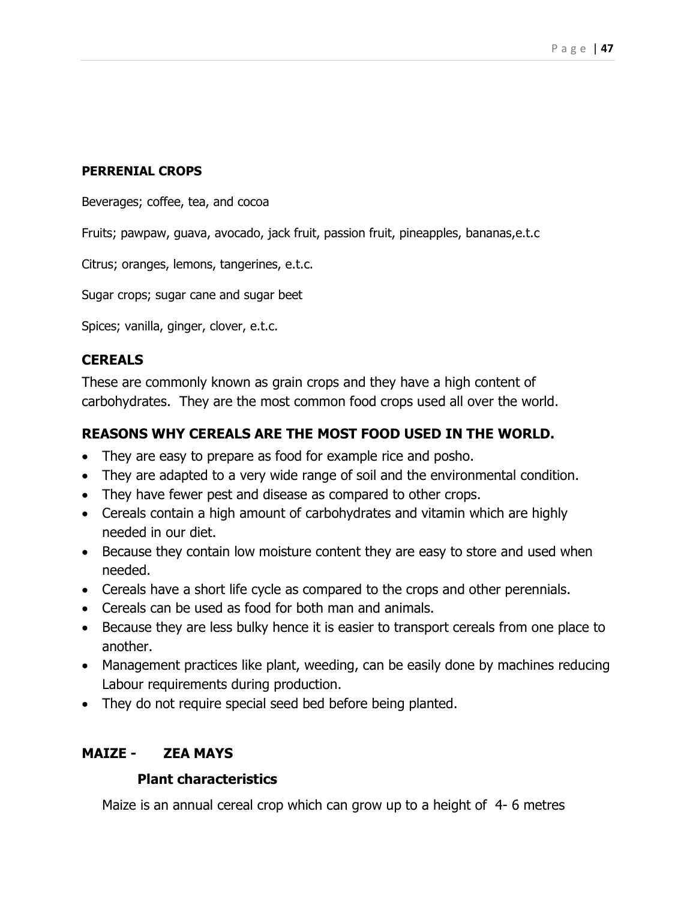**PERRENIAL CROPS**

Beverages; coffee, tea, and cocoa

Fruits; pawpaw, guava, avocado, jack fruit, passion fruit, pineapples, bananas,e.t.c

Citrus; oranges, lemons, tangerines, e.t.c.

Sugar crops; sugar cane and sugar beet

Spices; vanilla, ginger, clover, e.t.c.

## CEREALS

These are commonly known as grain crops and they have a high content of carbohydrates. They are the most common food crops used all over the world.

### REASONS WHY CEREALS ARE THE MOST FOOD USED IN THE WORLD.

- They are easy to prepare as food for example rice and posho.
- They are adapted to a very wide range of soil and the environmental condition.
- They have fewer pest and disease as compared to other crops.
- Cereals contain a high amount of carbohydrates and vitamin which are highly needed in our diet.
- Because they contain low moisture content they are easy to store and used when needed.
- Cereals have a short life cycle as compared to the crops and other perennials.
- Cereals can be used as food for both man and animals.
- Because they are less bulky hence it is easier to transport cereals from one place to another.
- Management practices like plant, weeding, can be easily done by machines reducing Labour requirements during production.
- They do not require special seed bed before being planted.

## MAIZE - ZEA MAYS

### Plant characteristics

Maize is an annual cereal crop which can grow up to a height of 4- 6 metres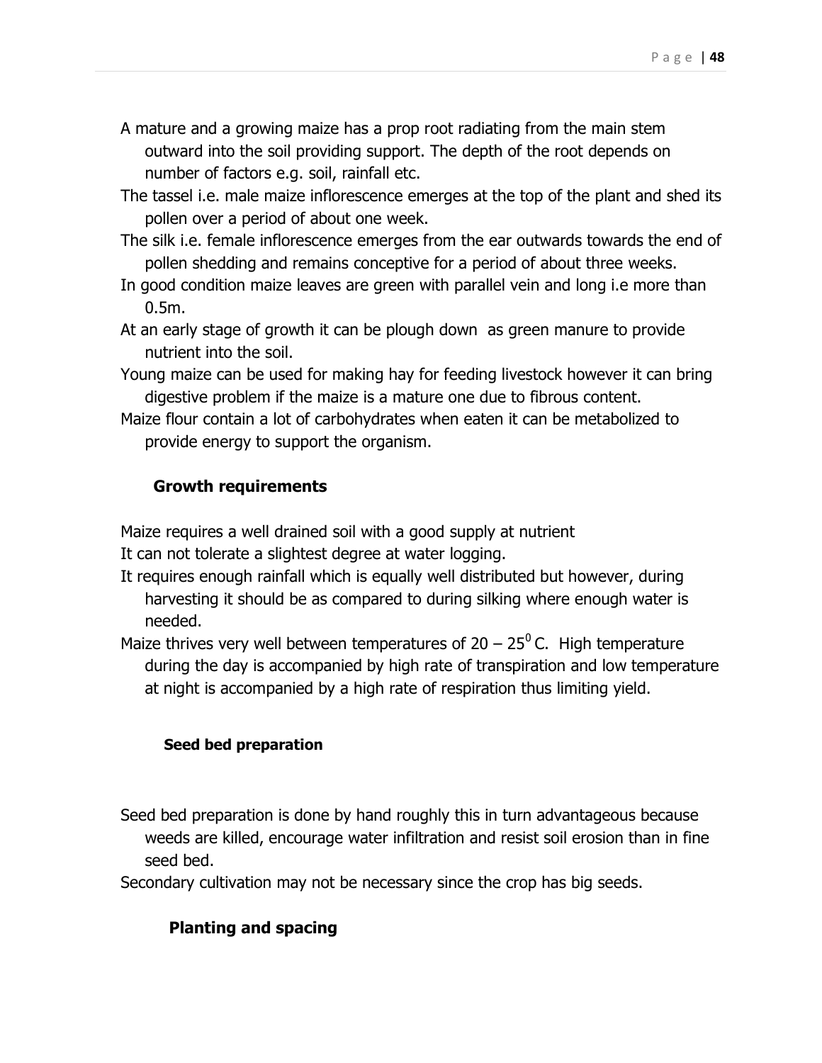A mature and a growing maize has a prop root radiating from the main stem outward into the soil providing support. The depth of the root depends on number of factors e.g. soil, rainfall etc.

The tassel i.e. male maize inflorescence emerges at the top of the plant and shed its pollen over a period of about one week.

The silk i.e. female inflorescence emerges from the ear outwards towards the end of pollen shedding and remains conceptive for a period of about three weeks.

In good condition maize leaves are green with parallel vein and long i.e more than 0.5m.

At an early stage of growth it can be plough down as green manure to provide nutrient into the soil.

Young maize can be used for making hay for feeding livestock however it can bring digestive problem if the maize is a mature one due to fibrous content.

Maize flour contain a lot of carbohydrates when eaten it can be metabolized to provide energy to support the organism.

## Growth requirements

Maize requires a well drained soil with a good supply at nutrient

It can not tolerate a slightest degree at water logging.

It requires enough rainfall which is equally well distributed but however, during harvesting it should be as compared to during silking where enough water is needed.

Maize thrives very well between temperatures of 20 – $25^0$ C. High temperature during the day is accompanied by high rate of transpiration and low temperature at night is accompanied by a high rate of respiration thus limiting yield.

### Seed bed preparation

Seed bed preparation is done by hand roughly this in turn advantageous because weeds are killed, encourage water infiltration and resist soil erosion than in fine seed bed.

Secondary cultivation may not be necessary since the crop has big seeds.

## Planting and spacing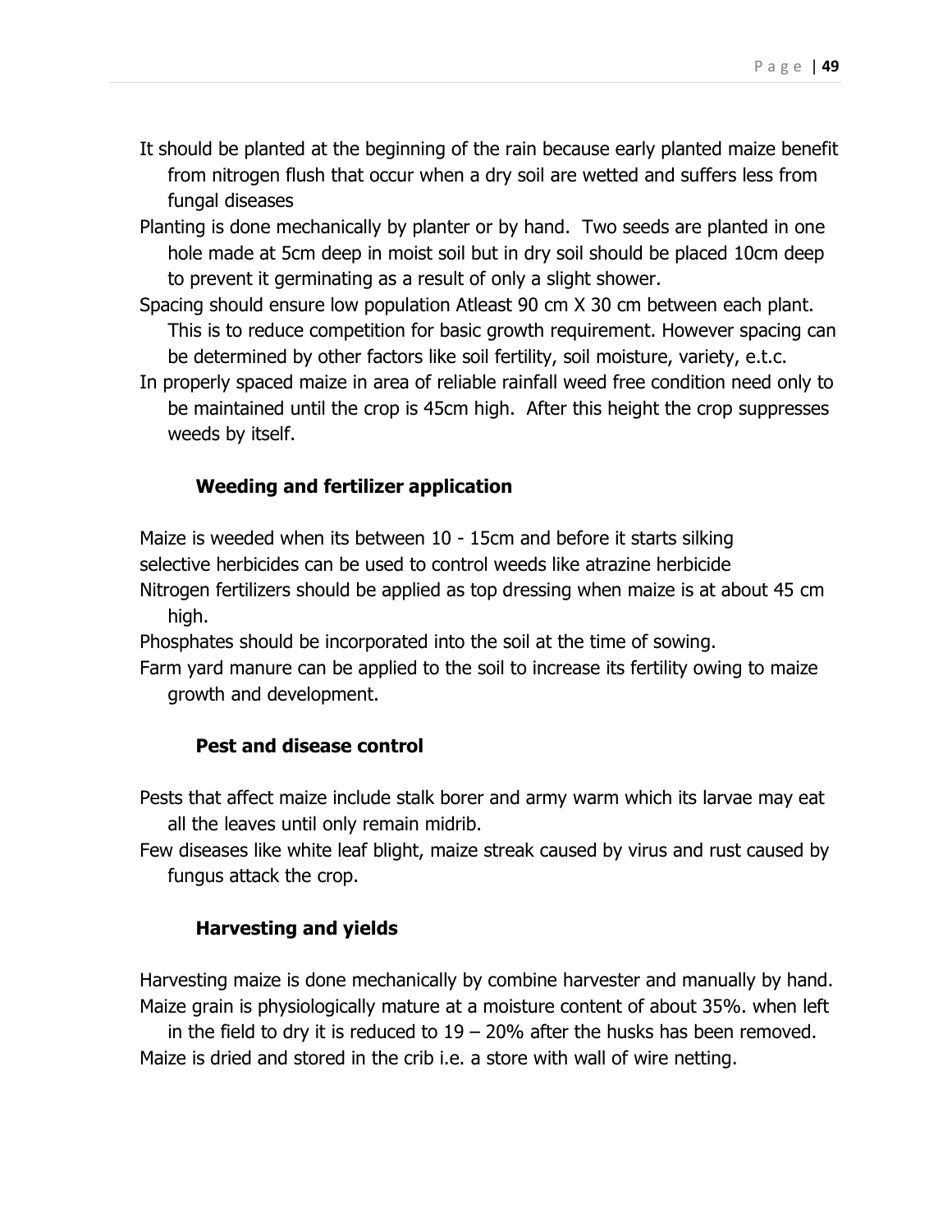It should be planted at the beginning of the rain because early planted maize benefit from nitrogen flush that occur when a dry soil are wetted and suffers less from fungal diseases

Planting is done mechanically by planter or by hand. Two seeds are planted in one hole made at 5cm deep in moist soil but in dry soil should be placed 10cm deep to prevent it germinating as a result of only a slight shower.

Spacing should ensure low population Atleast 90 cm X 30 cm between each plant. This is to reduce competition for basic growth requirement. However spacing can be determined by other factors like soil fertility, soil moisture, variety, e.t.c.

In properly spaced maize in area of reliable rainfall weed free condition need only to be maintained until the crop is 45cm high. After this height the crop suppresses weeds by itself.

### Weeding and fertilizer application

Maize is weeded when its between 10 - 15cm and before it starts silking

selective herbicides can be used to control weeds like atrazine herbicide

Nitrogen fertilizers should be applied as top dressing when maize is at about 45 cm high.

Phosphates should be incorporated into the soil at the time of sowing.

Farm yard manure can be applied to the soil to increase its fertility owing to maize growth and development.

### Pest and disease control

Pests that affect maize include stalk borer and army warm which its larvae may eat all the leaves until only remain midrib.

Few diseases like white leaf blight, maize streak caused by virus and rust caused by fungus attack the crop.

### Harvesting and yields

Harvesting maize is done mechanically by combine harvester and manually by hand.

Maize grain is physiologically mature at a moisture content of about 35%. when left in the field to dry it is reduced to 19 – 20% after the husks has been removed.

Maize is dried and stored in the crib i.e. a store with wall of wire netting.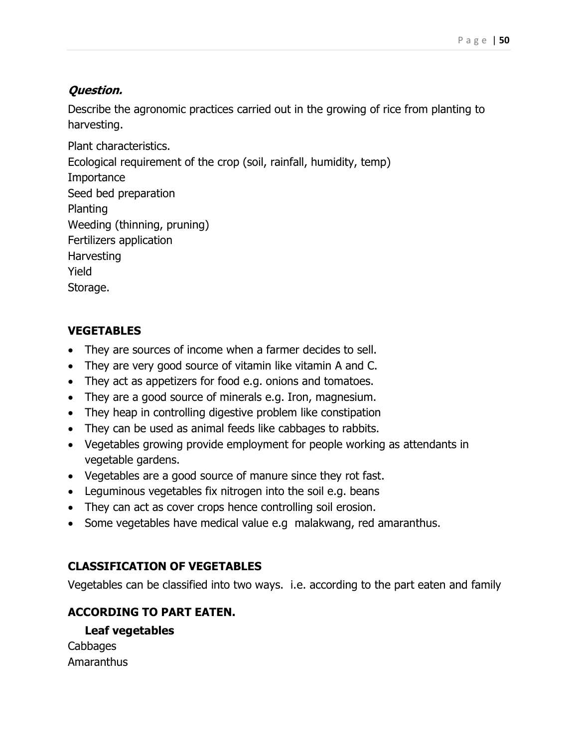***Question.***

Describe the agronomic practices carried out in the growing of rice from planting to harvesting.

Plant characteristics.
Ecological requirement of the crop (soil, rainfall, humidity, temp)
Importance
Seed bed preparation
Planting
Weeding (thinning, pruning)
Fertilizers application
Harvesting
Yield
Storage.

## VEGETABLES

- They are sources of income when a farmer decides to sell.
- They are very good source of vitamin like vitamin A and C.
- They act as appetizers for food e.g. onions and tomatoes.
- They are a good source of minerals e.g. Iron, magnesium.
- They heap in controlling digestive problem like constipation
- They can be used as animal feeds like cabbages to rabbits.
- Vegetables growing provide employment for people working as attendants in vegetable gardens.
- Vegetables are a good source of manure since they rot fast.
- Leguminous vegetables fix nitrogen into the soil e.g. beans
- They can act as cover crops hence controlling soil erosion.
- Some vegetables have medical value e.g malakwang, red amaranthus.

## CLASSIFICATION OF VEGETABLES

Vegetables can be classified into two ways. i.e. according to the part eaten and family

### ACCORDING TO PART EATEN.

**Leaf vegetables**

Cabbages
Amaranthus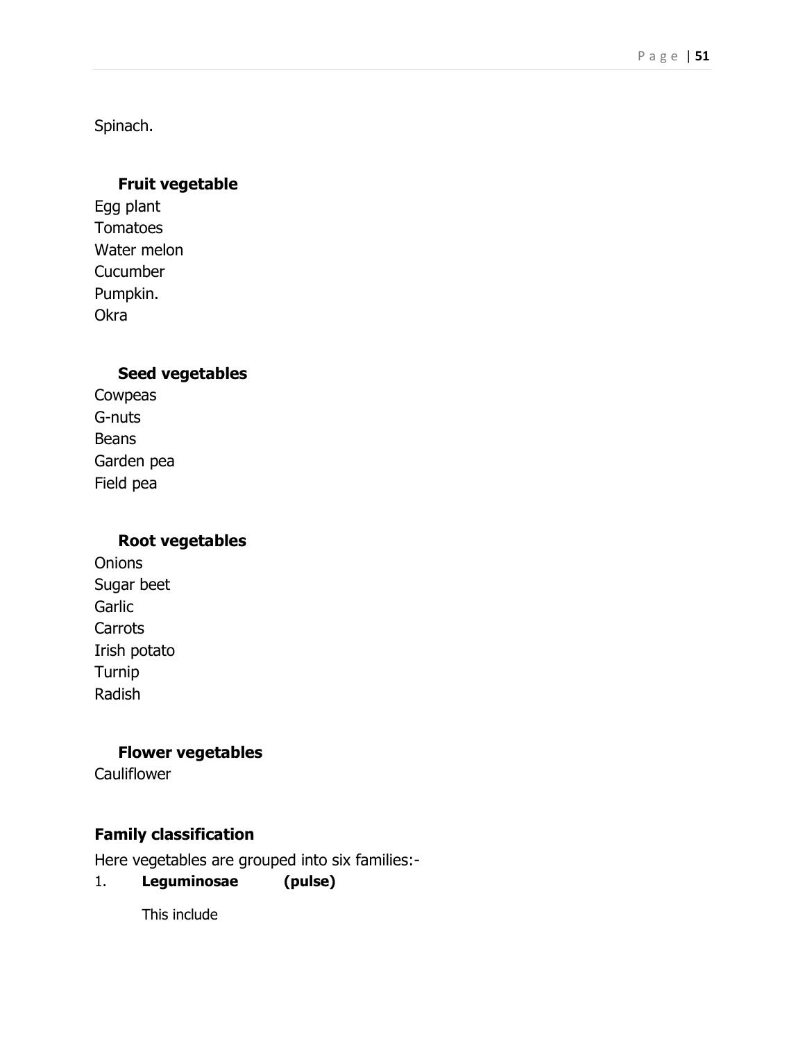Spinach.

**Fruit vegetable**

Egg plant
Tomatoes
Water melon
Cucumber
Pumpkin.
Okra

**Seed vegetables**

Cowpeas
G-nuts
Beans
Garden pea
Field pea

**Root vegetables**

Onions
Sugar beet
Garlic
Carrots
Irish potato
Turnip
Radish

**Flower vegetables**

Cauliflower

### Family classification

Here vegetables are grouped into six families:-

1. **Leguminosae (pulse)**

   This include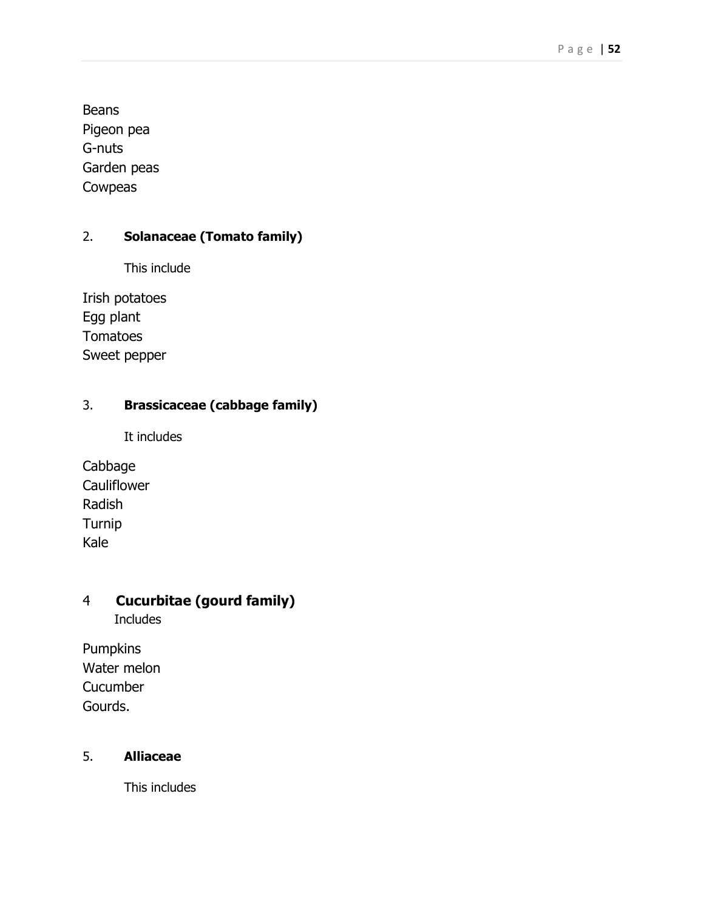Beans
Pigeon pea
G-nuts
Garden peas
Cowpeas

2. **Solanaceae (Tomato family)**

This include

Irish potatoes
Egg plant
Tomatoes
Sweet pepper

3. **Brassicaceae (cabbage family)**

It includes

Cabbage
Cauliflower
Radish
Turnip
Kale

4 **Cucurbitae (gourd family)**

Includes

Pumpkins
Water melon
Cucumber
Gourds.

5. **Alliaceae**

This includes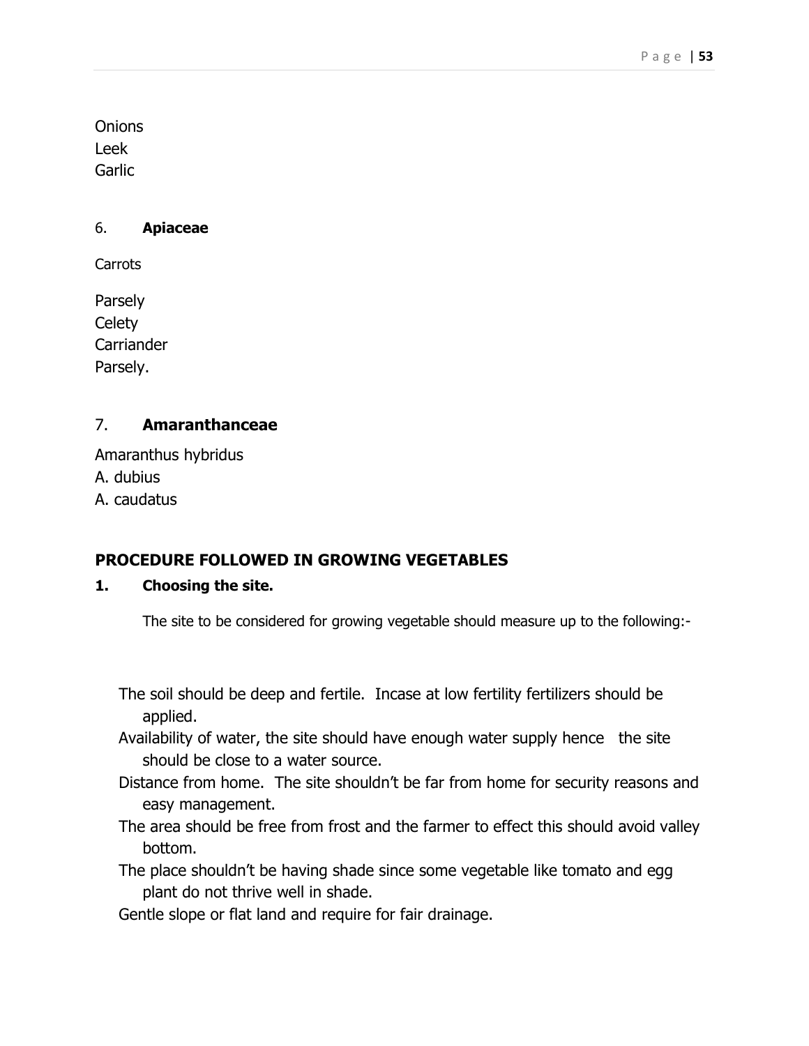Onions
Leek
Garlic

6. **Apiaceae**

Carrots

Parsely
Celety
Carriander
Parsely.

7. **Amaranthanceae**

Amaranthus hybridus
A. dubius
A. caudatus

## PROCEDURE FOLLOWED IN GROWING VEGETABLES

**1. Choosing the site.**

The site to be considered for growing vegetable should measure up to the following:-

- The soil should be deep and fertile. Incase at low fertility fertilizers should be applied.
- Availability of water, the site should have enough water supply hence the site should be close to a water source.
- Distance from home. The site shouldn't be far from home for security reasons and easy management.
- The area should be free from frost and the farmer to effect this should avoid valley bottom.
- The place shouldn't be having shade since some vegetable like tomato and egg plant do not thrive well in shade.
- Gentle slope or flat land and require for fair drainage.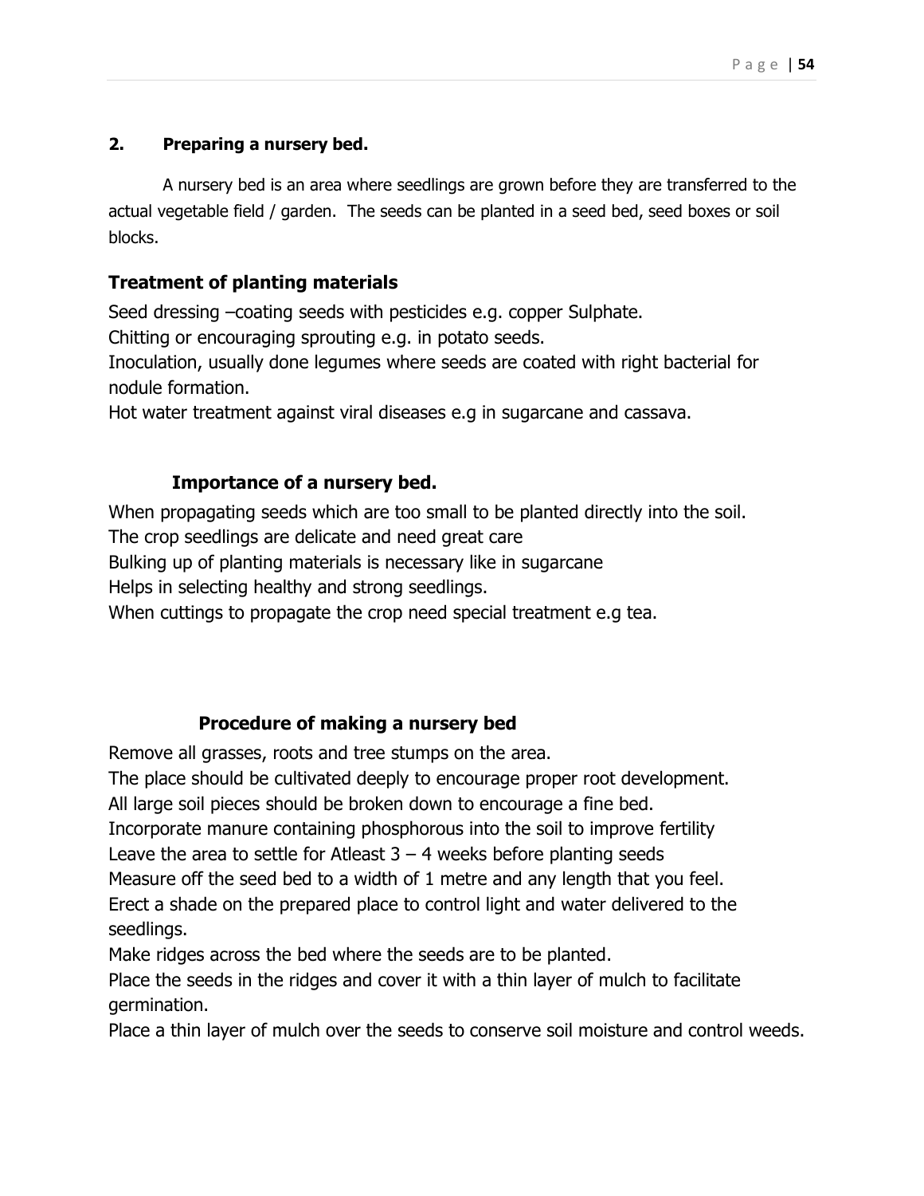## 2. Preparing a nursery bed.

A nursery bed is an area where seedlings are grown before they are transferred to the actual vegetable field / garden. The seeds can be planted in a seed bed, seed boxes or soil blocks.

### Treatment of planting materials

Seed dressing –coating seeds with pesticides e.g. copper Sulphate.
Chitting or encouraging sprouting e.g. in potato seeds.
Inoculation, usually done legumes where seeds are coated with right bacterial for nodule formation.
Hot water treatment against viral diseases e.g in sugarcane and cassava.

### Importance of a nursery bed.

When propagating seeds which are too small to be planted directly into the soil.
The crop seedlings are delicate and need great care
Bulking up of planting materials is necessary like in sugarcane
Helps in selecting healthy and strong seedlings.
When cuttings to propagate the crop need special treatment e.g tea.

### Procedure of making a nursery bed

Remove all grasses, roots and tree stumps on the area.
The place should be cultivated deeply to encourage proper root development.
All large soil pieces should be broken down to encourage a fine bed.
Incorporate manure containing phosphorous into the soil to improve fertility
Leave the area to settle for Atleast 3 – 4 weeks before planting seeds
Measure off the seed bed to a width of 1 metre and any length that you feel.
Erect a shade on the prepared place to control light and water delivered to the seedlings.
Make ridges across the bed where the seeds are to be planted.
Place the seeds in the ridges and cover it with a thin layer of mulch to facilitate germination.
Place a thin layer of mulch over the seeds to conserve soil moisture and control weeds.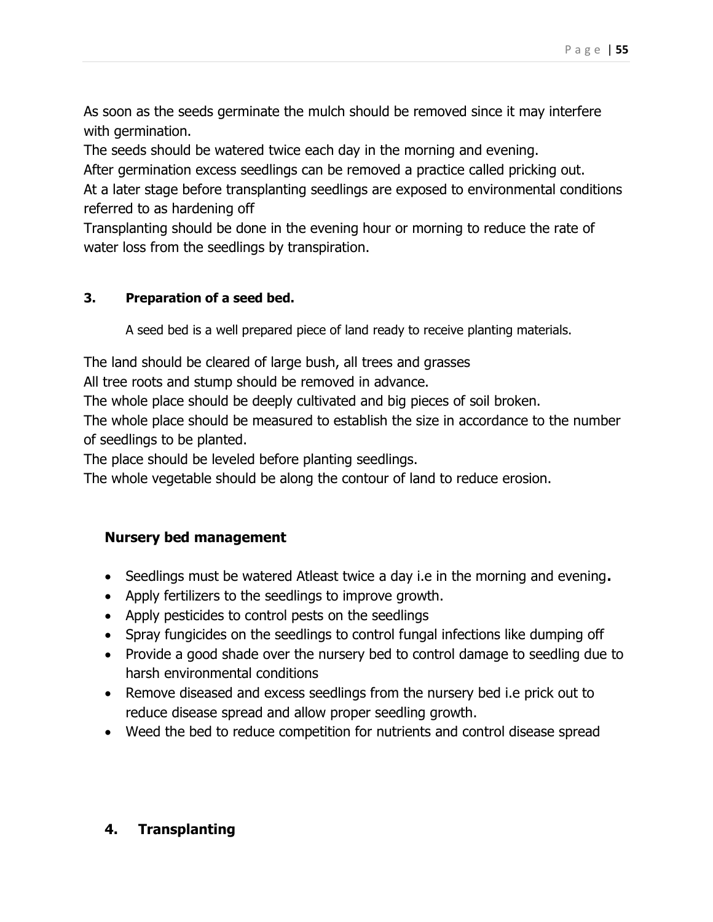As soon as the seeds germinate the mulch should be removed since it may interfere with germination.

The seeds should be watered twice each day in the morning and evening.

After germination excess seedlings can be removed a practice called pricking out.

At a later stage before transplanting seedlings are exposed to environmental conditions referred to as hardening off

Transplanting should be done in the evening hour or morning to reduce the rate of water loss from the seedlings by transpiration.

### 3. Preparation of a seed bed.

A seed bed is a well prepared piece of land ready to receive planting materials.

The land should be cleared of large bush, all trees and grasses

All tree roots and stump should be removed in advance.

The whole place should be deeply cultivated and big pieces of soil broken.

The whole place should be measured to establish the size in accordance to the number of seedlings to be planted.

The place should be leveled before planting seedlings.

The whole vegetable should be along the contour of land to reduce erosion.

### Nursery bed management

- Seedlings must be watered Atleast twice a day i.e in the morning and evening**.**
- Apply fertilizers to the seedlings to improve growth.
- Apply pesticides to control pests on the seedlings
- Spray fungicides on the seedlings to control fungal infections like dumping off
- Provide a good shade over the nursery bed to control damage to seedling due to harsh environmental conditions
- Remove diseased and excess seedlings from the nursery bed i.e prick out to reduce disease spread and allow proper seedling growth.
- Weed the bed to reduce competition for nutrients and control disease spread

## 4. Transplanting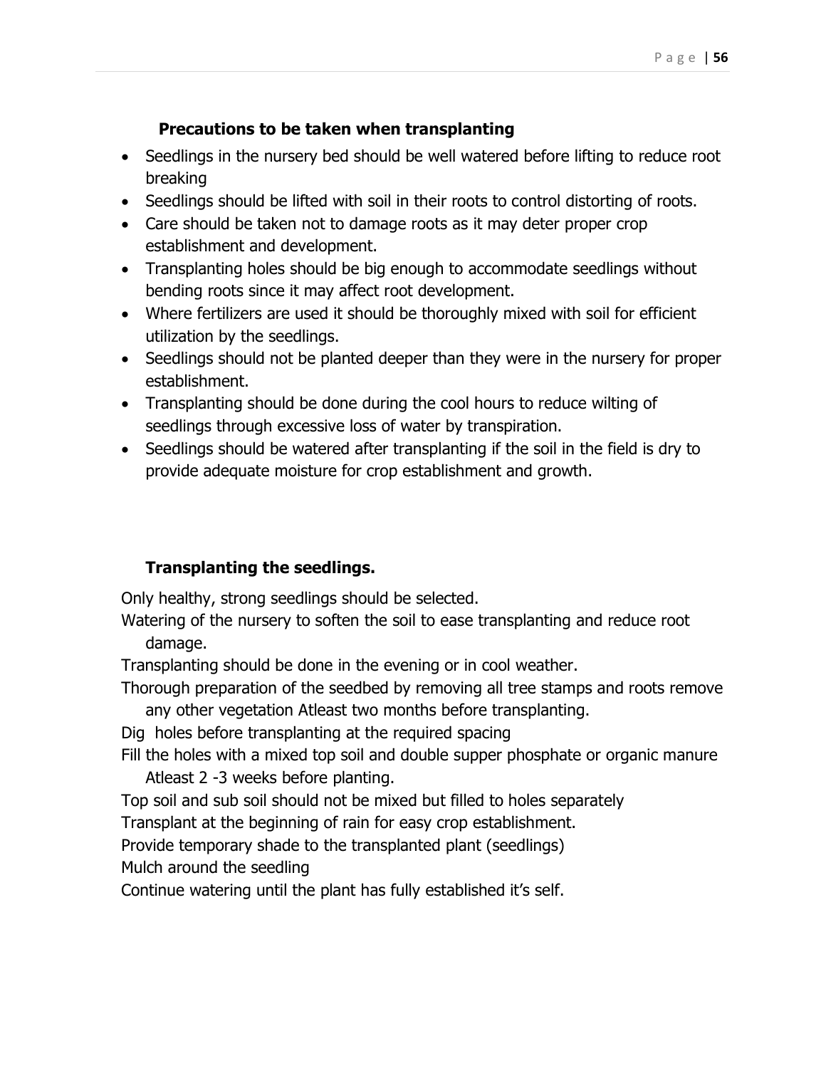### Precautions to be taken when transplanting

- Seedlings in the nursery bed should be well watered before lifting to reduce root breaking
- Seedlings should be lifted with soil in their roots to control distorting of roots.
- Care should be taken not to damage roots as it may deter proper crop establishment and development.
- Transplanting holes should be big enough to accommodate seedlings without bending roots since it may affect root development.
- Where fertilizers are used it should be thoroughly mixed with soil for efficient utilization by the seedlings.
- Seedlings should not be planted deeper than they were in the nursery for proper establishment.
- Transplanting should be done during the cool hours to reduce wilting of seedlings through excessive loss of water by transpiration.
- Seedlings should be watered after transplanting if the soil in the field is dry to provide adequate moisture for crop establishment and growth.

### Transplanting the seedlings.

Only healthy, strong seedlings should be selected.

Watering of the nursery to soften the soil to ease transplanting and reduce root damage.

Transplanting should be done in the evening or in cool weather.

Thorough preparation of the seedbed by removing all tree stamps and roots remove any other vegetation Atleast two months before transplanting.

Dig holes before transplanting at the required spacing

Fill the holes with a mixed top soil and double supper phosphate or organic manure Atleast 2 -3 weeks before planting.

Top soil and sub soil should not be mixed but filled to holes separately

Transplant at the beginning of rain for easy crop establishment.

Provide temporary shade to the transplanted plant (seedlings)

Mulch around the seedling

Continue watering until the plant has fully established it's self.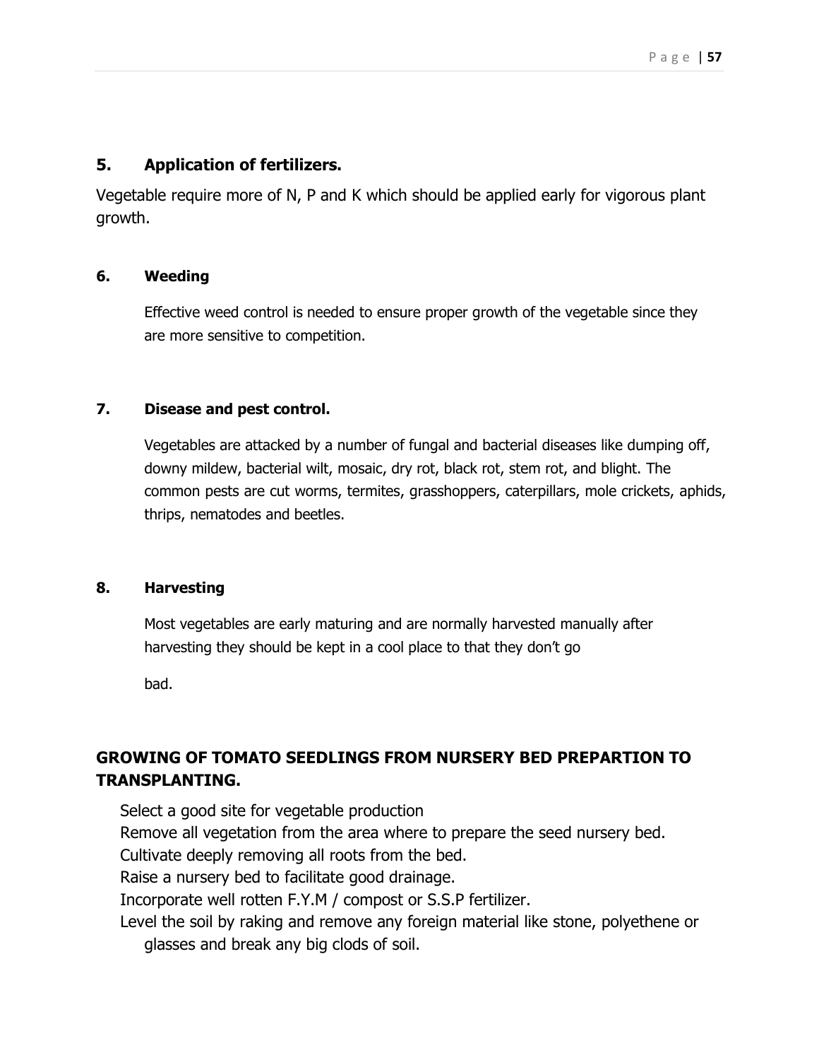## 5. Application of fertilizers.

Vegetable require more of N, P and K which should be applied early for vigorous plant growth.

### 6. Weeding

Effective weed control is needed to ensure proper growth of the vegetable since they are more sensitive to competition.

### 7. Disease and pest control.

Vegetables are attacked by a number of fungal and bacterial diseases like dumping off, downy mildew, bacterial wilt, mosaic, dry rot, black rot, stem rot, and blight. The common pests are cut worms, termites, grasshoppers, caterpillars, mole crickets, aphids, thrips, nematodes and beetles.

### 8. Harvesting

Most vegetables are early maturing and are normally harvested manually after harvesting they should be kept in a cool place to that they don't go

bad.

## GROWING OF TOMATO SEEDLINGS FROM NURSERY BED PREPARTION TO TRANSPLANTING.

- Select a good site for vegetable production
- Remove all vegetation from the area where to prepare the seed nursery bed.
- Cultivate deeply removing all roots from the bed.
- Raise a nursery bed to facilitate good drainage.
- Incorporate well rotten F.Y.M / compost or S.S.P fertilizer.
- Level the soil by raking and remove any foreign material like stone, polyethene or glasses and break any big clods of soil.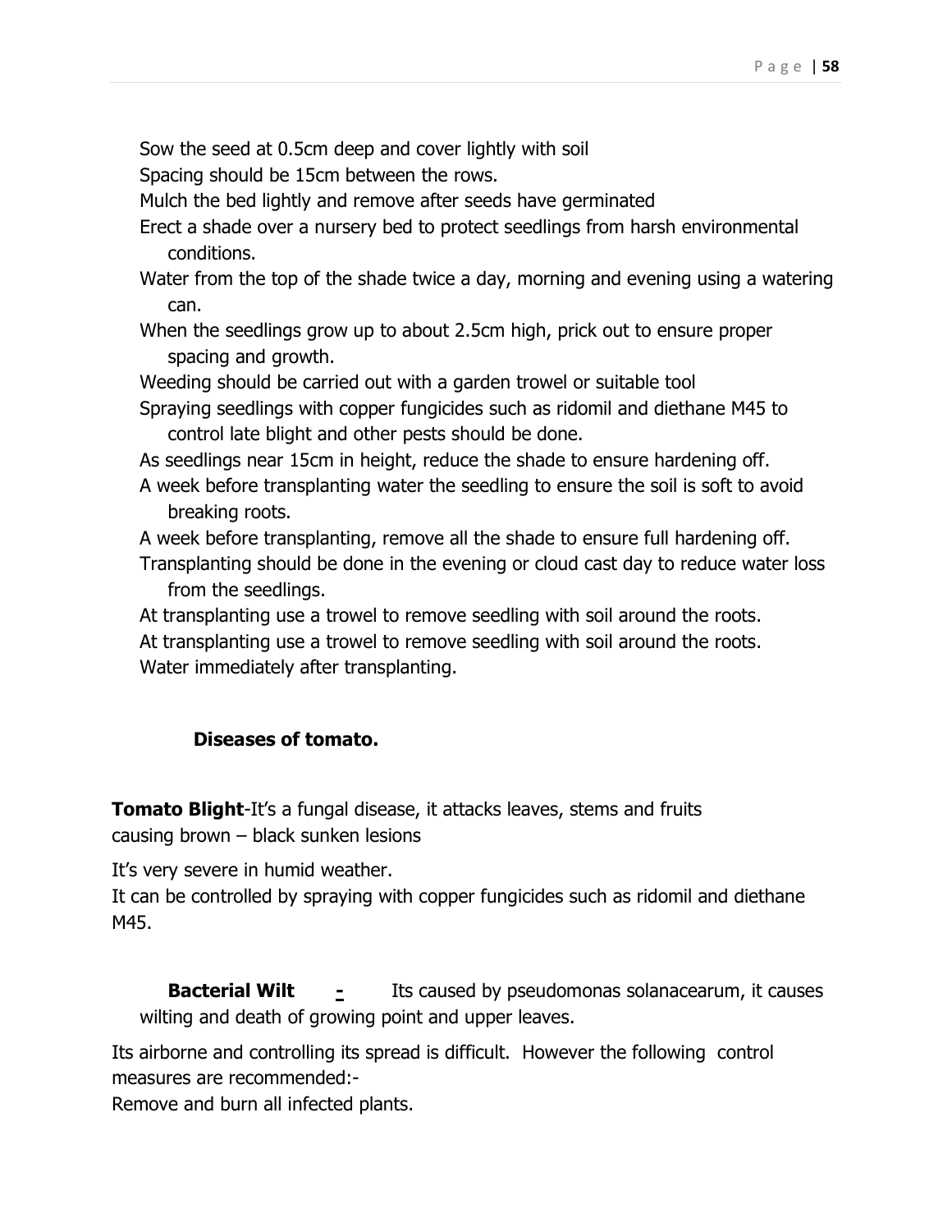Sow the seed at 0.5cm deep and cover lightly with soil

Spacing should be 15cm between the rows.

Mulch the bed lightly and remove after seeds have germinated

Erect a shade over a nursery bed to protect seedlings from harsh environmental conditions.

Water from the top of the shade twice a day, morning and evening using a watering can.

When the seedlings grow up to about 2.5cm high, prick out to ensure proper spacing and growth.

Weeding should be carried out with a garden trowel or suitable tool

Spraying seedlings with copper fungicides such as ridomil and diethane M45 to control late blight and other pests should be done.

As seedlings near 15cm in height, reduce the shade to ensure hardening off.

A week before transplanting water the seedling to ensure the soil is soft to avoid breaking roots.

A week before transplanting, remove all the shade to ensure full hardening off.

Transplanting should be done in the evening or cloud cast day to reduce water loss from the seedlings.

At transplanting use a trowel to remove seedling with soil around the roots.

At transplanting use a trowel to remove seedling with soil around the roots.

Water immediately after transplanting.

## Diseases of tomato.

**Tomato Blight**-It's a fungal disease, it attacks leaves, stems and fruits causing brown – black sunken lesions

It's very severe in humid weather.

It can be controlled by spraying with copper fungicides such as ridomil and diethane M45.

**Bacterial Wilt** - Its caused by pseudomonas solanacearum, it causes wilting and death of growing point and upper leaves.

Its airborne and controlling its spread is difficult. However the following control measures are recommended:-

Remove and burn all infected plants.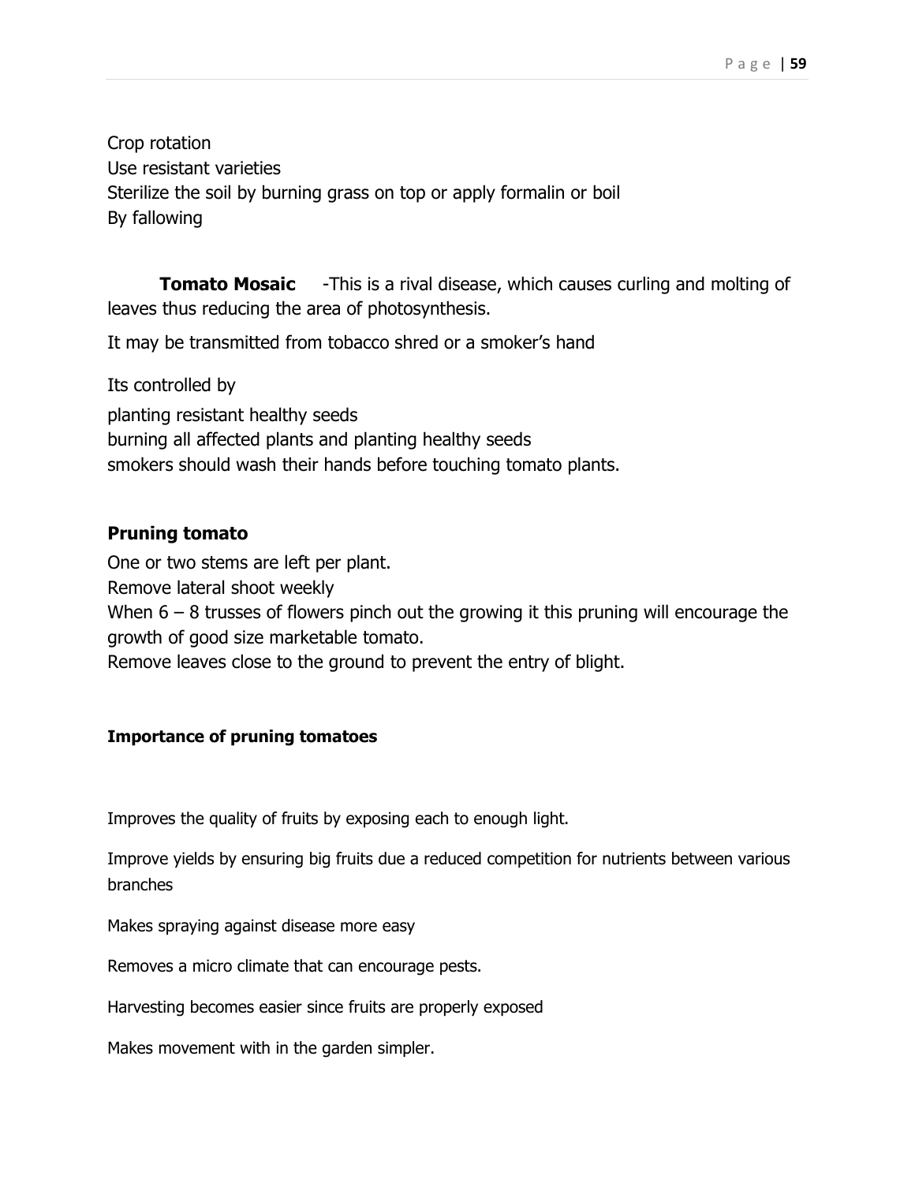Crop rotation
Use resistant varieties
Sterilize the soil by burning grass on top or apply formalin or boil
By fallowing

**Tomato Mosaic** -This is a rival disease, which causes curling and molting of leaves thus reducing the area of photosynthesis.

It may be transmitted from tobacco shred or a smoker's hand

Its controlled by

planting resistant healthy seeds
burning all affected plants and planting healthy seeds
smokers should wash their hands before touching tomato plants.

### Pruning tomato

One or two stems are left per plant.
Remove lateral shoot weekly
When 6 – 8 trusses of flowers pinch out the growing it this pruning will encourage the growth of good size marketable tomato.
Remove leaves close to the ground to prevent the entry of blight.

#### Importance of pruning tomatoes

Improves the quality of fruits by exposing each to enough light.

Improve yields by ensuring big fruits due a reduced competition for nutrients between various branches

Makes spraying against disease more easy

Removes a micro climate that can encourage pests.

Harvesting becomes easier since fruits are properly exposed

Makes movement with in the garden simpler.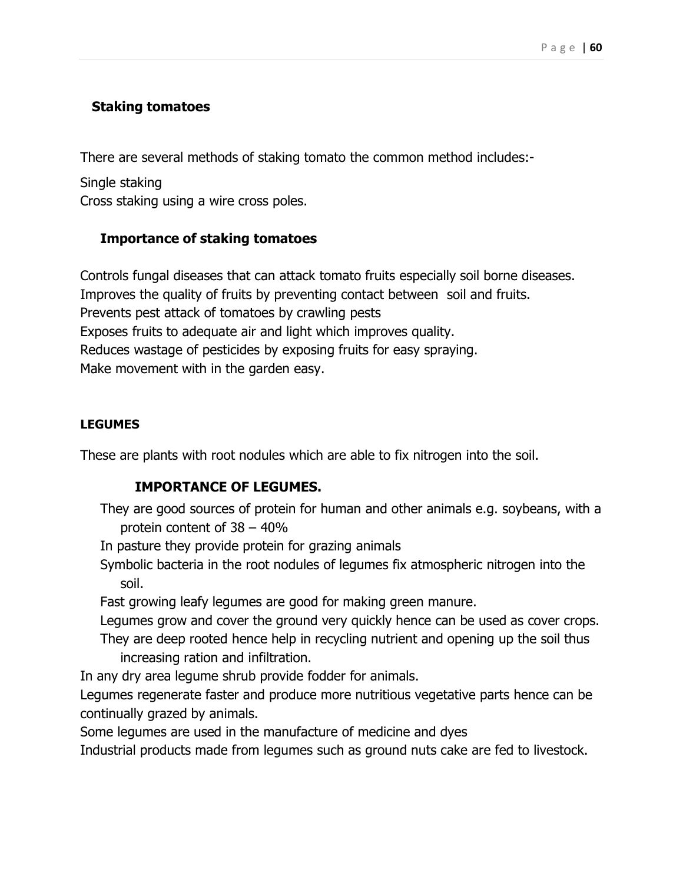### Staking tomatoes

There are several methods of staking tomato the common method includes:-

Single staking
Cross staking using a wire cross poles.

### Importance of staking tomatoes

Controls fungal diseases that can attack tomato fruits especially soil borne diseases.
Improves the quality of fruits by preventing contact between soil and fruits.
Prevents pest attack of tomatoes by crawling pests
Exposes fruits to adequate air and light which improves quality.
Reduces wastage of pesticides by exposing fruits for easy spraying.
Make movement with in the garden easy.

#### LEGUMES

These are plants with root nodules which are able to fix nitrogen into the soil.

### IMPORTANCE OF LEGUMES.

They are good sources of protein for human and other animals e.g. soybeans, with a protein content of 38 – 40%
In pasture they provide protein for grazing animals
Symbolic bacteria in the root nodules of legumes fix atmospheric nitrogen into the soil.
Fast growing leafy legumes are good for making green manure.
Legumes grow and cover the ground very quickly hence can be used as cover crops.
They are deep rooted hence help in recycling nutrient and opening up the soil thus increasing ration and infiltration.
In any dry area legume shrub provide fodder for animals.
Legumes regenerate faster and produce more nutritious vegetative parts hence can be continually grazed by animals.
Some legumes are used in the manufacture of medicine and dyes
Industrial products made from legumes such as ground nuts cake are fed to livestock.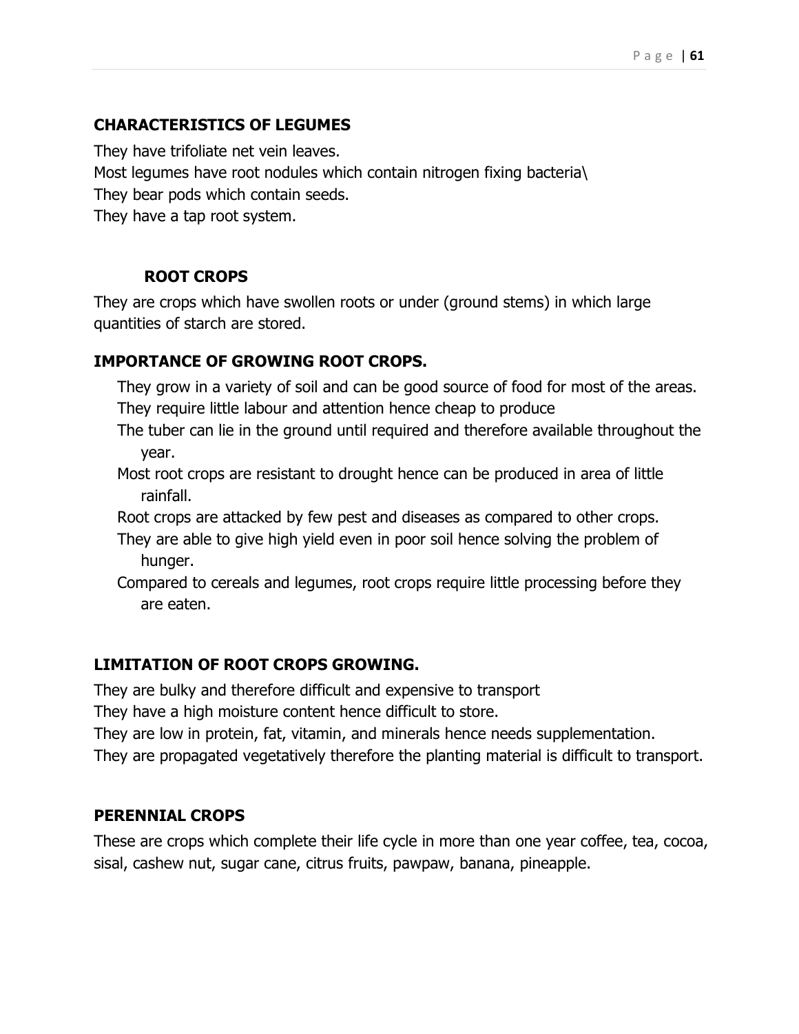## CHARACTERISTICS OF LEGUMES

They have trifoliate net vein leaves.
Most legumes have root nodules which contain nitrogen fixing bacteria\
They bear pods which contain seeds.
They have a tap root system.

## ROOT CROPS

They are crops which have swollen roots or under (ground stems) in which large quantities of starch are stored.

## IMPORTANCE OF GROWING ROOT CROPS.

- They grow in a variety of soil and can be good source of food for most of the areas.
- They require little labour and attention hence cheap to produce
- The tuber can lie in the ground until required and therefore available throughout the year.
- Most root crops are resistant to drought hence can be produced in area of little rainfall.
- Root crops are attacked by few pest and diseases as compared to other crops.
- They are able to give high yield even in poor soil hence solving the problem of hunger.
- Compared to cereals and legumes, root crops require little processing before they are eaten.

## LIMITATION OF ROOT CROPS GROWING.

They are bulky and therefore difficult and expensive to transport
They have a high moisture content hence difficult to store.
They are low in protein, fat, vitamin, and minerals hence needs supplementation.
They are propagated vegetatively therefore the planting material is difficult to transport.

## PERENNIAL CROPS

These are crops which complete their life cycle in more than one year coffee, tea, cocoa, sisal, cashew nut, sugar cane, citrus fruits, pawpaw, banana, pineapple.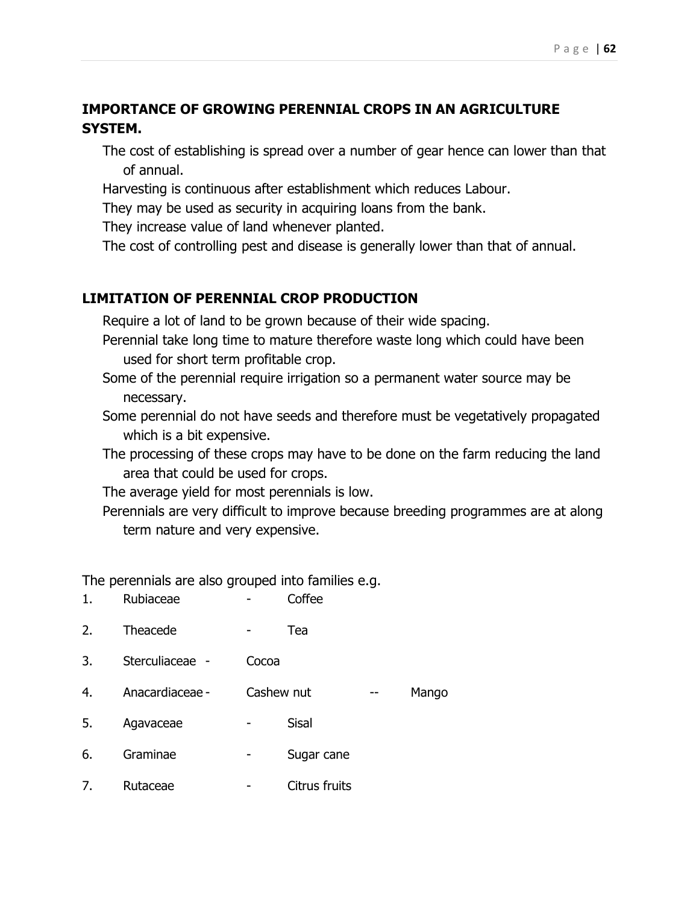## IMPORTANCE OF GROWING PERENNIAL CROPS IN AN AGRICULTURE SYSTEM.

- The cost of establishing is spread over a number of gear hence can lower than that of annual.
- Harvesting is continuous after establishment which reduces Labour.
- They may be used as security in acquiring loans from the bank.
- They increase value of land whenever planted.
- The cost of controlling pest and disease is generally lower than that of annual.

## LIMITATION OF PERENNIAL CROP PRODUCTION

- Require a lot of land to be grown because of their wide spacing.
- Perennial take long time to mature therefore waste long which could have been used for short term profitable crop.
- Some of the perennial require irrigation so a permanent water source may be necessary.
- Some perennial do not have seeds and therefore must be vegetatively propagated which is a bit expensive.
- The processing of these crops may have to be done on the farm reducing the land area that could be used for crops.
- The average yield for most perennials is low.
- Perennials are very difficult to improve because breeding programmes are at along term nature and very expensive.

The perennials are also grouped into families e.g.

1. Rubiaceae - Coffee
2. Theacede - Tea
3. Sterculiaceae - Cocoa
4. Anacardiaceae - Cashew nut -- Mango
5. Agavaceae - Sisal
6. Graminae - Sugar cane
7. Rutaceae - Citrus fruits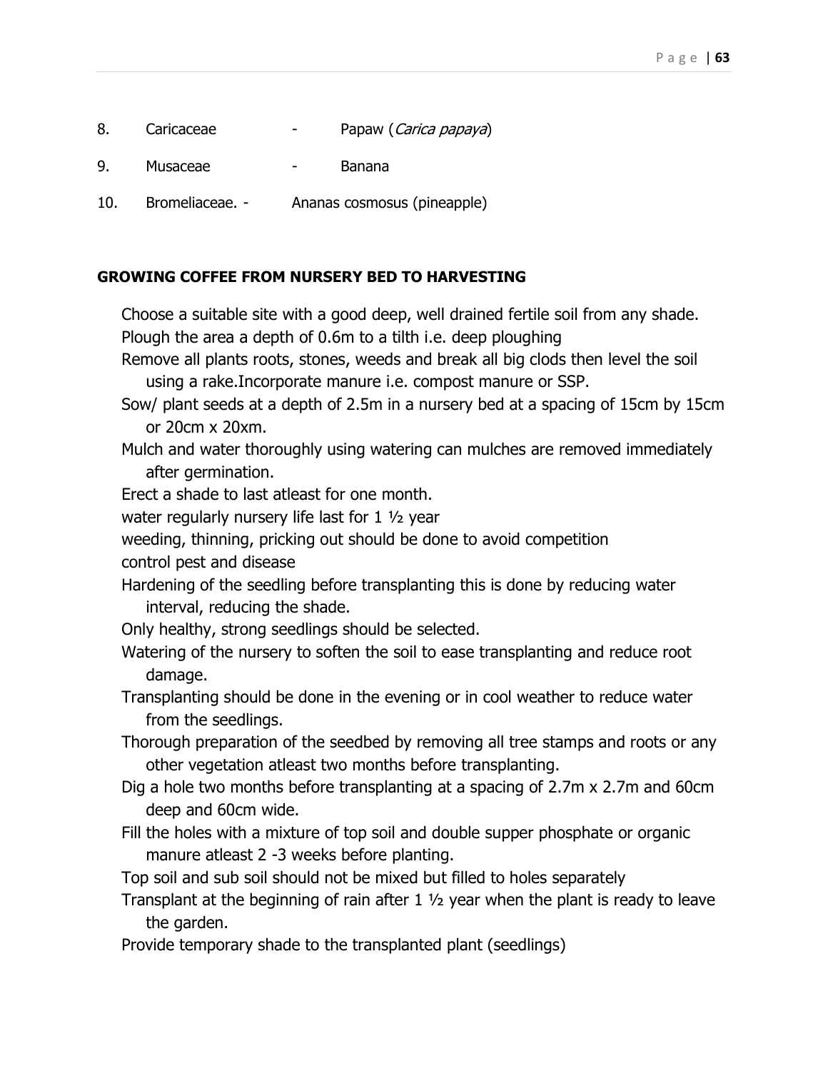8. Caricaceae - Papaw (*Carica papaya*)

9. Musaceae - Banana

10. Bromeliaceae. - Ananas cosmosus (pineapple)

**GROWING COFFEE FROM NURSERY BED TO HARVESTING**

Choose a suitable site with a good deep, well drained fertile soil from any shade.

Plough the area a depth of 0.6m to a tilth i.e. deep ploughing

Remove all plants roots, stones, weeds and break all big clods then level the soil using a rake.Incorporate manure i.e. compost manure or SSP.

Sow/ plant seeds at a depth of 2.5m in a nursery bed at a spacing of 15cm by 15cm or 20cm x 20xm.

Mulch and water thoroughly using watering can mulches are removed immediately after germination.

Erect a shade to last atleast for one month.

water regularly nursery life last for 1 ½ year

weeding, thinning, pricking out should be done to avoid competition

control pest and disease

Hardening of the seedling before transplanting this is done by reducing water interval, reducing the shade.

Only healthy, strong seedlings should be selected.

Watering of the nursery to soften the soil to ease transplanting and reduce root damage.

Transplanting should be done in the evening or in cool weather to reduce water from the seedlings.

Thorough preparation of the seedbed by removing all tree stamps and roots or any other vegetation atleast two months before transplanting.

Dig a hole two months before transplanting at a spacing of 2.7m x 2.7m and 60cm deep and 60cm wide.

Fill the holes with a mixture of top soil and double supper phosphate or organic manure atleast 2 -3 weeks before planting.

Top soil and sub soil should not be mixed but filled to holes separately

Transplant at the beginning of rain after 1 ½ year when the plant is ready to leave the garden.

Provide temporary shade to the transplanted plant (seedlings)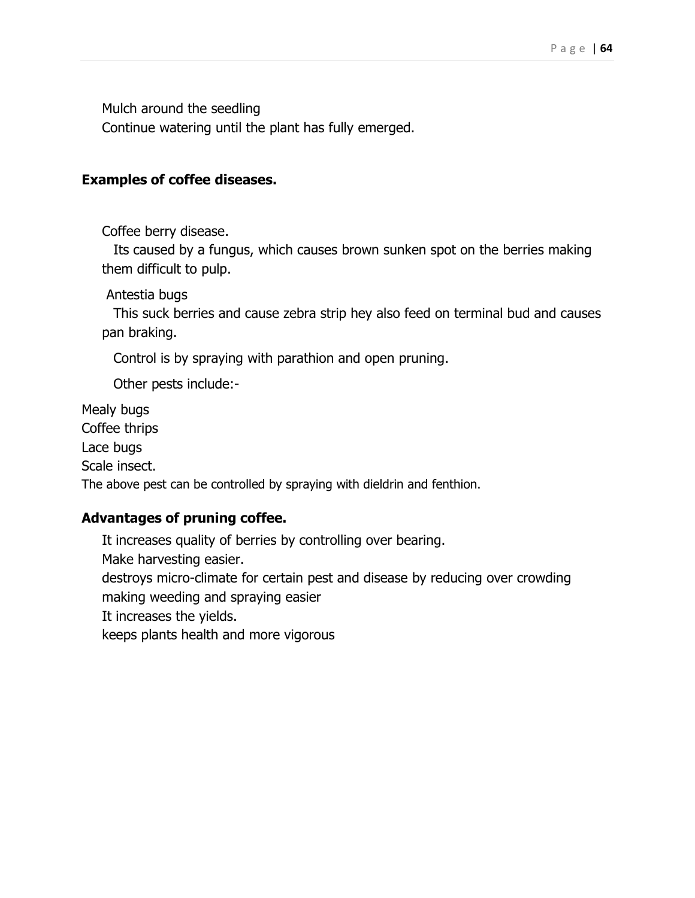Mulch around the seedling

Continue watering until the plant has fully emerged.

**Examples of coffee diseases.**

Coffee berry disease.

Its caused by a fungus, which causes brown sunken spot on the berries making them difficult to pulp.

Antestia bugs

This suck berries and cause zebra strip hey also feed on terminal bud and causes pan braking.

Control is by spraying with parathion and open pruning.

Other pests include:-

Mealy bugs

Coffee thrips

Lace bugs

Scale insect.

The above pest can be controlled by spraying with dieldrin and fenthion.

**Advantages of pruning coffee.**

It increases quality of berries by controlling over bearing.

Make harvesting easier.

destroys micro-climate for certain pest and disease by reducing over crowding

making weeding and spraying easier

It increases the yields.

keeps plants health and more vigorous